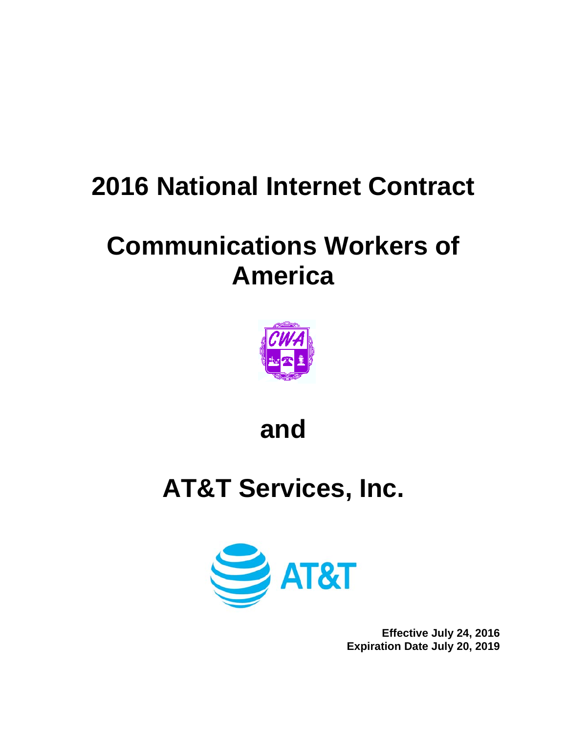# 2016 National Internet Contract

# Communications Workers of America

# and

# AT&T Services, Inc.

**Effective July 24, 2016**
**Expiration Date July 20, 2019**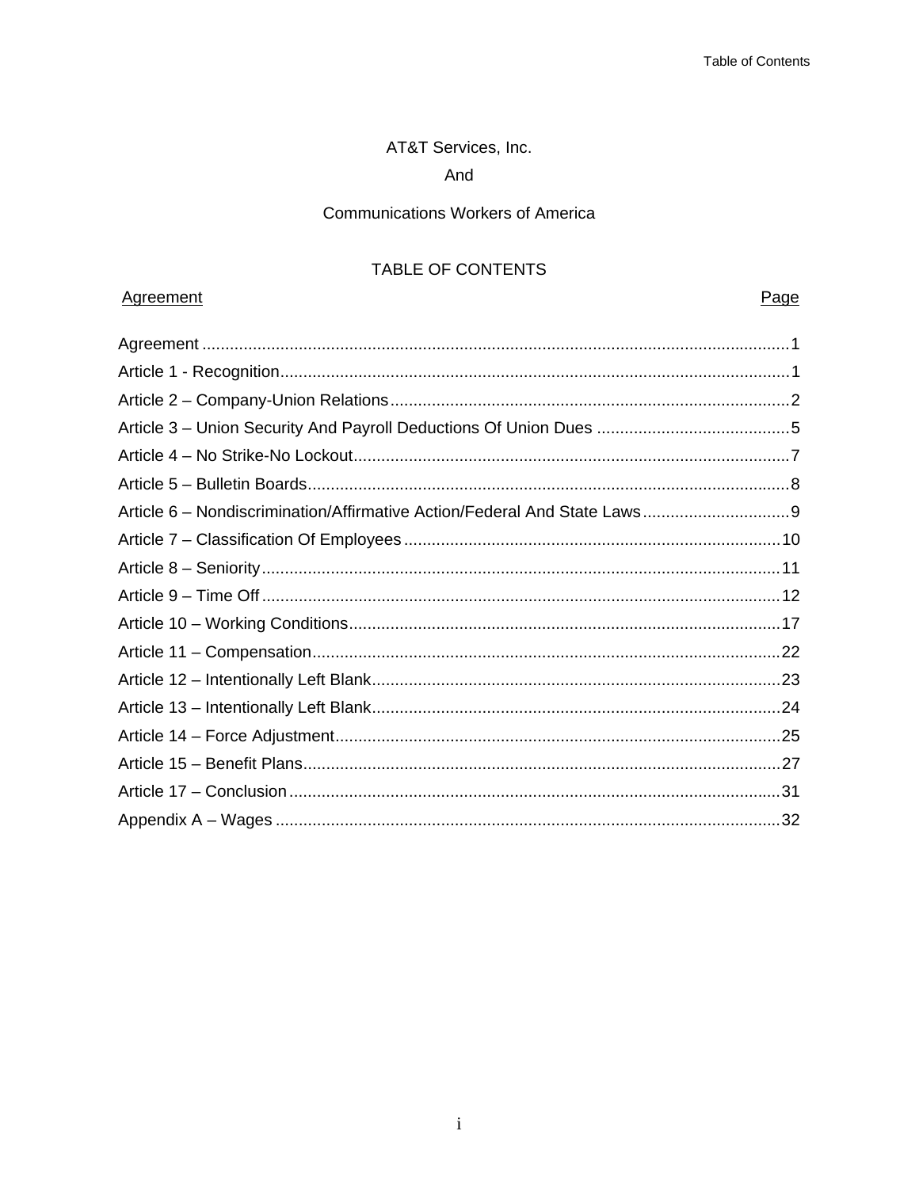AT&T Services, Inc.

And

Communications Workers of America

# TABLE OF CONTENTS

| Agreement | Page |
|---|---|
| Agreement | 1 |
| Article 1 - Recognition | 1 |
| Article 2 – Company-Union Relations | 2 |
| Article 3 – Union Security And Payroll Deductions Of Union Dues | 5 |
| Article 4 – No Strike-No Lockout | 7 |
| Article 5 – Bulletin Boards | 8 |
| Article 6 – Nondiscrimination/Affirmative Action/Federal And State Laws | 9 |
| Article 7 – Classification Of Employees | 10 |
| Article 8 – Seniority | 11 |
| Article 9 – Time Off | 12 |
| Article 10 – Working Conditions | 17 |
| Article 11 – Compensation | 22 |
| Article 12 – Intentionally Left Blank | 23 |
| Article 13 – Intentionally Left Blank | 24 |
| Article 14 – Force Adjustment | 25 |
| Article 15 – Benefit Plans | 27 |
| Article 17 – Conclusion | 31 |
| Appendix A – Wages | 32 |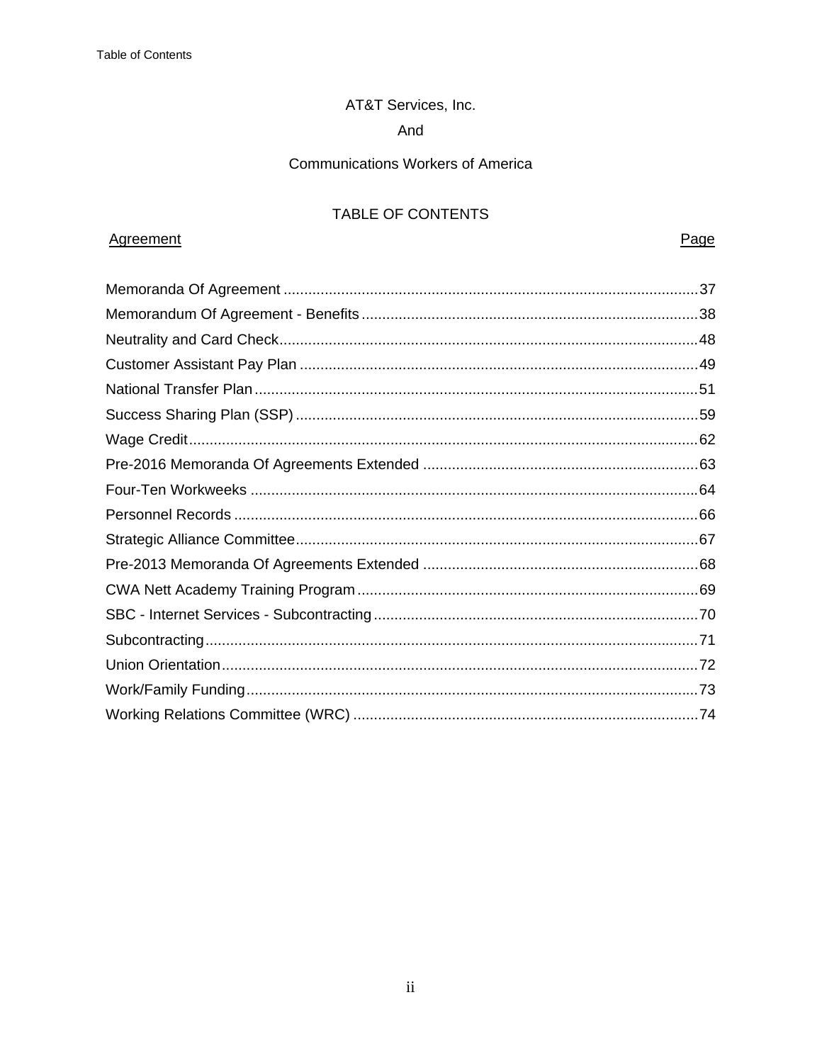AT&T Services, Inc.

And

Communications Workers of America

# TABLE OF CONTENTS

| Agreement | Page |
| --- | --- |
| Memoranda Of Agreement | 37 |
| Memorandum Of Agreement - Benefits | 38 |
| Neutrality and Card Check | 48 |
| Customer Assistant Pay Plan | 49 |
| National Transfer Plan | 51 |
| Success Sharing Plan (SSP) | 59 |
| Wage Credit | 62 |
| Pre-2016 Memoranda Of Agreements Extended | 63 |
| Four-Ten Workweeks | 64 |
| Personnel Records | 66 |
| Strategic Alliance Committee | 67 |
| Pre-2013 Memoranda Of Agreements Extended | 68 |
| CWA Nett Academy Training Program | 69 |
| SBC - Internet Services - Subcontracting | 70 |
| Subcontracting | 71 |
| Union Orientation | 72 |
| Work/Family Funding | 73 |
| Working Relations Committee (WRC) | 74 |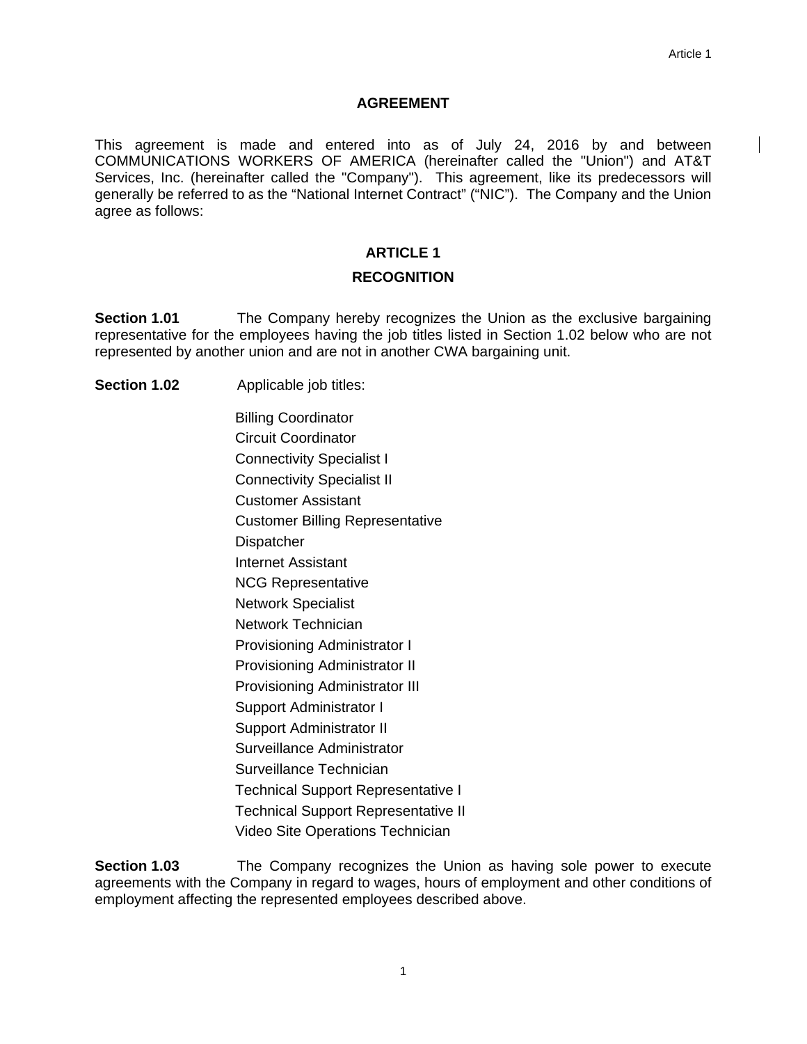## AGREEMENT

This agreement is made and entered into as of July 24, 2016 by and between COMMUNICATIONS WORKERS OF AMERICA (hereinafter called the "Union") and AT&T Services, Inc. (hereinafter called the "Company"). This agreement, like its predecessors will generally be referred to as the “National Internet Contract” (“NIC”). The Company and the Union agree as follows:

# ARTICLE 1

## RECOGNITION

**Section 1.01** The Company hereby recognizes the Union as the exclusive bargaining representative for the employees having the job titles listed in Section 1.02 below who are not represented by another union and are not in another CWA bargaining unit.

**Section 1.02** Applicable job titles:

- Billing Coordinator
- Circuit Coordinator
- Connectivity Specialist I
- Connectivity Specialist II
- Customer Assistant
- Customer Billing Representative
- Dispatcher
- Internet Assistant
- NCG Representative
- Network Specialist
- Network Technician
- Provisioning Administrator I
- Provisioning Administrator II
- Provisioning Administrator III
- Support Administrator I
- Support Administrator II
- Surveillance Administrator
- Surveillance Technician
- Technical Support Representative I
- Technical Support Representative II
- Video Site Operations Technician

**Section 1.03** The Company recognizes the Union as having sole power to execute agreements with the Company in regard to wages, hours of employment and other conditions of employment affecting the represented employees described above.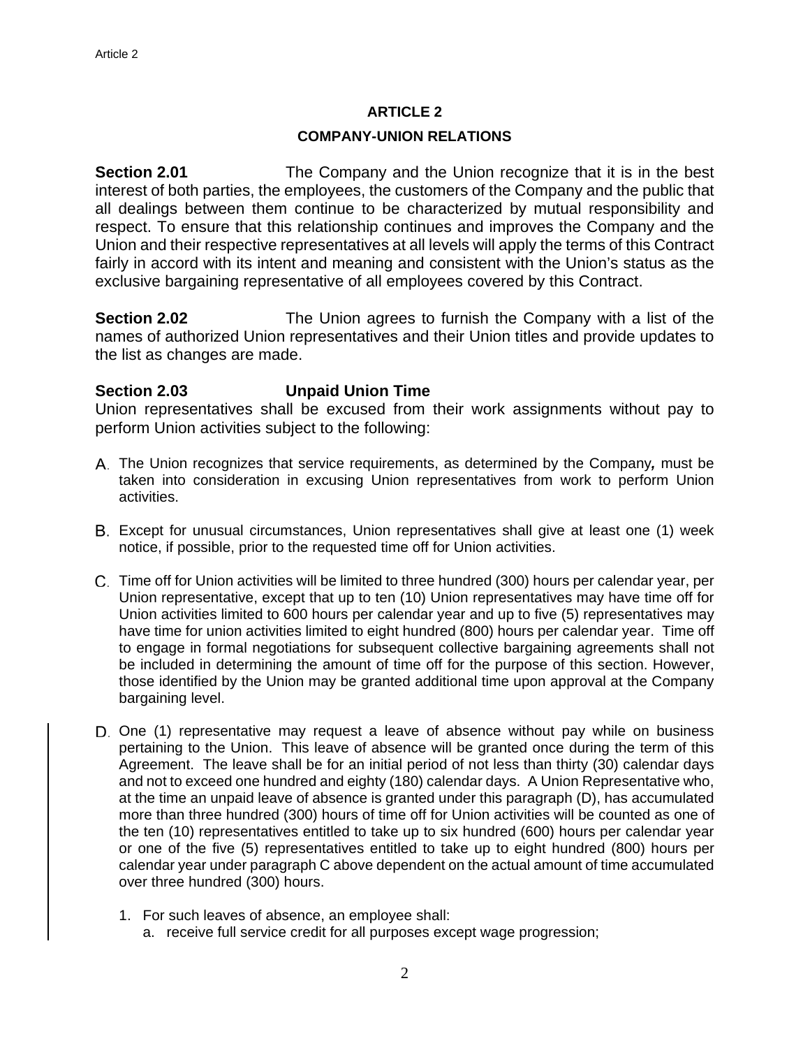## ARTICLE 2

### COMPANY-UNION RELATIONS

**Section 2.01** The Company and the Union recognize that it is in the best interest of both parties, the employees, the customers of the Company and the public that all dealings between them continue to be characterized by mutual responsibility and respect. To ensure that this relationship continues and improves the Company and the Union and their respective representatives at all levels will apply the terms of this Contract fairly in accord with its intent and meaning and consistent with the Union's status as the exclusive bargaining representative of all employees covered by this Contract.

**Section 2.02** The Union agrees to furnish the Company with a list of the names of authorized Union representatives and their Union titles and provide updates to the list as changes are made.

**Section 2.03 Unpaid Union Time**

Union representatives shall be excused from their work assignments without pay to perform Union activities subject to the following:

A. The Union recognizes that service requirements, as determined by the Company***,*** must be taken into consideration in excusing Union representatives from work to perform Union activities.

B. Except for unusual circumstances, Union representatives shall give at least one (1) week notice, if possible, prior to the requested time off for Union activities.

C. Time off for Union activities will be limited to three hundred (300) hours per calendar year, per Union representative, except that up to ten (10) Union representatives may have time off for Union activities limited to 600 hours per calendar year and up to five (5) representatives may have time for union activities limited to eight hundred (800) hours per calendar year. Time off to engage in formal negotiations for subsequent collective bargaining agreements shall not be included in determining the amount of time off for the purpose of this section. However, those identified by the Union may be granted additional time upon approval at the Company bargaining level.

D. One (1) representative may request a leave of absence without pay while on business pertaining to the Union. This leave of absence will be granted once during the term of this Agreement. The leave shall be for an initial period of not less than thirty (30) calendar days and not to exceed one hundred and eighty (180) calendar days. A Union Representative who, at the time an unpaid leave of absence is granted under this paragraph (D), has accumulated more than three hundred (300) hours of time off for Union activities will be counted as one of the ten (10) representatives entitled to take up to six hundred (600) hours per calendar year or one of the five (5) representatives entitled to take up to eight hundred (800) hours per calendar year under paragraph C above dependent on the actual amount of time accumulated over three hundred (300) hours.

   1. For such leaves of absence, an employee shall:
      a. receive full service credit for all purposes except wage progression;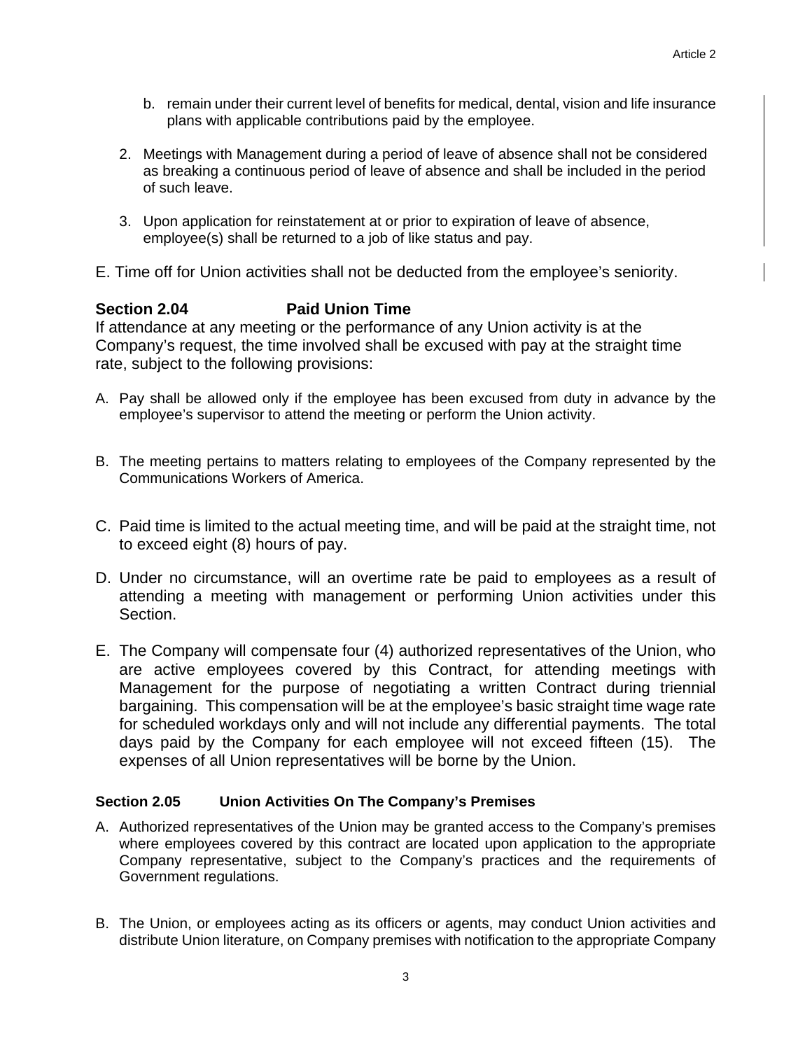b. remain under their current level of benefits for medical, dental, vision and life insurance plans with applicable contributions paid by the employee.

2. Meetings with Management during a period of leave of absence shall not be considered as breaking a continuous period of leave of absence and shall be included in the period of such leave.

3. Upon application for reinstatement at or prior to expiration of leave of absence, employee(s) shall be returned to a job of like status and pay.

E. Time off for Union activities shall not be deducted from the employee's seniority.

### Section 2.04 Paid Union Time

If attendance at any meeting or the performance of any Union activity is at the Company's request, the time involved shall be excused with pay at the straight time rate, subject to the following provisions:

A. Pay shall be allowed only if the employee has been excused from duty in advance by the employee's supervisor to attend the meeting or perform the Union activity.

B. The meeting pertains to matters relating to employees of the Company represented by the Communications Workers of America.

C. Paid time is limited to the actual meeting time, and will be paid at the straight time, not to exceed eight (8) hours of pay.

D. Under no circumstance, will an overtime rate be paid to employees as a result of attending a meeting with management or performing Union activities under this Section.

E. The Company will compensate four (4) authorized representatives of the Union, who are active employees covered by this Contract, for attending meetings with Management for the purpose of negotiating a written Contract during triennial bargaining. This compensation will be at the employee's basic straight time wage rate for scheduled workdays only and will not include any differential payments. The total days paid by the Company for each employee will not exceed fifteen (15). The expenses of all Union representatives will be borne by the Union.

### Section 2.05 Union Activities On The Company's Premises

A. Authorized representatives of the Union may be granted access to the Company's premises where employees covered by this contract are located upon application to the appropriate Company representative, subject to the Company's practices and the requirements of Government regulations.

B. The Union, or employees acting as its officers or agents, may conduct Union activities and distribute Union literature, on Company premises with notification to the appropriate Company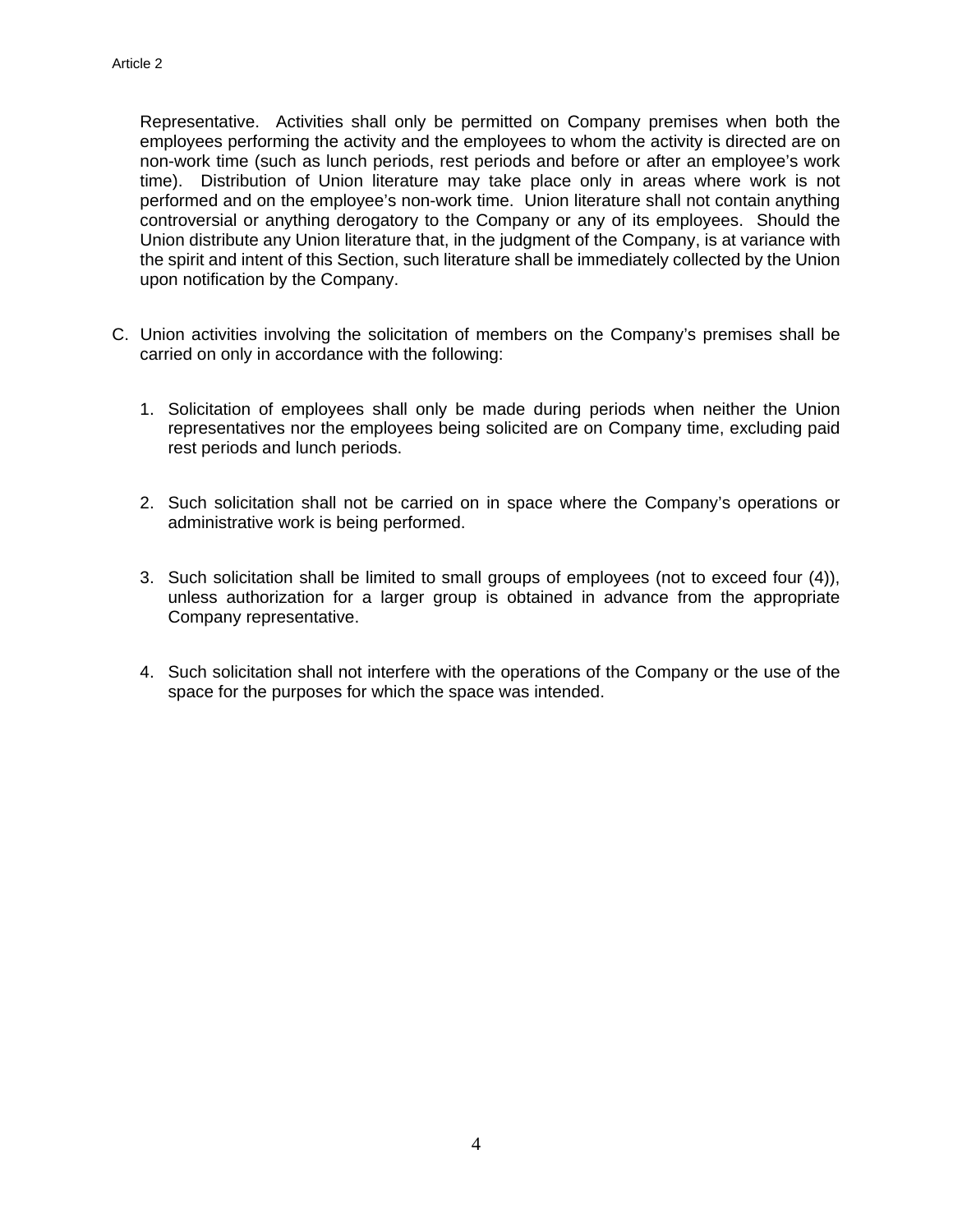Representative. Activities shall only be permitted on Company premises when both the employees performing the activity and the employees to whom the activity is directed are on non-work time (such as lunch periods, rest periods and before or after an employee's work time). Distribution of Union literature may take place only in areas where work is not performed and on the employee's non-work time. Union literature shall not contain anything controversial or anything derogatory to the Company or any of its employees. Should the Union distribute any Union literature that, in the judgment of the Company, is at variance with the spirit and intent of this Section, such literature shall be immediately collected by the Union upon notification by the Company.

C. Union activities involving the solicitation of members on the Company's premises shall be carried on only in accordance with the following:

1. Solicitation of employees shall only be made during periods when neither the Union representatives nor the employees being solicited are on Company time, excluding paid rest periods and lunch periods.

2. Such solicitation shall not be carried on in space where the Company's operations or administrative work is being performed.

3. Such solicitation shall be limited to small groups of employees (not to exceed four (4)), unless authorization for a larger group is obtained in advance from the appropriate Company representative.

4. Such solicitation shall not interfere with the operations of the Company or the use of the space for the purposes for which the space was intended.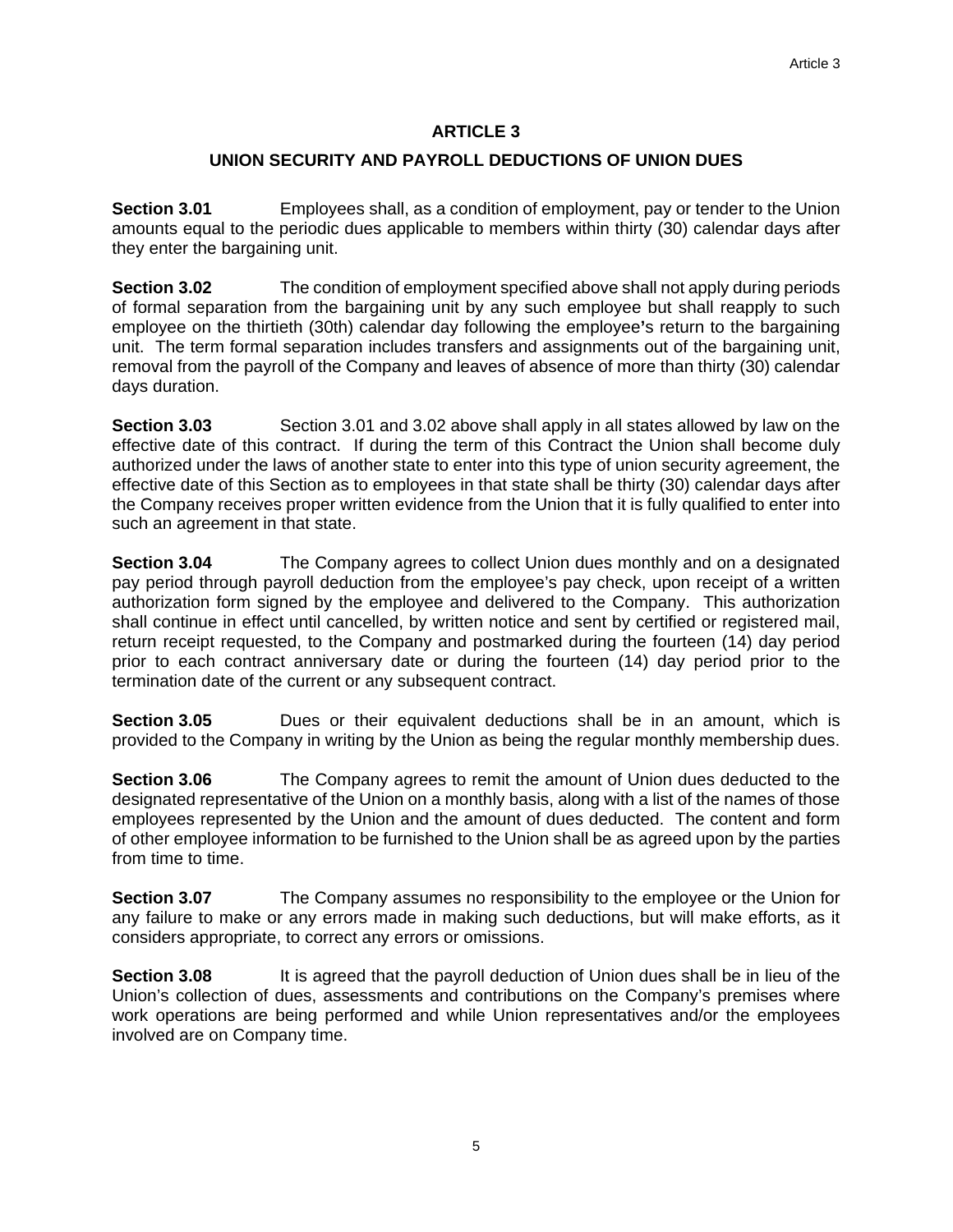# ARTICLE 3

## UNION SECURITY AND PAYROLL DEDUCTIONS OF UNION DUES

**Section 3.01** Employees shall, as a condition of employment, pay or tender to the Union amounts equal to the periodic dues applicable to members within thirty (30) calendar days after they enter the bargaining unit.

**Section 3.02** The condition of employment specified above shall not apply during periods of formal separation from the bargaining unit by any such employee but shall reapply to such employee on the thirtieth (30th) calendar day following the employee's return to the bargaining unit. The term formal separation includes transfers and assignments out of the bargaining unit, removal from the payroll of the Company and leaves of absence of more than thirty (30) calendar days duration.

**Section 3.03** Section 3.01 and 3.02 above shall apply in all states allowed by law on the effective date of this contract. If during the term of this Contract the Union shall become duly authorized under the laws of another state to enter into this type of union security agreement, the effective date of this Section as to employees in that state shall be thirty (30) calendar days after the Company receives proper written evidence from the Union that it is fully qualified to enter into such an agreement in that state.

**Section 3.04** The Company agrees to collect Union dues monthly and on a designated pay period through payroll deduction from the employee's pay check, upon receipt of a written authorization form signed by the employee and delivered to the Company. This authorization shall continue in effect until cancelled, by written notice and sent by certified or registered mail, return receipt requested, to the Company and postmarked during the fourteen (14) day period prior to each contract anniversary date or during the fourteen (14) day period prior to the termination date of the current or any subsequent contract.

**Section 3.05** Dues or their equivalent deductions shall be in an amount, which is provided to the Company in writing by the Union as being the regular monthly membership dues.

**Section 3.06** The Company agrees to remit the amount of Union dues deducted to the designated representative of the Union on a monthly basis, along with a list of the names of those employees represented by the Union and the amount of dues deducted. The content and form of other employee information to be furnished to the Union shall be as agreed upon by the parties from time to time.

**Section 3.07** The Company assumes no responsibility to the employee or the Union for any failure to make or any errors made in making such deductions, but will make efforts, as it considers appropriate, to correct any errors or omissions.

**Section 3.08** It is agreed that the payroll deduction of Union dues shall be in lieu of the Union's collection of dues, assessments and contributions on the Company's premises where work operations are being performed and while Union representatives and/or the employees involved are on Company time.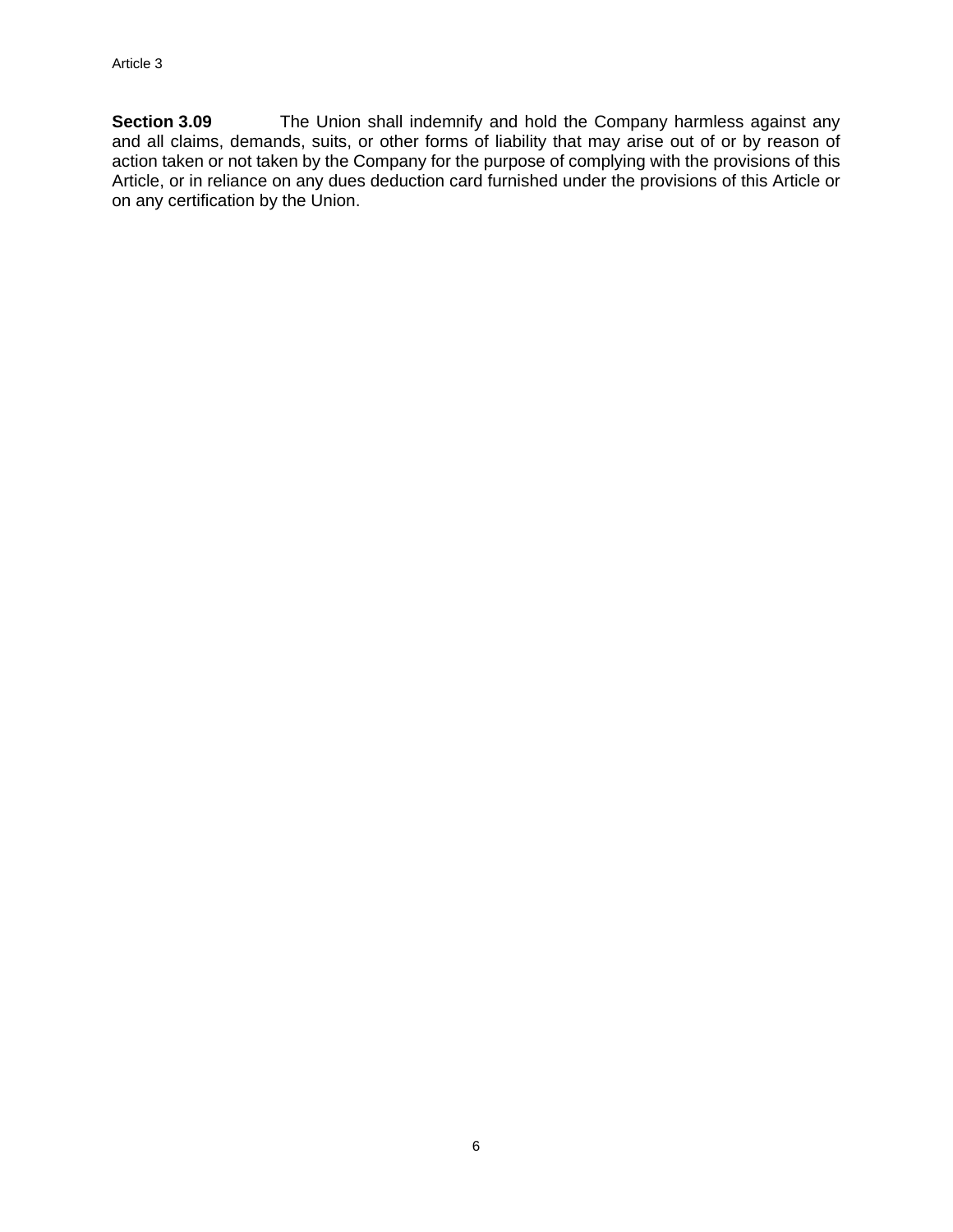**Section 3.09** The Union shall indemnify and hold the Company harmless against any and all claims, demands, suits, or other forms of liability that may arise out of or by reason of action taken or not taken by the Company for the purpose of complying with the provisions of this Article, or in reliance on any dues deduction card furnished under the provisions of this Article or on any certification by the Union.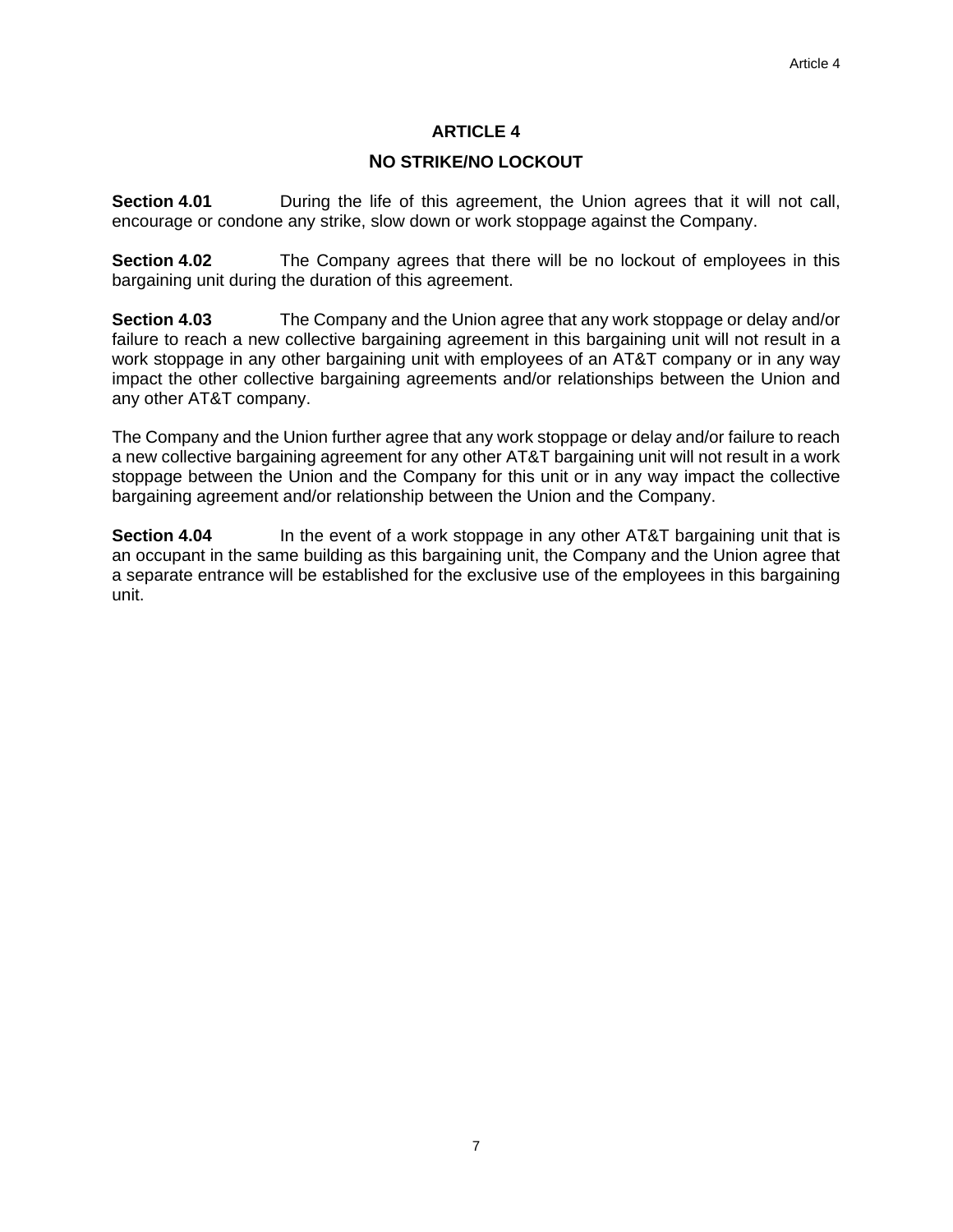# ARTICLE 4

## NO STRIKE/NO LOCKOUT

**Section 4.01** During the life of this agreement, the Union agrees that it will not call, encourage or condone any strike, slow down or work stoppage against the Company.

**Section 4.02** The Company agrees that there will be no lockout of employees in this bargaining unit during the duration of this agreement.

**Section 4.03** The Company and the Union agree that any work stoppage or delay and/or failure to reach a new collective bargaining agreement in this bargaining unit will not result in a work stoppage in any other bargaining unit with employees of an AT&T company or in any way impact the other collective bargaining agreements and/or relationships between the Union and any other AT&T company.

The Company and the Union further agree that any work stoppage or delay and/or failure to reach a new collective bargaining agreement for any other AT&T bargaining unit will not result in a work stoppage between the Union and the Company for this unit or in any way impact the collective bargaining agreement and/or relationship between the Union and the Company.

**Section 4.04** In the event of a work stoppage in any other AT&T bargaining unit that is an occupant in the same building as this bargaining unit, the Company and the Union agree that a separate entrance will be established for the exclusive use of the employees in this bargaining unit.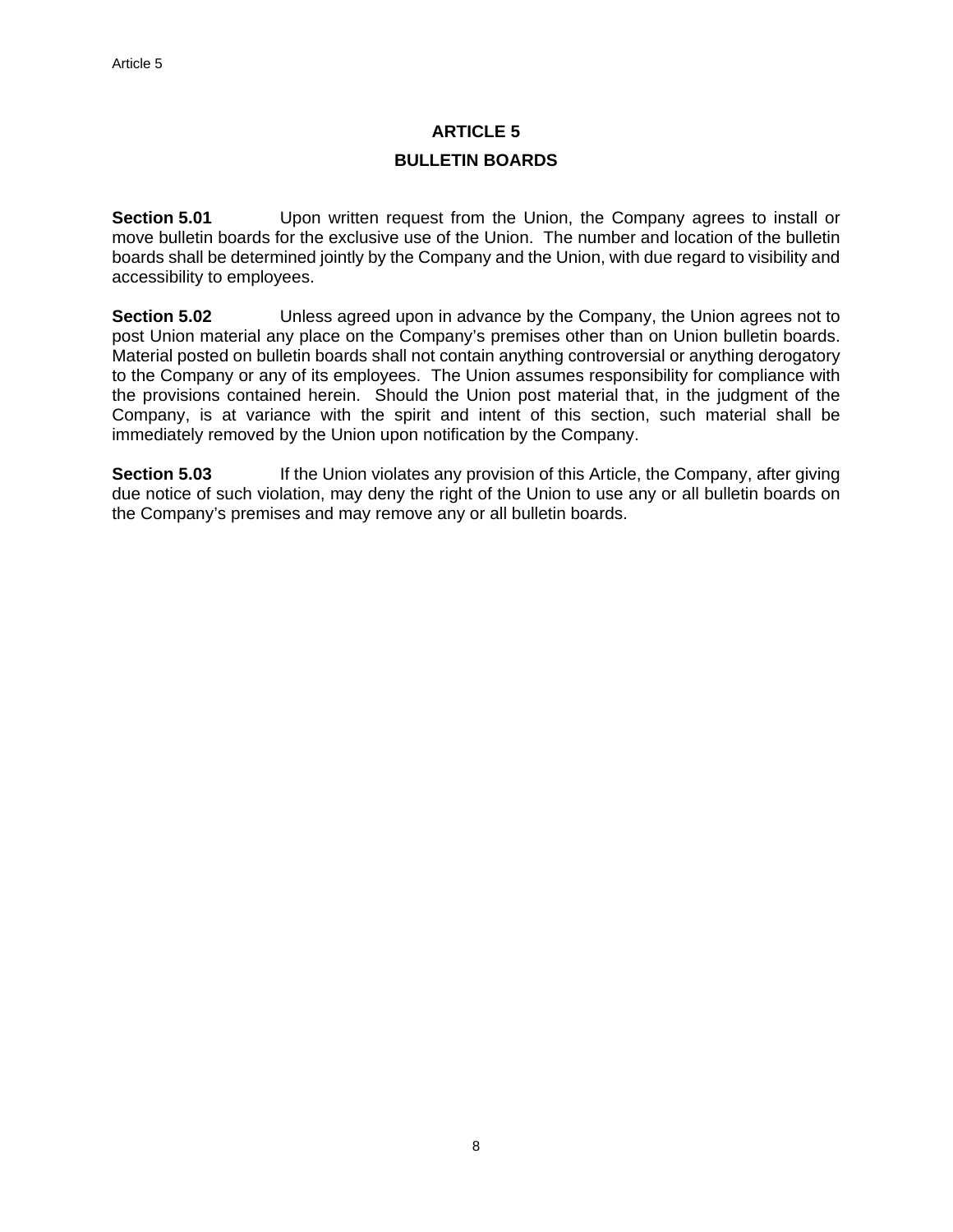# ARTICLE 5

## BULLETIN BOARDS

**Section 5.01** Upon written request from the Union, the Company agrees to install or move bulletin boards for the exclusive use of the Union. The number and location of the bulletin boards shall be determined jointly by the Company and the Union, with due regard to visibility and accessibility to employees.

**Section 5.02** Unless agreed upon in advance by the Company, the Union agrees not to post Union material any place on the Company's premises other than on Union bulletin boards. Material posted on bulletin boards shall not contain anything controversial or anything derogatory to the Company or any of its employees. The Union assumes responsibility for compliance with the provisions contained herein. Should the Union post material that, in the judgment of the Company, is at variance with the spirit and intent of this section, such material shall be immediately removed by the Union upon notification by the Company.

**Section 5.03** If the Union violates any provision of this Article, the Company, after giving due notice of such violation, may deny the right of the Union to use any or all bulletin boards on the Company's premises and may remove any or all bulletin boards.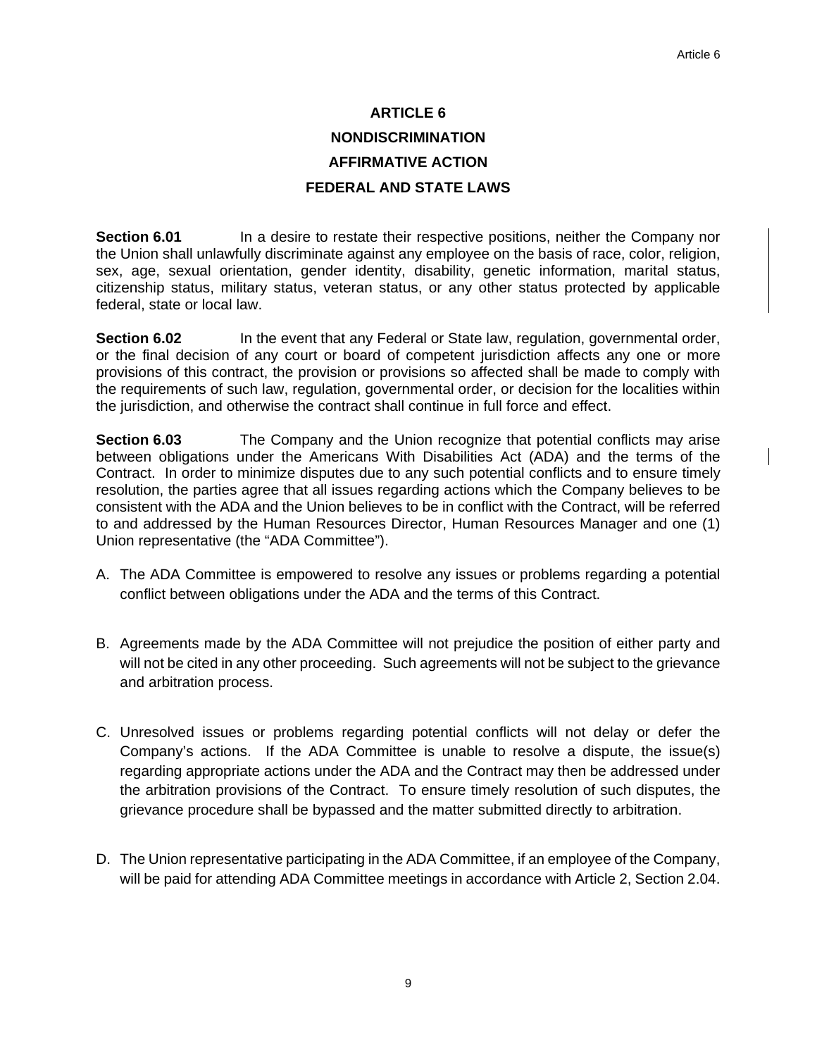# ARTICLE 6
# NONDISCRIMINATION
# AFFIRMATIVE ACTION
# FEDERAL AND STATE LAWS

**Section 6.01** In a desire to restate their respective positions, neither the Company nor the Union shall unlawfully discriminate against any employee on the basis of race, color, religion, sex, age, sexual orientation, gender identity, disability, genetic information, marital status, citizenship status, military status, veteran status, or any other status protected by applicable federal, state or local law.

**Section 6.02** In the event that any Federal or State law, regulation, governmental order, or the final decision of any court or board of competent jurisdiction affects any one or more provisions of this contract, the provision or provisions so affected shall be made to comply with the requirements of such law, regulation, governmental order, or decision for the localities within the jurisdiction, and otherwise the contract shall continue in full force and effect.

**Section 6.03** The Company and the Union recognize that potential conflicts may arise between obligations under the Americans With Disabilities Act (ADA) and the terms of the Contract. In order to minimize disputes due to any such potential conflicts and to ensure timely resolution, the parties agree that all issues regarding actions which the Company believes to be consistent with the ADA and the Union believes to be in conflict with the Contract, will be referred to and addressed by the Human Resources Director, Human Resources Manager and one (1) Union representative (the "ADA Committee").

A. The ADA Committee is empowered to resolve any issues or problems regarding a potential conflict between obligations under the ADA and the terms of this Contract.

B. Agreements made by the ADA Committee will not prejudice the position of either party and will not be cited in any other proceeding. Such agreements will not be subject to the grievance and arbitration process.

C. Unresolved issues or problems regarding potential conflicts will not delay or defer the Company's actions. If the ADA Committee is unable to resolve a dispute, the issue(s) regarding appropriate actions under the ADA and the Contract may then be addressed under the arbitration provisions of the Contract. To ensure timely resolution of such disputes, the grievance procedure shall be bypassed and the matter submitted directly to arbitration.

D. The Union representative participating in the ADA Committee, if an employee of the Company, will be paid for attending ADA Committee meetings in accordance with Article 2, Section 2.04.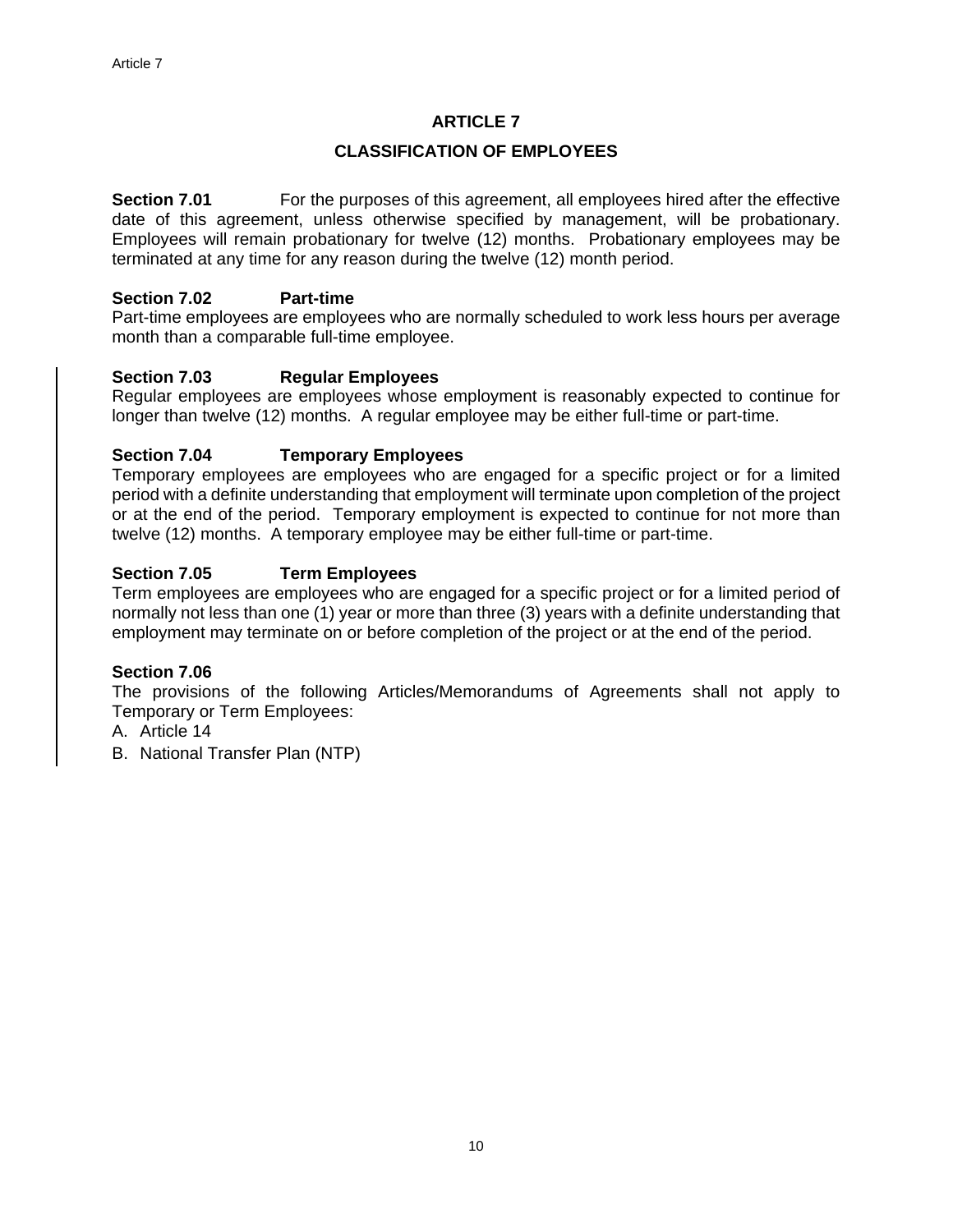# ARTICLE 7

## CLASSIFICATION OF EMPLOYEES

**Section 7.01** For the purposes of this agreement, all employees hired after the effective date of this agreement, unless otherwise specified by management, will be probationary. Employees will remain probationary for twelve (12) months. Probationary employees may be terminated at any time for any reason during the twelve (12) month period.

**Section 7.02 Part-time**
Part-time employees are employees who are normally scheduled to work less hours per average month than a comparable full-time employee.

**Section 7.03 Regular Employees**
Regular employees are employees whose employment is reasonably expected to continue for longer than twelve (12) months. A regular employee may be either full-time or part-time.

**Section 7.04 Temporary Employees**
Temporary employees are employees who are engaged for a specific project or for a limited period with a definite understanding that employment will terminate upon completion of the project or at the end of the period. Temporary employment is expected to continue for not more than twelve (12) months. A temporary employee may be either full-time or part-time.

**Section 7.05 Term Employees**
Term employees are employees who are engaged for a specific project or for a limited period of normally not less than one (1) year or more than three (3) years with a definite understanding that employment may terminate on or before completion of the project or at the end of the period.

**Section 7.06**
The provisions of the following Articles/Memorandums of Agreements shall not apply to Temporary or Term Employees:

A. Article 14
B. National Transfer Plan (NTP)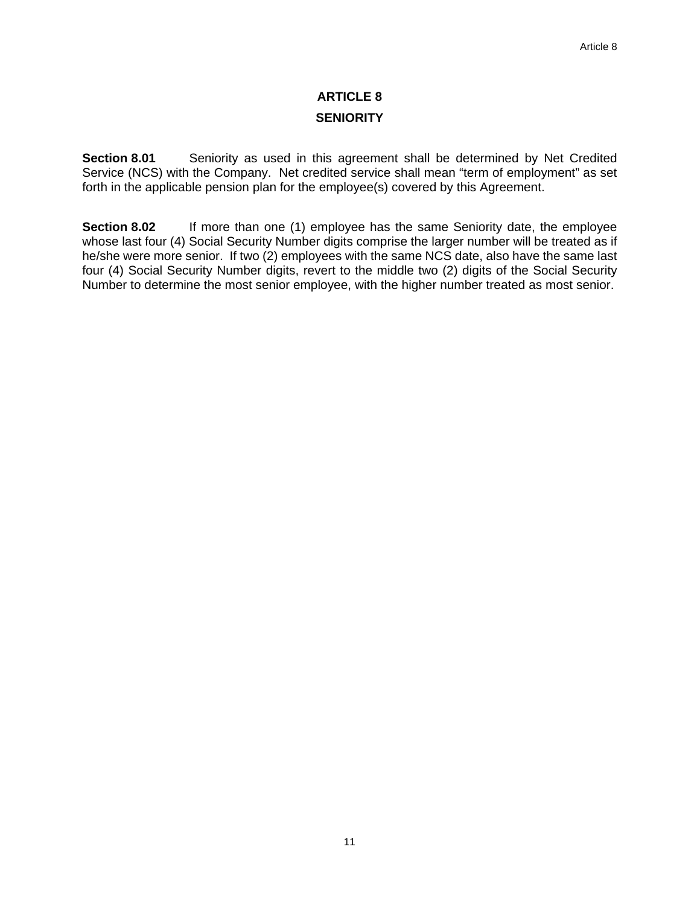# ARTICLE 8

## SENIORITY

**Section 8.01** Seniority as used in this agreement shall be determined by Net Credited Service (NCS) with the Company. Net credited service shall mean "term of employment" as set forth in the applicable pension plan for the employee(s) covered by this Agreement.

**Section 8.02** If more than one (1) employee has the same Seniority date, the employee whose last four (4) Social Security Number digits comprise the larger number will be treated as if he/she were more senior. If two (2) employees with the same NCS date, also have the same last four (4) Social Security Number digits, revert to the middle two (2) digits of the Social Security Number to determine the most senior employee, with the higher number treated as most senior.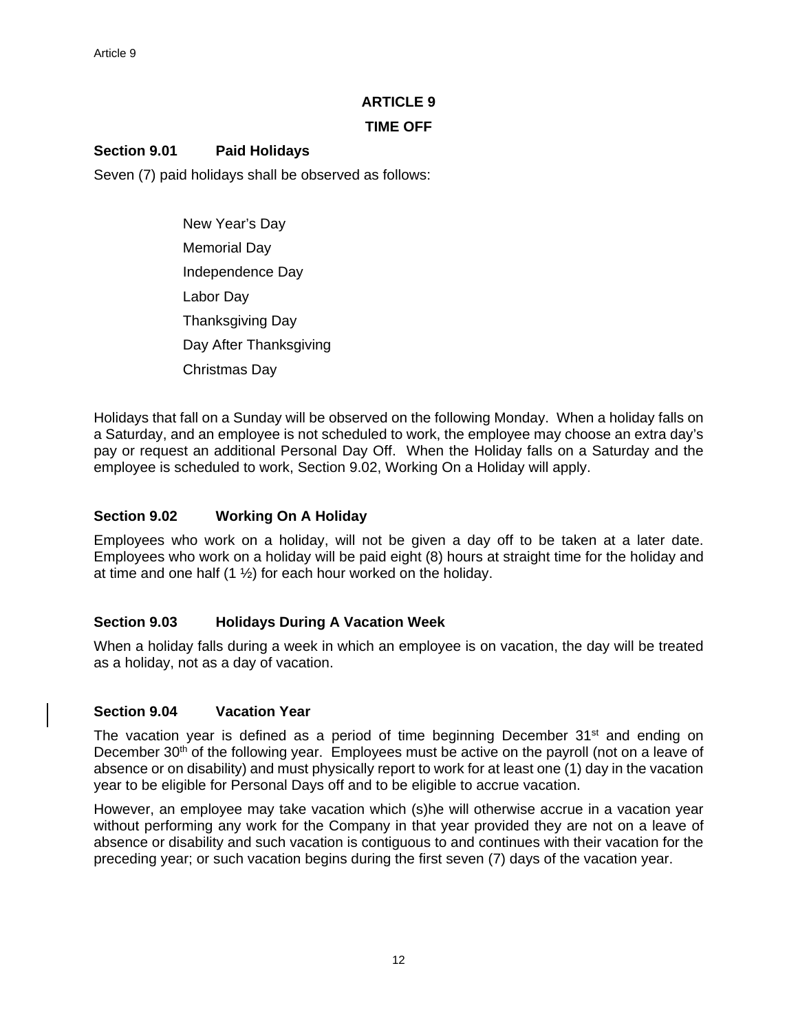# ARTICLE 9

## TIME OFF

### Section 9.01 Paid Holidays

Seven (7) paid holidays shall be observed as follows:

- New Year's Day
- Memorial Day
- Independence Day
- Labor Day
- Thanksgiving Day
- Day After Thanksgiving
- Christmas Day

Holidays that fall on a Sunday will be observed on the following Monday. When a holiday falls on a Saturday, and an employee is not scheduled to work, the employee may choose an extra day's pay or request an additional Personal Day Off. When the Holiday falls on a Saturday and the employee is scheduled to work, Section 9.02, Working On a Holiday will apply.

### Section 9.02 Working On A Holiday

Employees who work on a holiday, will not be given a day off to be taken at a later date. Employees who work on a holiday will be paid eight (8) hours at straight time for the holiday and at time and one half (1 ½) for each hour worked on the holiday.

### Section 9.03 Holidays During A Vacation Week

When a holiday falls during a week in which an employee is on vacation, the day will be treated as a holiday, not as a day of vacation.

### Section 9.04 Vacation Year

The vacation year is defined as a period of time beginning December 31st and ending on December 30th of the following year. Employees must be active on the payroll (not on a leave of absence or on disability) and must physically report to work for at least one (1) day in the vacation year to be eligible for Personal Days off and to be eligible to accrue vacation.

However, an employee may take vacation which (s)he will otherwise accrue in a vacation year without performing any work for the Company in that year provided they are not on a leave of absence or disability and such vacation is contiguous to and continues with their vacation for the preceding year; or such vacation begins during the first seven (7) days of the vacation year.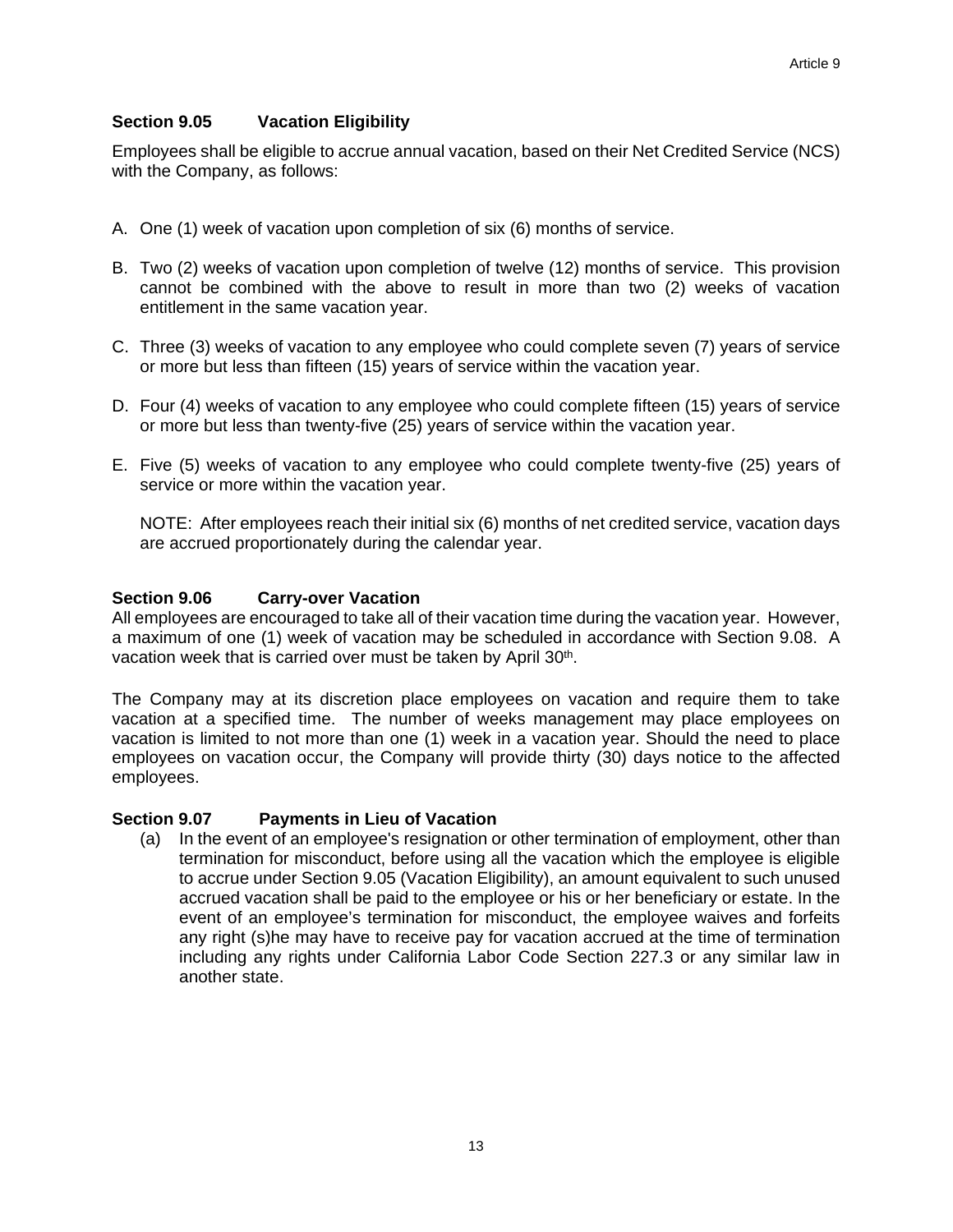### Section 9.05 Vacation Eligibility

Employees shall be eligible to accrue annual vacation, based on their Net Credited Service (NCS) with the Company, as follows:

A. One (1) week of vacation upon completion of six (6) months of service.

B. Two (2) weeks of vacation upon completion of twelve (12) months of service. This provision cannot be combined with the above to result in more than two (2) weeks of vacation entitlement in the same vacation year.

C. Three (3) weeks of vacation to any employee who could complete seven (7) years of service or more but less than fifteen (15) years of service within the vacation year.

D. Four (4) weeks of vacation to any employee who could complete fifteen (15) years of service or more but less than twenty-five (25) years of service within the vacation year.

E. Five (5) weeks of vacation to any employee who could complete twenty-five (25) years of service or more within the vacation year.

   NOTE: After employees reach their initial six (6) months of net credited service, vacation days are accrued proportionately during the calendar year.

### Section 9.06 Carry-over Vacation

All employees are encouraged to take all of their vacation time during the vacation year. However, a maximum of one (1) week of vacation may be scheduled in accordance with Section 9.08. A vacation week that is carried over must be taken by April 30th.

The Company may at its discretion place employees on vacation and require them to take vacation at a specified time. The number of weeks management may place employees on vacation is limited to not more than one (1) week in a vacation year. Should the need to place employees on vacation occur, the Company will provide thirty (30) days notice to the affected employees.

### Section 9.07 Payments in Lieu of Vacation

(a) In the event of an employee's resignation or other termination of employment, other than termination for misconduct, before using all the vacation which the employee is eligible to accrue under Section 9.05 (Vacation Eligibility), an amount equivalent to such unused accrued vacation shall be paid to the employee or his or her beneficiary or estate. In the event of an employee's termination for misconduct, the employee waives and forfeits any right (s)he may have to receive pay for vacation accrued at the time of termination including any rights under California Labor Code Section 227.3 or any similar law in another state.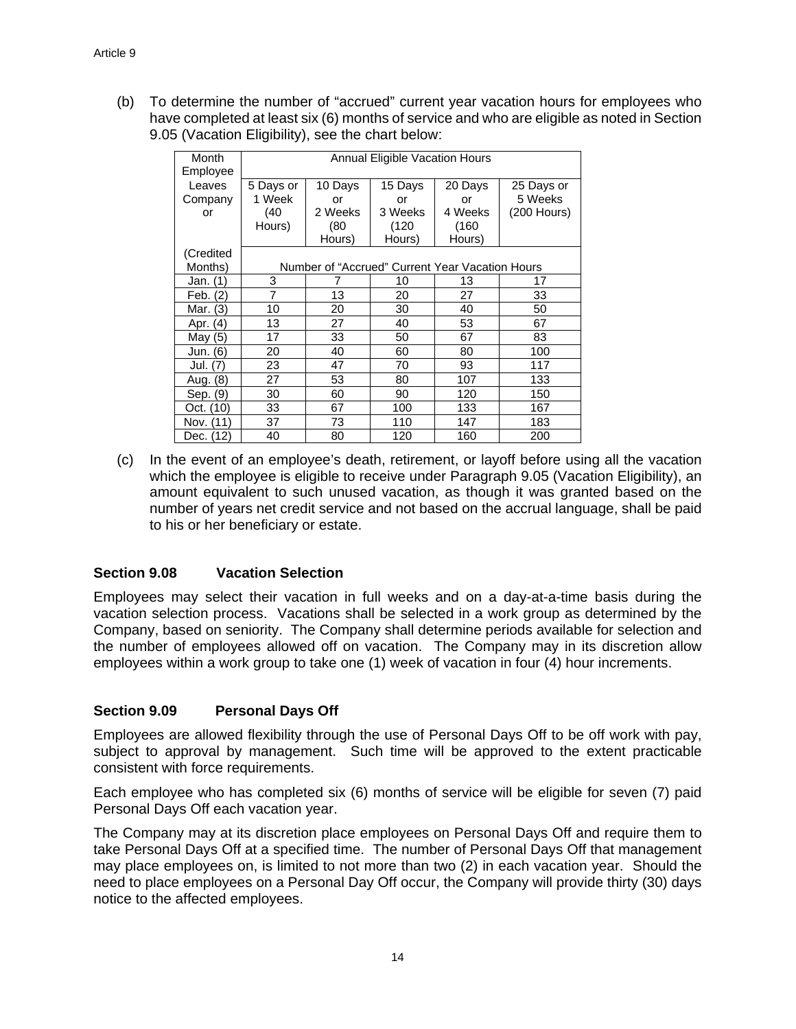(b) To determine the number of "accrued" current year vacation hours for employees who have completed at least six (6) months of service and who are eligible as noted in Section 9.05 (Vacation Eligibility), see the chart below:

| Month Employee Leaves Company or (Credited Months) | Annual Eligible Vacation Hours | | | | |
|---|---|---|---|---|---|
| | 5 Days or 1 Week (40 Hours) | 10 Days or 2 Weeks (80 Hours) | 15 Days or 3 Weeks (120 Hours) | 20 Days or 4 Weeks (160 Hours) | 25 Days or 5 Weeks (200 Hours) |
| | Number of "Accrued" Current Year Vacation Hours | | | | |
| Jan. (1) | 3 | 7 | 10 | 13 | 17 |
| Feb. (2) | 7 | 13 | 20 | 27 | 33 |
| Mar. (3) | 10 | 20 | 30 | 40 | 50 |
| Apr. (4) | 13 | 27 | 40 | 53 | 67 |
| May (5) | 17 | 33 | 50 | 67 | 83 |
| Jun. (6) | 20 | 40 | 60 | 80 | 100 |
| Jul. (7) | 23 | 47 | 70 | 93 | 117 |
| Aug. (8) | 27 | 53 | 80 | 107 | 133 |
| Sep. (9) | 30 | 60 | 90 | 120 | 150 |
| Oct. (10) | 33 | 67 | 100 | 133 | 167 |
| Nov. (11) | 37 | 73 | 110 | 147 | 183 |
| Dec. (12) | 40 | 80 | 120 | 160 | 200 |

(c) In the event of an employee's death, retirement, or layoff before using all the vacation which the employee is eligible to receive under Paragraph 9.05 (Vacation Eligibility), an amount equivalent to such unused vacation, as though it was granted based on the number of years net credit service and not based on the accrual language, shall be paid to his or her beneficiary or estate.

### Section 9.08 Vacation Selection

Employees may select their vacation in full weeks and on a day-at-a-time basis during the vacation selection process. Vacations shall be selected in a work group as determined by the Company, based on seniority. The Company shall determine periods available for selection and the number of employees allowed off on vacation. The Company may in its discretion allow employees within a work group to take one (1) week of vacation in four (4) hour increments.

### Section 9.09 Personal Days Off

Employees are allowed flexibility through the use of Personal Days Off to be off work with pay, subject to approval by management. Such time will be approved to the extent practicable consistent with force requirements.

Each employee who has completed six (6) months of service will be eligible for seven (7) paid Personal Days Off each vacation year.

The Company may at its discretion place employees on Personal Days Off and require them to take Personal Days Off at a specified time. The number of Personal Days Off that management may place employees on, is limited to not more than two (2) in each vacation year. Should the need to place employees on a Personal Day Off occur, the Company will provide thirty (30) days notice to the affected employees.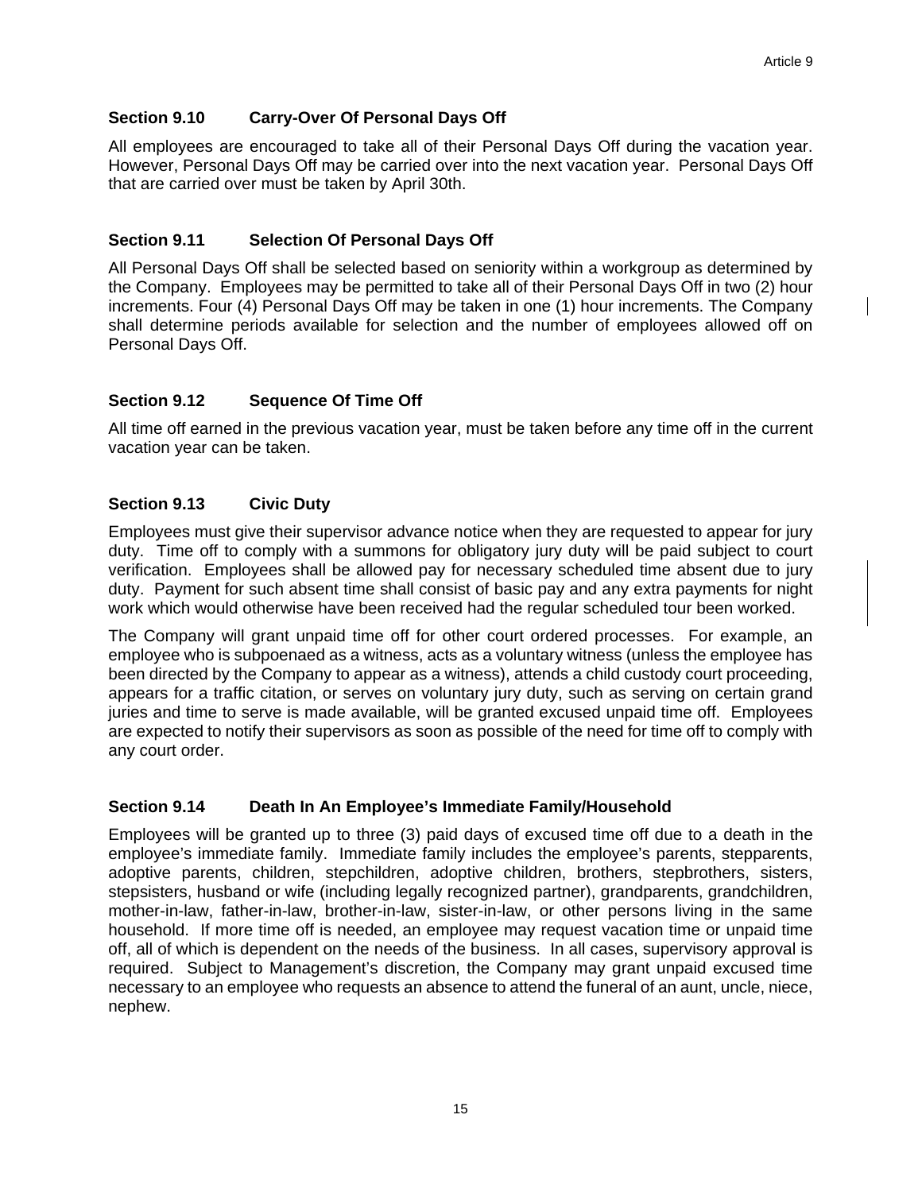### Section 9.10 Carry-Over Of Personal Days Off

All employees are encouraged to take all of their Personal Days Off during the vacation year. However, Personal Days Off may be carried over into the next vacation year. Personal Days Off that are carried over must be taken by April 30th.

### Section 9.11 Selection Of Personal Days Off

All Personal Days Off shall be selected based on seniority within a workgroup as determined by the Company. Employees may be permitted to take all of their Personal Days Off in two (2) hour increments. Four (4) Personal Days Off may be taken in one (1) hour increments. The Company shall determine periods available for selection and the number of employees allowed off on Personal Days Off.

### Section 9.12 Sequence Of Time Off

All time off earned in the previous vacation year, must be taken before any time off in the current vacation year can be taken.

### Section 9.13 Civic Duty

Employees must give their supervisor advance notice when they are requested to appear for jury duty. Time off to comply with a summons for obligatory jury duty will be paid subject to court verification. Employees shall be allowed pay for necessary scheduled time absent due to jury duty. Payment for such absent time shall consist of basic pay and any extra payments for night work which would otherwise have been received had the regular scheduled tour been worked.

The Company will grant unpaid time off for other court ordered processes. For example, an employee who is subpoenaed as a witness, acts as a voluntary witness (unless the employee has been directed by the Company to appear as a witness), attends a child custody court proceeding, appears for a traffic citation, or serves on voluntary jury duty, such as serving on certain grand juries and time to serve is made available, will be granted excused unpaid time off. Employees are expected to notify their supervisors as soon as possible of the need for time off to comply with any court order.

### Section 9.14 Death In An Employee's Immediate Family/Household

Employees will be granted up to three (3) paid days of excused time off due to a death in the employee's immediate family. Immediate family includes the employee's parents, stepparents, adoptive parents, children, stepchildren, adoptive children, brothers, stepbrothers, sisters, stepsisters, husband or wife (including legally recognized partner), grandparents, grandchildren, mother-in-law, father-in-law, brother-in-law, sister-in-law, or other persons living in the same household. If more time off is needed, an employee may request vacation time or unpaid time off, all of which is dependent on the needs of the business. In all cases, supervisory approval is required. Subject to Management's discretion, the Company may grant unpaid excused time necessary to an employee who requests an absence to attend the funeral of an aunt, uncle, niece, nephew.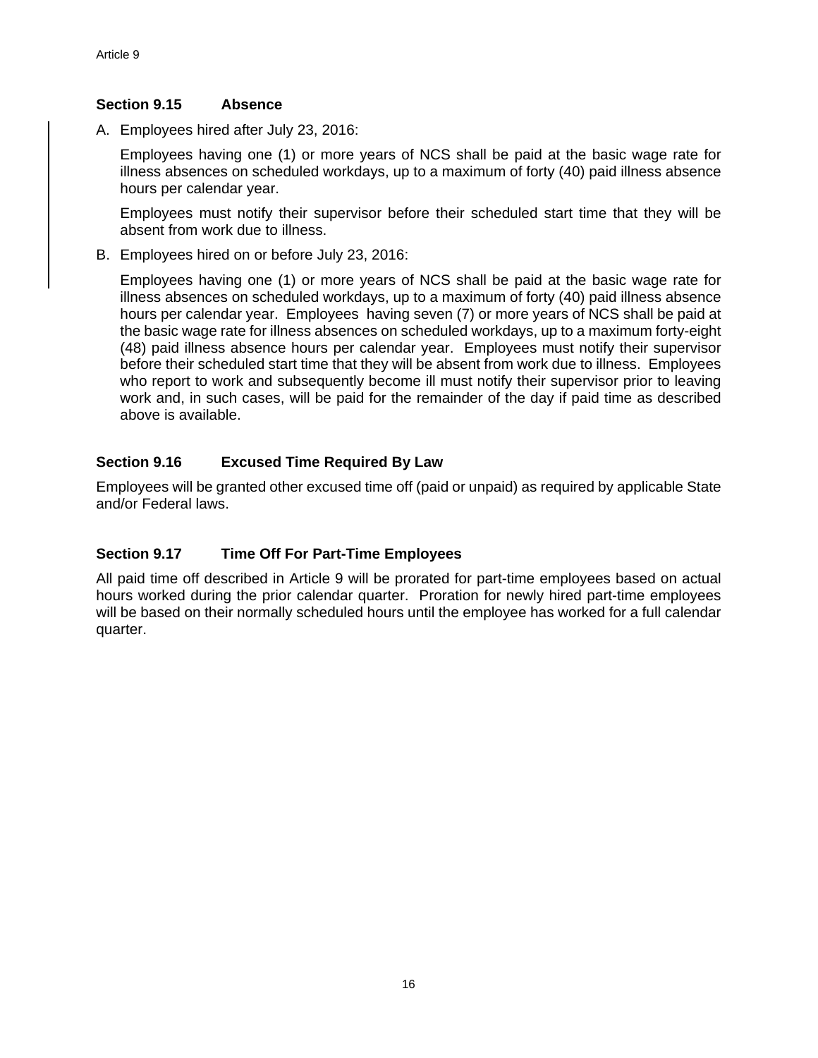### Section 9.15 Absence

A. Employees hired after July 23, 2016:

   Employees having one (1) or more years of NCS shall be paid at the basic wage rate for illness absences on scheduled workdays, up to a maximum of forty (40) paid illness absence hours per calendar year.

   Employees must notify their supervisor before their scheduled start time that they will be absent from work due to illness.

B. Employees hired on or before July 23, 2016:

   Employees having one (1) or more years of NCS shall be paid at the basic wage rate for illness absences on scheduled workdays, up to a maximum of forty (40) paid illness absence hours per calendar year. Employees having seven (7) or more years of NCS shall be paid at the basic wage rate for illness absences on scheduled workdays, up to a maximum forty-eight (48) paid illness absence hours per calendar year. Employees must notify their supervisor before their scheduled start time that they will be absent from work due to illness. Employees who report to work and subsequently become ill must notify their supervisor prior to leaving work and, in such cases, will be paid for the remainder of the day if paid time as described above is available.

### Section 9.16 Excused Time Required By Law

Employees will be granted other excused time off (paid or unpaid) as required by applicable State and/or Federal laws.

### Section 9.17 Time Off For Part-Time Employees

All paid time off described in Article 9 will be prorated for part-time employees based on actual hours worked during the prior calendar quarter. Proration for newly hired part-time employees will be based on their normally scheduled hours until the employee has worked for a full calendar quarter.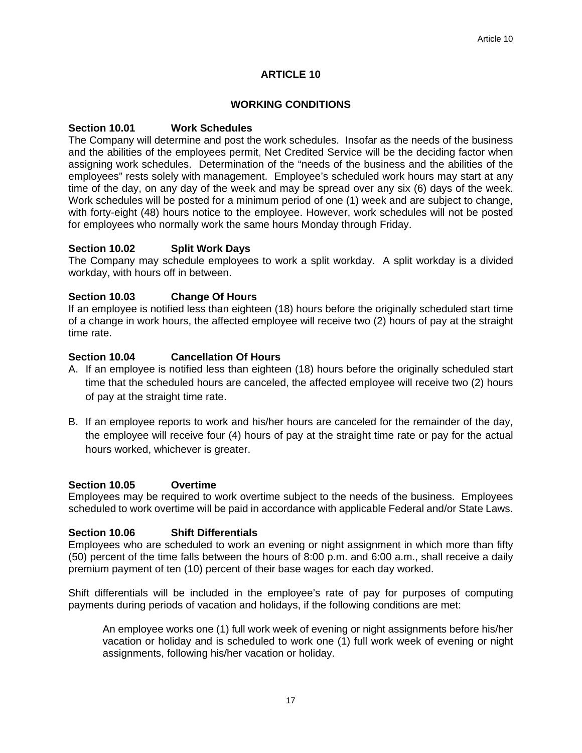# ARTICLE 10

## WORKING CONDITIONS

### Section 10.01 Work Schedules

The Company will determine and post the work schedules. Insofar as the needs of the business and the abilities of the employees permit, Net Credited Service will be the deciding factor when assigning work schedules. Determination of the "needs of the business and the abilities of the employees" rests solely with management. Employee's scheduled work hours may start at any time of the day, on any day of the week and may be spread over any six (6) days of the week. Work schedules will be posted for a minimum period of one (1) week and are subject to change, with forty-eight (48) hours notice to the employee. However, work schedules will not be posted for employees who normally work the same hours Monday through Friday.

### Section 10.02 Split Work Days

The Company may schedule employees to work a split workday. A split workday is a divided workday, with hours off in between.

### Section 10.03 Change Of Hours

If an employee is notified less than eighteen (18) hours before the originally scheduled start time of a change in work hours, the affected employee will receive two (2) hours of pay at the straight time rate.

### Section 10.04 Cancellation Of Hours

A. If an employee is notified less than eighteen (18) hours before the originally scheduled start time that the scheduled hours are canceled, the affected employee will receive two (2) hours of pay at the straight time rate.

B. If an employee reports to work and his/her hours are canceled for the remainder of the day, the employee will receive four (4) hours of pay at the straight time rate or pay for the actual hours worked, whichever is greater.

### Section 10.05 Overtime

Employees may be required to work overtime subject to the needs of the business. Employees scheduled to work overtime will be paid in accordance with applicable Federal and/or State Laws.

### Section 10.06 Shift Differentials

Employees who are scheduled to work an evening or night assignment in which more than fifty (50) percent of the time falls between the hours of 8:00 p.m. and 6:00 a.m., shall receive a daily premium payment of ten (10) percent of their base wages for each day worked.

Shift differentials will be included in the employee's rate of pay for purposes of computing payments during periods of vacation and holidays, if the following conditions are met:

> An employee works one (1) full work week of evening or night assignments before his/her vacation or holiday and is scheduled to work one (1) full work week of evening or night assignments, following his/her vacation or holiday.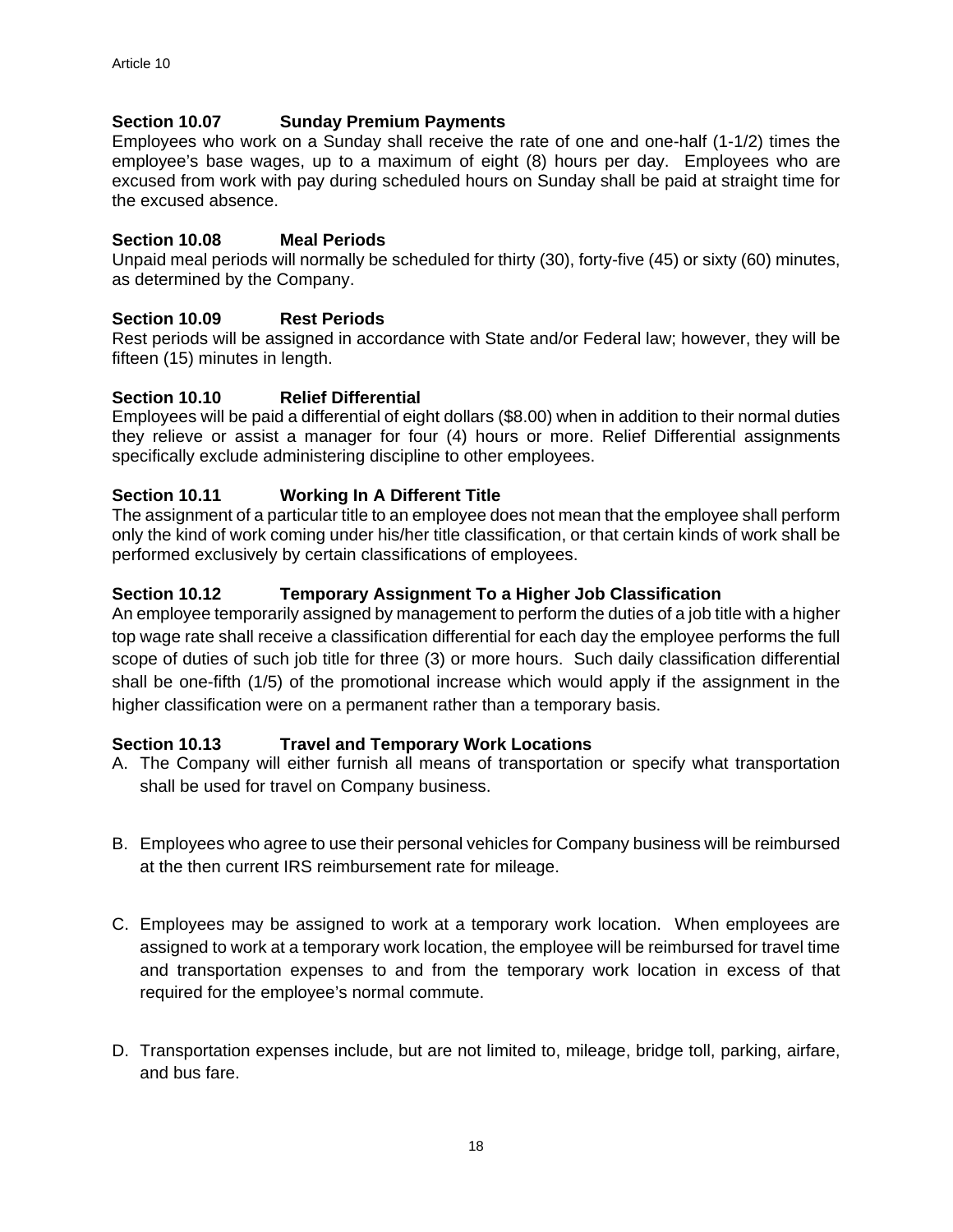### Section 10.07 Sunday Premium Payments

Employees who work on a Sunday shall receive the rate of one and one-half (1-1/2) times the employee's base wages, up to a maximum of eight (8) hours per day. Employees who are excused from work with pay during scheduled hours on Sunday shall be paid at straight time for the excused absence.

### Section 10.08 Meal Periods

Unpaid meal periods will normally be scheduled for thirty (30), forty-five (45) or sixty (60) minutes, as determined by the Company.

### Section 10.09 Rest Periods

Rest periods will be assigned in accordance with State and/or Federal law; however, they will be fifteen (15) minutes in length.

### Section 10.10 Relief Differential

Employees will be paid a differential of eight dollars ($8.00) when in addition to their normal duties they relieve or assist a manager for four (4) hours or more. Relief Differential assignments specifically exclude administering discipline to other employees.

### Section 10.11 Working In A Different Title

The assignment of a particular title to an employee does not mean that the employee shall perform only the kind of work coming under his/her title classification, or that certain kinds of work shall be performed exclusively by certain classifications of employees.

### Section 10.12 Temporary Assignment To a Higher Job Classification

An employee temporarily assigned by management to perform the duties of a job title with a higher top wage rate shall receive a classification differential for each day the employee performs the full scope of duties of such job title for three (3) or more hours. Such daily classification differential shall be one-fifth (1/5) of the promotional increase which would apply if the assignment in the higher classification were on a permanent rather than a temporary basis.

### Section 10.13 Travel and Temporary Work Locations

A. The Company will either furnish all means of transportation or specify what transportation shall be used for travel on Company business.

B. Employees who agree to use their personal vehicles for Company business will be reimbursed at the then current IRS reimbursement rate for mileage.

C. Employees may be assigned to work at a temporary work location. When employees are assigned to work at a temporary work location, the employee will be reimbursed for travel time and transportation expenses to and from the temporary work location in excess of that required for the employee's normal commute.

D. Transportation expenses include, but are not limited to, mileage, bridge toll, parking, airfare, and bus fare.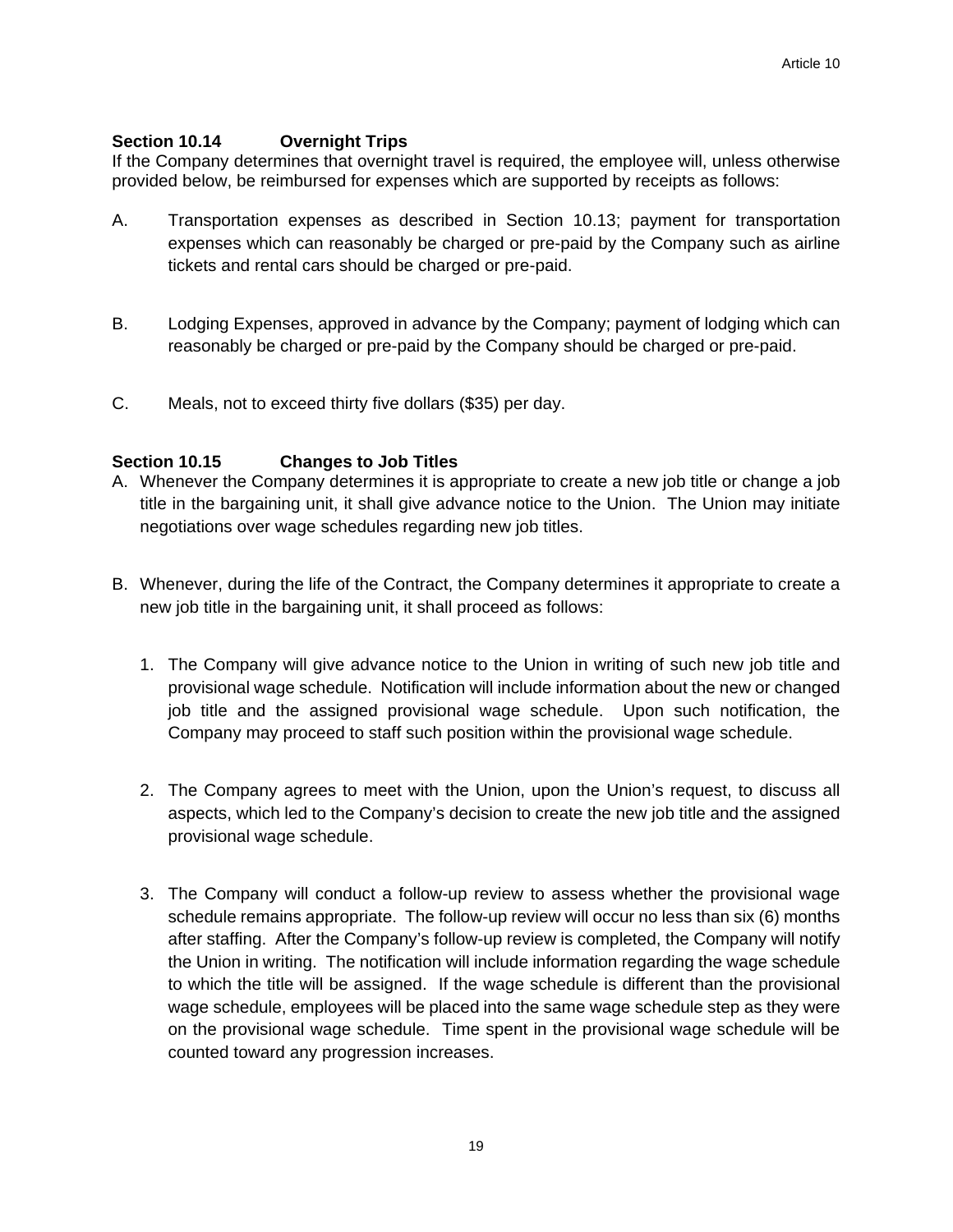### Section 10.14 Overnight Trips

If the Company determines that overnight travel is required, the employee will, unless otherwise provided below, be reimbursed for expenses which are supported by receipts as follows:

A. Transportation expenses as described in Section 10.13; payment for transportation expenses which can reasonably be charged or pre-paid by the Company such as airline tickets and rental cars should be charged or pre-paid.

B. Lodging Expenses, approved in advance by the Company; payment of lodging which can reasonably be charged or pre-paid by the Company should be charged or pre-paid.

C. Meals, not to exceed thirty five dollars ($35) per day.

### Section 10.15 Changes to Job Titles

A. Whenever the Company determines it is appropriate to create a new job title or change a job title in the bargaining unit, it shall give advance notice to the Union. The Union may initiate negotiations over wage schedules regarding new job titles.

B. Whenever, during the life of the Contract, the Company determines it appropriate to create a new job title in the bargaining unit, it shall proceed as follows:

1. The Company will give advance notice to the Union in writing of such new job title and provisional wage schedule. Notification will include information about the new or changed job title and the assigned provisional wage schedule. Upon such notification, the Company may proceed to staff such position within the provisional wage schedule.

2. The Company agrees to meet with the Union, upon the Union's request, to discuss all aspects, which led to the Company's decision to create the new job title and the assigned provisional wage schedule.

3. The Company will conduct a follow-up review to assess whether the provisional wage schedule remains appropriate. The follow-up review will occur no less than six (6) months after staffing. After the Company's follow-up review is completed, the Company will notify the Union in writing. The notification will include information regarding the wage schedule to which the title will be assigned. If the wage schedule is different than the provisional wage schedule, employees will be placed into the same wage schedule step as they were on the provisional wage schedule. Time spent in the provisional wage schedule will be counted toward any progression increases.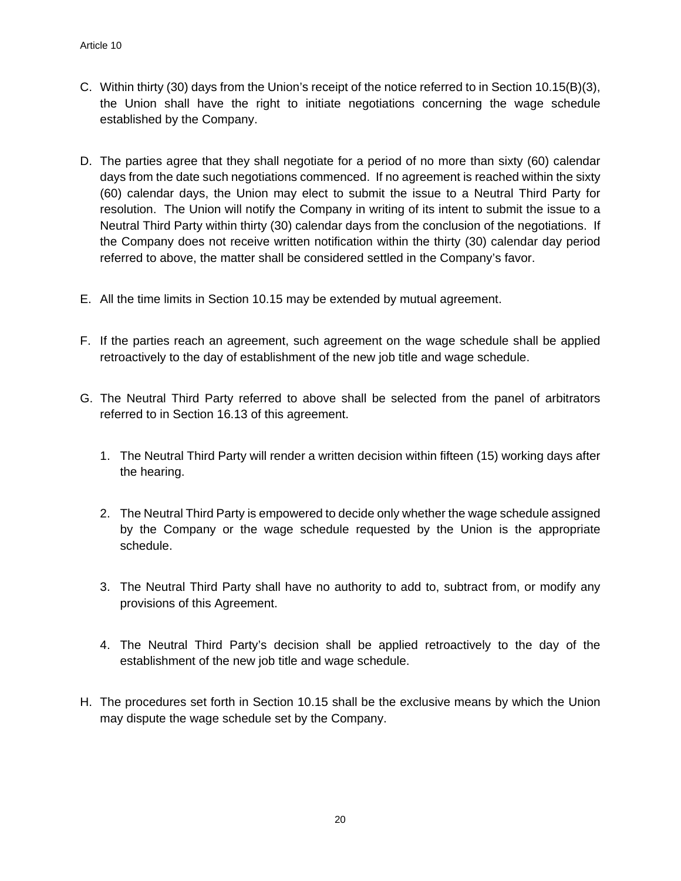C. Within thirty (30) days from the Union's receipt of the notice referred to in Section 10.15(B)(3), the Union shall have the right to initiate negotiations concerning the wage schedule established by the Company.

D. The parties agree that they shall negotiate for a period of no more than sixty (60) calendar days from the date such negotiations commenced. If no agreement is reached within the sixty (60) calendar days, the Union may elect to submit the issue to a Neutral Third Party for resolution. The Union will notify the Company in writing of its intent to submit the issue to a Neutral Third Party within thirty (30) calendar days from the conclusion of the negotiations. If the Company does not receive written notification within the thirty (30) calendar day period referred to above, the matter shall be considered settled in the Company's favor.

E. All the time limits in Section 10.15 may be extended by mutual agreement.

F. If the parties reach an agreement, such agreement on the wage schedule shall be applied retroactively to the day of establishment of the new job title and wage schedule.

G. The Neutral Third Party referred to above shall be selected from the panel of arbitrators referred to in Section 16.13 of this agreement.

   1. The Neutral Third Party will render a written decision within fifteen (15) working days after the hearing.

   2. The Neutral Third Party is empowered to decide only whether the wage schedule assigned by the Company or the wage schedule requested by the Union is the appropriate schedule.

   3. The Neutral Third Party shall have no authority to add to, subtract from, or modify any provisions of this Agreement.

   4. The Neutral Third Party's decision shall be applied retroactively to the day of the establishment of the new job title and wage schedule.

H. The procedures set forth in Section 10.15 shall be the exclusive means by which the Union may dispute the wage schedule set by the Company.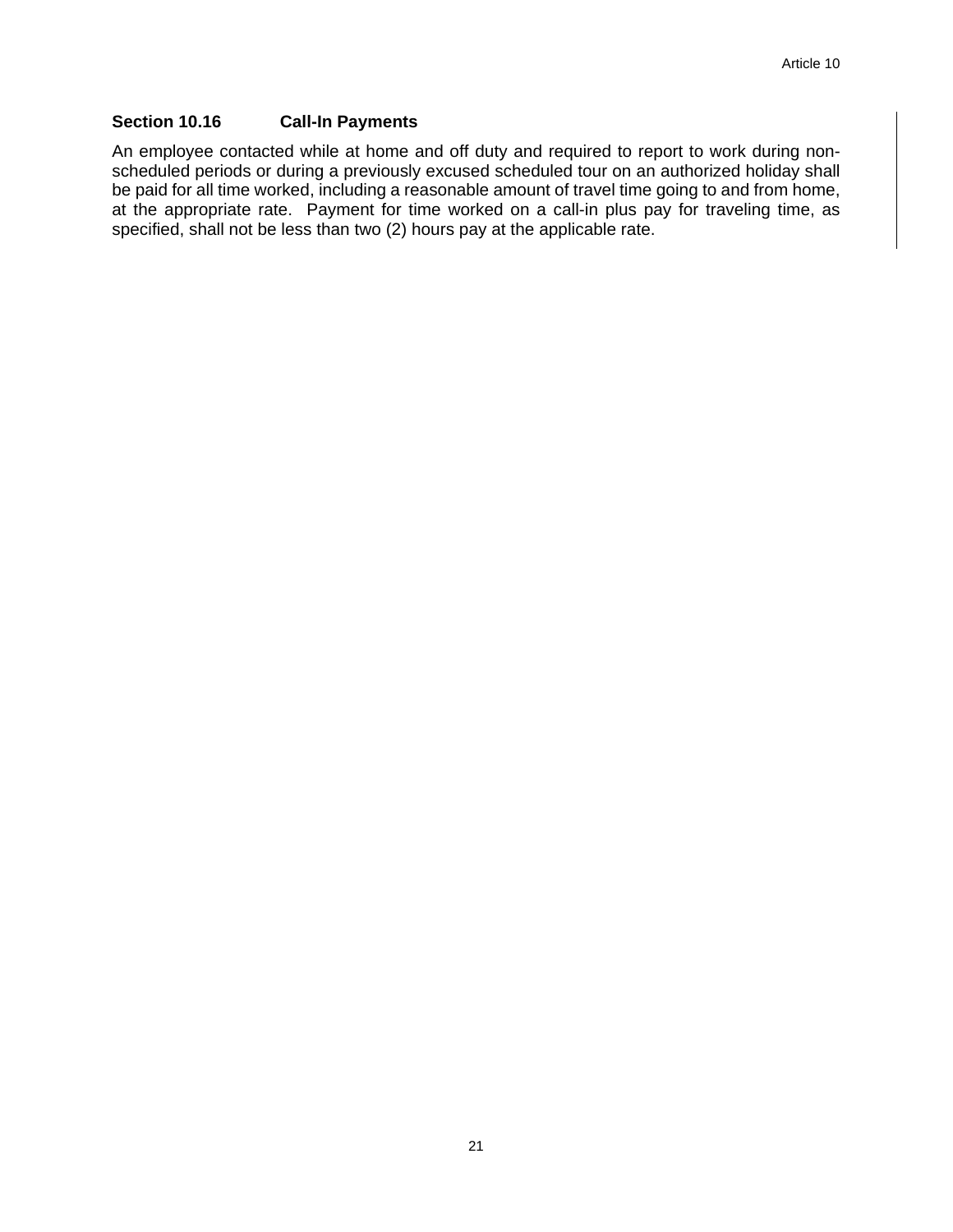### Section 10.16 Call-In Payments

An employee contacted while at home and off duty and required to report to work during non-scheduled periods or during a previously excused scheduled tour on an authorized holiday shall be paid for all time worked, including a reasonable amount of travel time going to and from home, at the appropriate rate. Payment for time worked on a call-in plus pay for traveling time, as specified, shall not be less than two (2) hours pay at the applicable rate.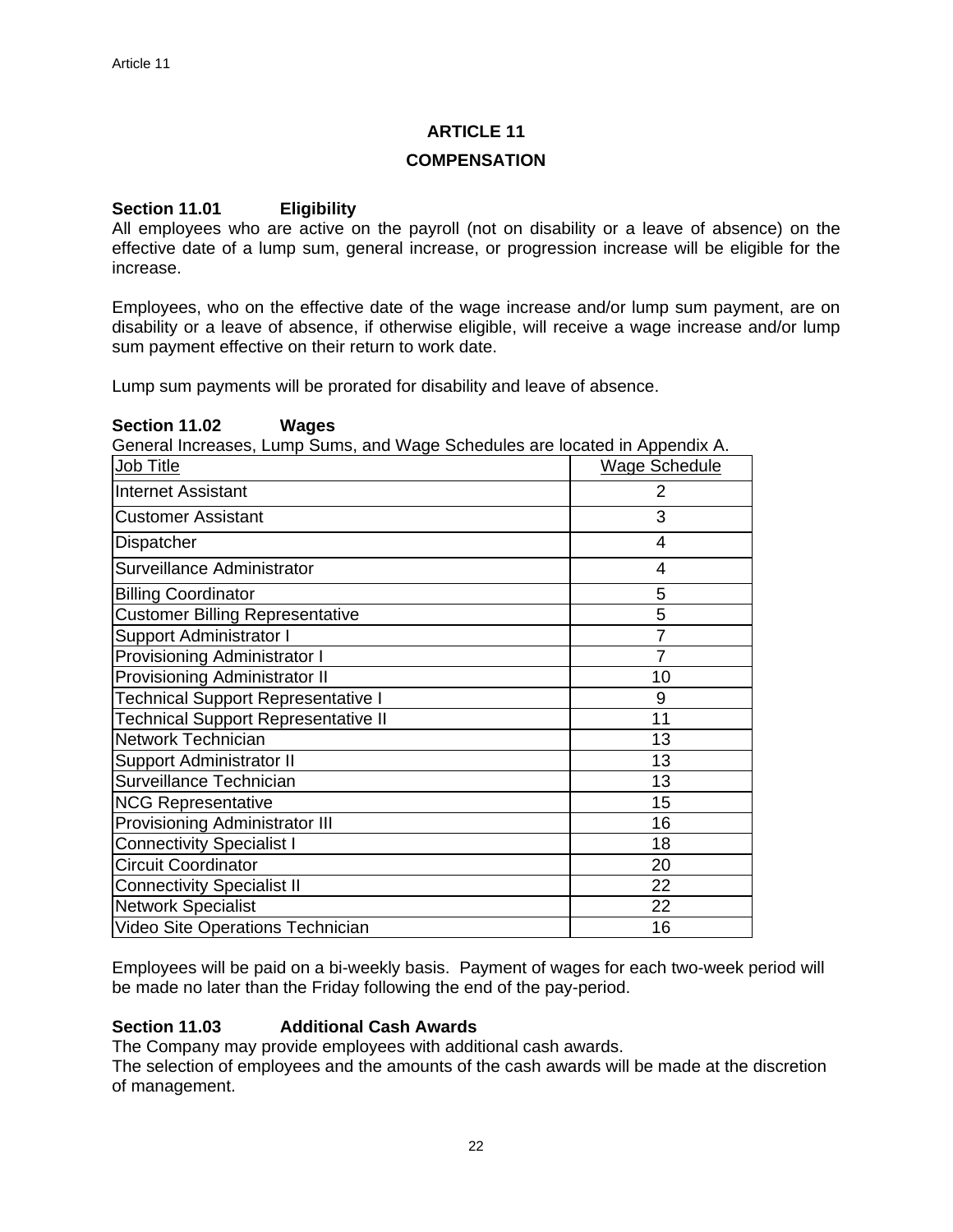# ARTICLE 11

## COMPENSATION

**Section 11.01 Eligibility**

All employees who are active on the payroll (not on disability or a leave of absence) on the effective date of a lump sum, general increase, or progression increase will be eligible for the increase.

Employees, who on the effective date of the wage increase and/or lump sum payment, are on disability or a leave of absence, if otherwise eligible, will receive a wage increase and/or lump sum payment effective on their return to work date.

Lump sum payments will be prorated for disability and leave of absence.

**Section 11.02 Wages**

General Increases, Lump Sums, and Wage Schedules are located in Appendix A.

| Job Title | Wage Schedule |
|---|---|
| Internet Assistant | 2 |
| Customer Assistant | 3 |
| Dispatcher | 4 |
| Surveillance Administrator | 4 |
| Billing Coordinator | 5 |
| Customer Billing Representative | 5 |
| Support Administrator I | 7 |
| Provisioning Administrator I | 7 |
| Provisioning Administrator II | 10 |
| Technical Support Representative I | 9 |
| Technical Support Representative II | 11 |
| Network Technician | 13 |
| Support Administrator II | 13 |
| Surveillance Technician | 13 |
| NCG Representative | 15 |
| Provisioning Administrator III | 16 |
| Connectivity Specialist I | 18 |
| Circuit Coordinator | 20 |
| Connectivity Specialist II | 22 |
| Network Specialist | 22 |
| Video Site Operations Technician | 16 |

Employees will be paid on a bi-weekly basis. Payment of wages for each two-week period will be made no later than the Friday following the end of the pay-period.

**Section 11.03 Additional Cash Awards**

The Company may provide employees with additional cash awards.
The selection of employees and the amounts of the cash awards will be made at the discretion of management.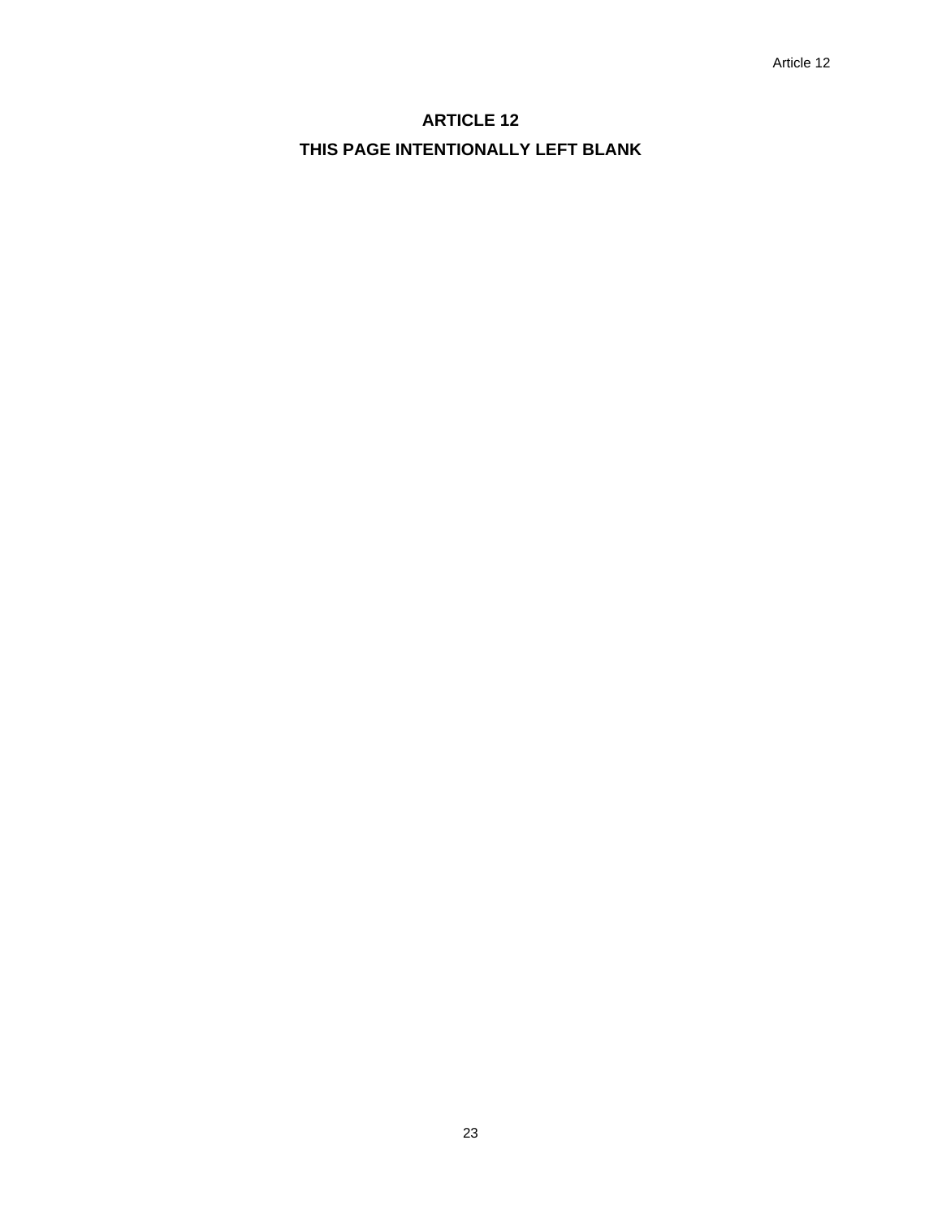# ARTICLE 12

**THIS PAGE INTENTIONALLY LEFT BLANK**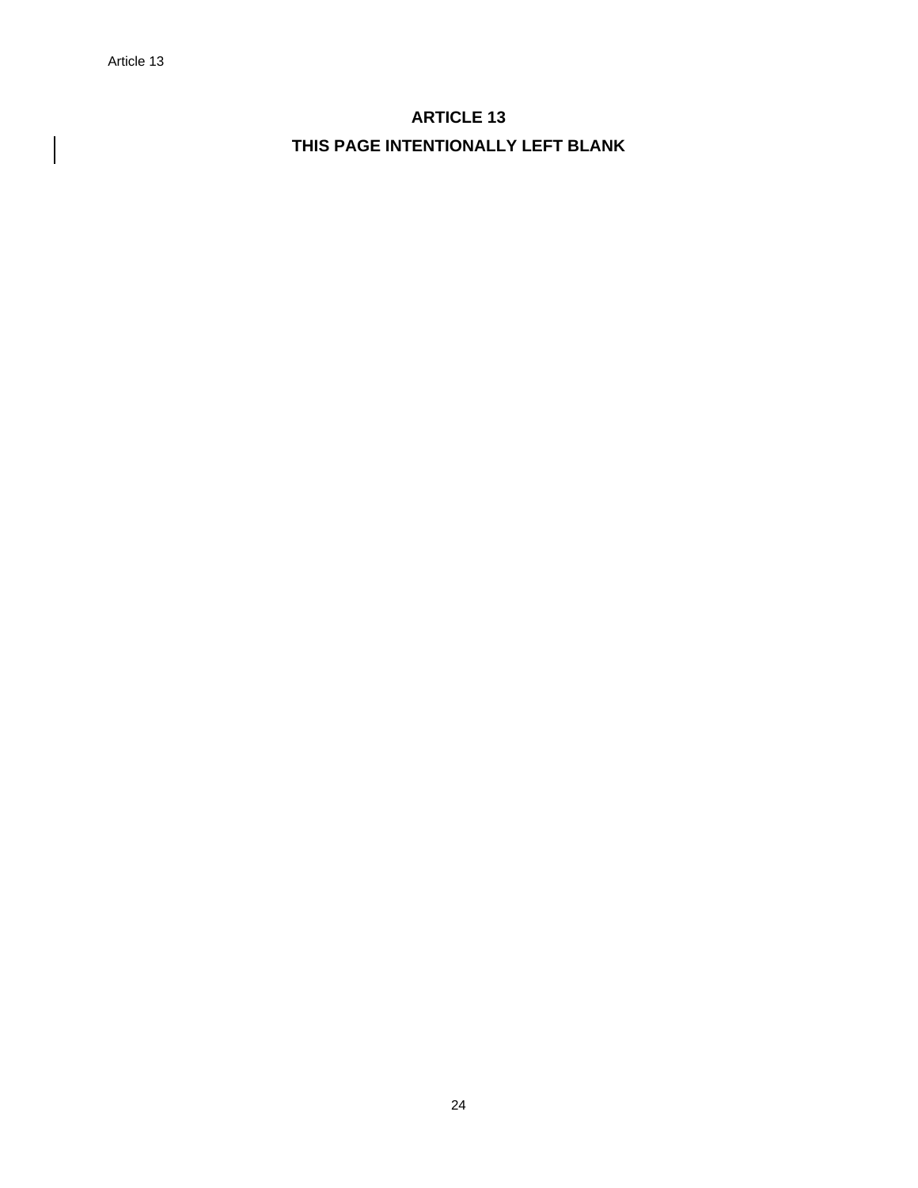# ARTICLE 13

**THIS PAGE INTENTIONALLY LEFT BLANK**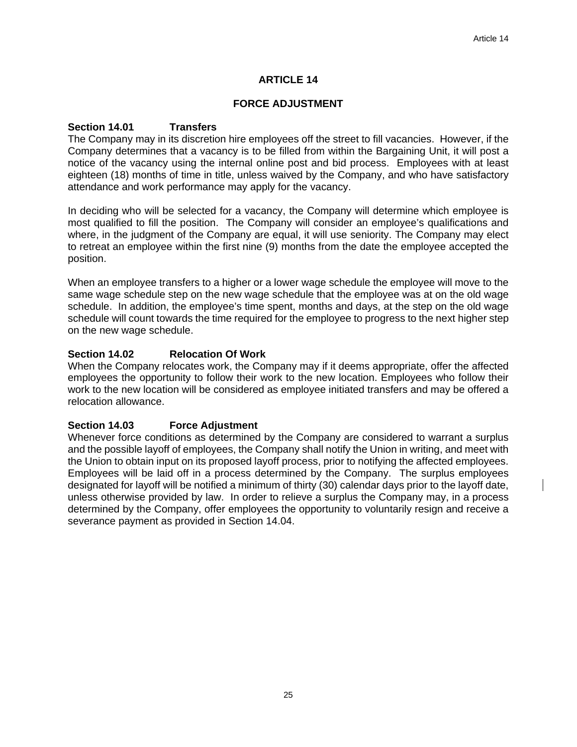# ARTICLE 14

## FORCE ADJUSTMENT

### Section 14.01 Transfers

The Company may in its discretion hire employees off the street to fill vacancies. However, if the Company determines that a vacancy is to be filled from within the Bargaining Unit, it will post a notice of the vacancy using the internal online post and bid process. Employees with at least eighteen (18) months of time in title, unless waived by the Company, and who have satisfactory attendance and work performance may apply for the vacancy.

In deciding who will be selected for a vacancy, the Company will determine which employee is most qualified to fill the position. The Company will consider an employee's qualifications and where, in the judgment of the Company are equal, it will use seniority. The Company may elect to retreat an employee within the first nine (9) months from the date the employee accepted the position.

When an employee transfers to a higher or a lower wage schedule the employee will move to the same wage schedule step on the new wage schedule that the employee was at on the old wage schedule. In addition, the employee's time spent, months and days, at the step on the old wage schedule will count towards the time required for the employee to progress to the next higher step on the new wage schedule.

### Section 14.02 Relocation Of Work

When the Company relocates work, the Company may if it deems appropriate, offer the affected employees the opportunity to follow their work to the new location. Employees who follow their work to the new location will be considered as employee initiated transfers and may be offered a relocation allowance.

### Section 14.03 Force Adjustment

Whenever force conditions as determined by the Company are considered to warrant a surplus and the possible layoff of employees, the Company shall notify the Union in writing, and meet with the Union to obtain input on its proposed layoff process, prior to notifying the affected employees. Employees will be laid off in a process determined by the Company. The surplus employees designated for layoff will be notified a minimum of thirty (30) calendar days prior to the layoff date, unless otherwise provided by law. In order to relieve a surplus the Company may, in a process determined by the Company, offer employees the opportunity to voluntarily resign and receive a severance payment as provided in Section 14.04.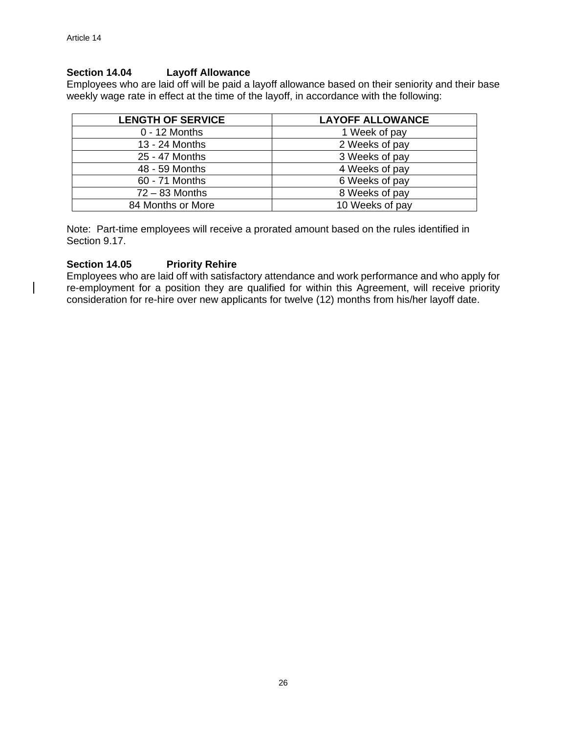### Section 14.04 Layoff Allowance

Employees who are laid off will be paid a layoff allowance based on their seniority and their base weekly wage rate in effect at the time of the layoff, in accordance with the following:

| LENGTH OF SERVICE | LAYOFF ALLOWANCE |
|---|---|
| 0 - 12 Months | 1 Week of pay |
| 13 - 24 Months | 2 Weeks of pay |
| 25 - 47 Months | 3 Weeks of pay |
| 48 - 59 Months | 4 Weeks of pay |
| 60 - 71 Months | 6 Weeks of pay |
| 72 – 83 Months | 8 Weeks of pay |
| 84 Months or More | 10 Weeks of pay |

Note: Part-time employees will receive a prorated amount based on the rules identified in Section 9.17.

### Section 14.05 Priority Rehire

Employees who are laid off with satisfactory attendance and work performance and who apply for re-employment for a position they are qualified for within this Agreement, will receive priority consideration for re-hire over new applicants for twelve (12) months from his/her layoff date.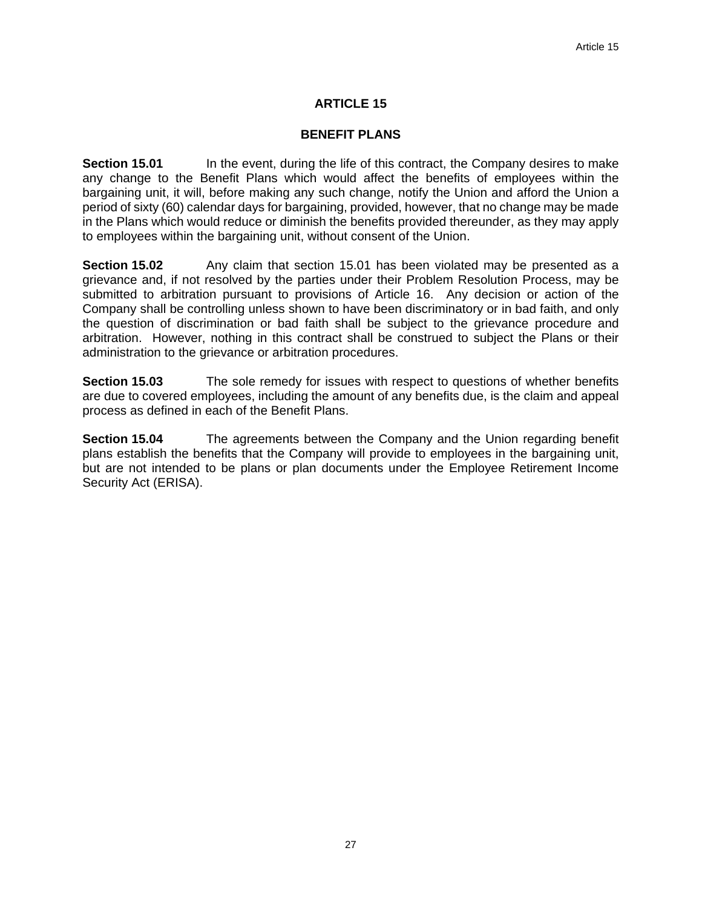# ARTICLE 15

## BENEFIT PLANS

**Section 15.01** In the event, during the life of this contract, the Company desires to make any change to the Benefit Plans which would affect the benefits of employees within the bargaining unit, it will, before making any such change, notify the Union and afford the Union a period of sixty (60) calendar days for bargaining, provided, however, that no change may be made in the Plans which would reduce or diminish the benefits provided thereunder, as they may apply to employees within the bargaining unit, without consent of the Union.

**Section 15.02** Any claim that section 15.01 has been violated may be presented as a grievance and, if not resolved by the parties under their Problem Resolution Process, may be submitted to arbitration pursuant to provisions of Article 16. Any decision or action of the Company shall be controlling unless shown to have been discriminatory or in bad faith, and only the question of discrimination or bad faith shall be subject to the grievance procedure and arbitration. However, nothing in this contract shall be construed to subject the Plans or their administration to the grievance or arbitration procedures.

**Section 15.03** The sole remedy for issues with respect to questions of whether benefits are due to covered employees, including the amount of any benefits due, is the claim and appeal process as defined in each of the Benefit Plans.

**Section 15.04** The agreements between the Company and the Union regarding benefit plans establish the benefits that the Company will provide to employees in the bargaining unit, but are not intended to be plans or plan documents under the Employee Retirement Income Security Act (ERISA).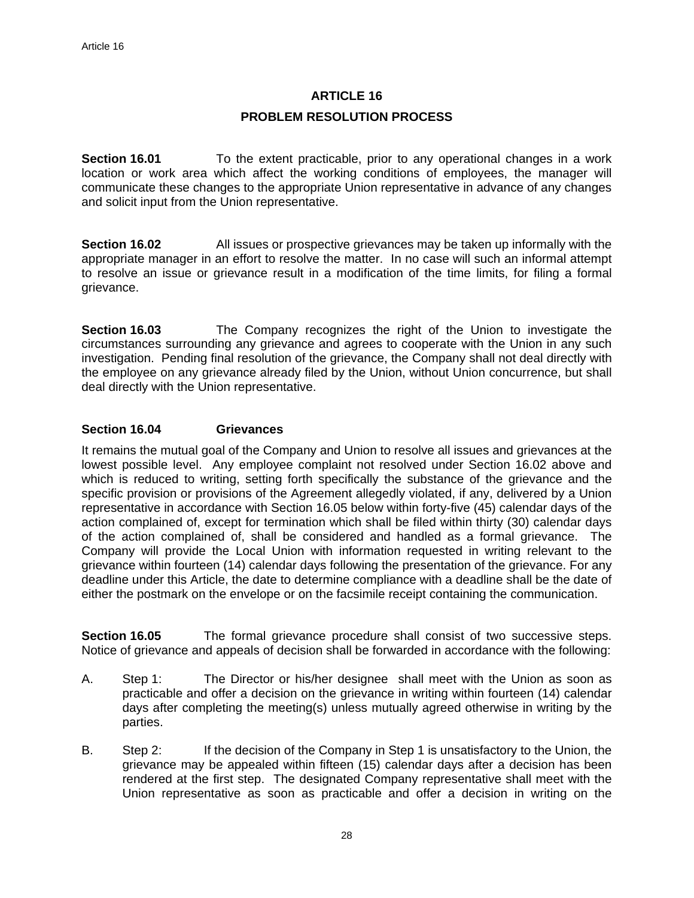# ARTICLE 16

## PROBLEM RESOLUTION PROCESS

**Section 16.01** To the extent practicable, prior to any operational changes in a work location or work area which affect the working conditions of employees, the manager will communicate these changes to the appropriate Union representative in advance of any changes and solicit input from the Union representative.

**Section 16.02** All issues or prospective grievances may be taken up informally with the appropriate manager in an effort to resolve the matter. In no case will such an informal attempt to resolve an issue or grievance result in a modification of the time limits, for filing a formal grievance.

**Section 16.03** The Company recognizes the right of the Union to investigate the circumstances surrounding any grievance and agrees to cooperate with the Union in any such investigation. Pending final resolution of the grievance, the Company shall not deal directly with the employee on any grievance already filed by the Union, without Union concurrence, but shall deal directly with the Union representative.

**Section 16.04 Grievances**

It remains the mutual goal of the Company and Union to resolve all issues and grievances at the lowest possible level. Any employee complaint not resolved under Section 16.02 above and which is reduced to writing, setting forth specifically the substance of the grievance and the specific provision or provisions of the Agreement allegedly violated, if any, delivered by a Union representative in accordance with Section 16.05 below within forty-five (45) calendar days of the action complained of, except for termination which shall be filed within thirty (30) calendar days of the action complained of, shall be considered and handled as a formal grievance. The Company will provide the Local Union with information requested in writing relevant to the grievance within fourteen (14) calendar days following the presentation of the grievance. For any deadline under this Article, the date to determine compliance with a deadline shall be the date of either the postmark on the envelope or on the facsimile receipt containing the communication.

**Section 16.05** The formal grievance procedure shall consist of two successive steps. Notice of grievance and appeals of decision shall be forwarded in accordance with the following:

A. Step 1: The Director or his/her designee shall meet with the Union as soon as practicable and offer a decision on the grievance in writing within fourteen (14) calendar days after completing the meeting(s) unless mutually agreed otherwise in writing by the parties.

B. Step 2: If the decision of the Company in Step 1 is unsatisfactory to the Union, the grievance may be appealed within fifteen (15) calendar days after a decision has been rendered at the first step. The designated Company representative shall meet with the Union representative as soon as practicable and offer a decision in writing on the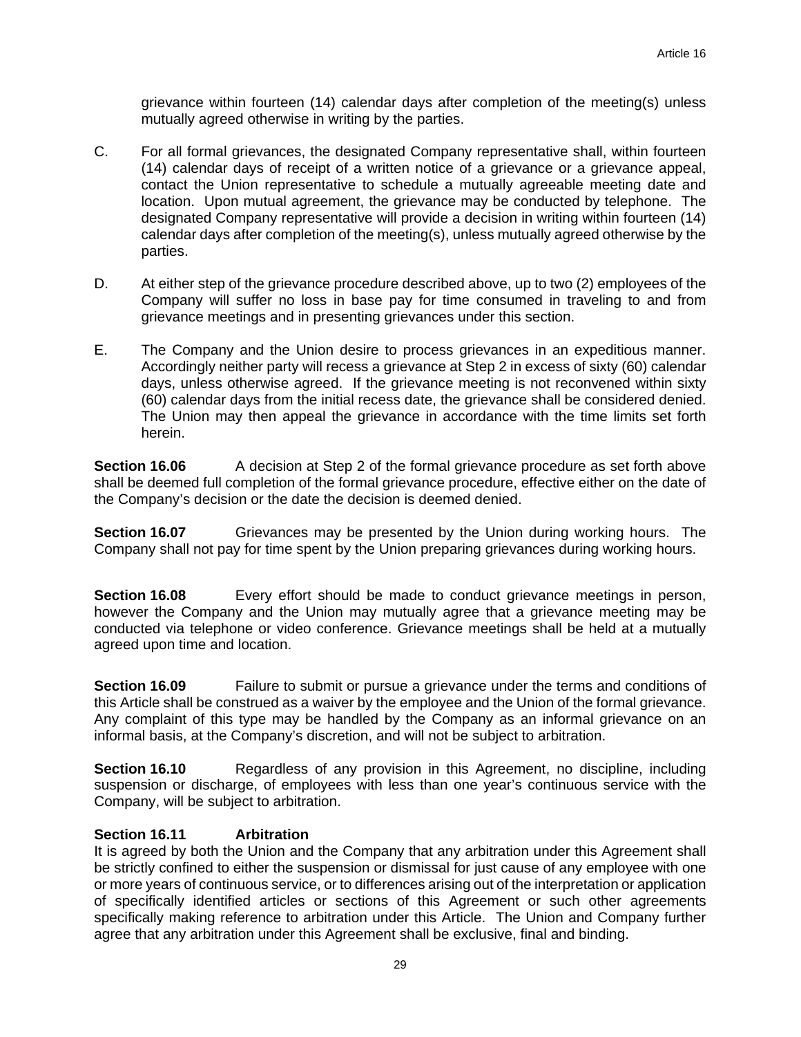grievance within fourteen (14) calendar days after completion of the meeting(s) unless mutually agreed otherwise in writing by the parties.

C. For all formal grievances, the designated Company representative shall, within fourteen (14) calendar days of receipt of a written notice of a grievance or a grievance appeal, contact the Union representative to schedule a mutually agreeable meeting date and location. Upon mutual agreement, the grievance may be conducted by telephone. The designated Company representative will provide a decision in writing within fourteen (14) calendar days after completion of the meeting(s), unless mutually agreed otherwise by the parties.

D. At either step of the grievance procedure described above, up to two (2) employees of the Company will suffer no loss in base pay for time consumed in traveling to and from grievance meetings and in presenting grievances under this section.

E. The Company and the Union desire to process grievances in an expeditious manner. Accordingly neither party will recess a grievance at Step 2 in excess of sixty (60) calendar days, unless otherwise agreed. If the grievance meeting is not reconvened within sixty (60) calendar days from the initial recess date, the grievance shall be considered denied. The Union may then appeal the grievance in accordance with the time limits set forth herein.

**Section 16.06** A decision at Step 2 of the formal grievance procedure as set forth above shall be deemed full completion of the formal grievance procedure, effective either on the date of the Company's decision or the date the decision is deemed denied.

**Section 16.07** Grievances may be presented by the Union during working hours. The Company shall not pay for time spent by the Union preparing grievances during working hours.

**Section 16.08** Every effort should be made to conduct grievance meetings in person, however the Company and the Union may mutually agree that a grievance meeting may be conducted via telephone or video conference. Grievance meetings shall be held at a mutually agreed upon time and location.

**Section 16.09** Failure to submit or pursue a grievance under the terms and conditions of this Article shall be construed as a waiver by the employee and the Union of the formal grievance. Any complaint of this type may be handled by the Company as an informal grievance on an informal basis, at the Company's discretion, and will not be subject to arbitration.

**Section 16.10** Regardless of any provision in this Agreement, no discipline, including suspension or discharge, of employees with less than one year's continuous service with the Company, will be subject to arbitration.

**Section 16.11 Arbitration**

It is agreed by both the Union and the Company that any arbitration under this Agreement shall be strictly confined to either the suspension or dismissal for just cause of any employee with one or more years of continuous service, or to differences arising out of the interpretation or application of specifically identified articles or sections of this Agreement or such other agreements specifically making reference to arbitration under this Article. The Union and Company further agree that any arbitration under this Agreement shall be exclusive, final and binding.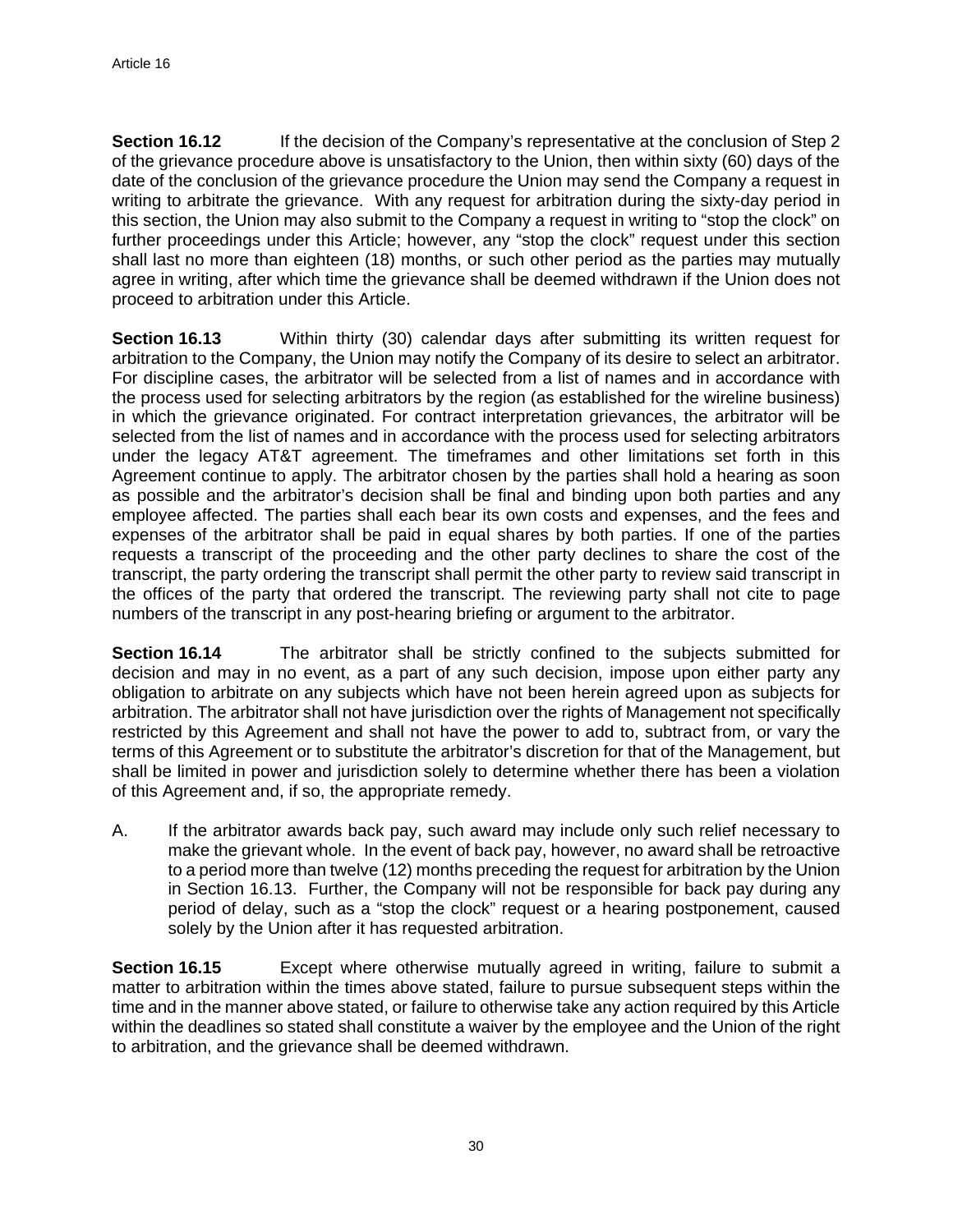**Section 16.12** If the decision of the Company's representative at the conclusion of Step 2 of the grievance procedure above is unsatisfactory to the Union, then within sixty (60) days of the date of the conclusion of the grievance procedure the Union may send the Company a request in writing to arbitrate the grievance. With any request for arbitration during the sixty-day period in this section, the Union may also submit to the Company a request in writing to "stop the clock" on further proceedings under this Article; however, any "stop the clock" request under this section shall last no more than eighteen (18) months, or such other period as the parties may mutually agree in writing, after which time the grievance shall be deemed withdrawn if the Union does not proceed to arbitration under this Article.

**Section 16.13** Within thirty (30) calendar days after submitting its written request for arbitration to the Company, the Union may notify the Company of its desire to select an arbitrator. For discipline cases, the arbitrator will be selected from a list of names and in accordance with the process used for selecting arbitrators by the region (as established for the wireline business) in which the grievance originated. For contract interpretation grievances, the arbitrator will be selected from the list of names and in accordance with the process used for selecting arbitrators under the legacy AT&T agreement. The timeframes and other limitations set forth in this Agreement continue to apply. The arbitrator chosen by the parties shall hold a hearing as soon as possible and the arbitrator's decision shall be final and binding upon both parties and any employee affected. The parties shall each bear its own costs and expenses, and the fees and expenses of the arbitrator shall be paid in equal shares by both parties. If one of the parties requests a transcript of the proceeding and the other party declines to share the cost of the transcript, the party ordering the transcript shall permit the other party to review said transcript in the offices of the party that ordered the transcript. The reviewing party shall not cite to page numbers of the transcript in any post-hearing briefing or argument to the arbitrator.

**Section 16.14** The arbitrator shall be strictly confined to the subjects submitted for decision and may in no event, as a part of any such decision, impose upon either party any obligation to arbitrate on any subjects which have not been herein agreed upon as subjects for arbitration. The arbitrator shall not have jurisdiction over the rights of Management not specifically restricted by this Agreement and shall not have the power to add to, subtract from, or vary the terms of this Agreement or to substitute the arbitrator's discretion for that of the Management, but shall be limited in power and jurisdiction solely to determine whether there has been a violation of this Agreement and, if so, the appropriate remedy.

A. If the arbitrator awards back pay, such award may include only such relief necessary to make the grievant whole. In the event of back pay, however, no award shall be retroactive to a period more than twelve (12) months preceding the request for arbitration by the Union in Section 16.13. Further, the Company will not be responsible for back pay during any period of delay, such as a "stop the clock" request or a hearing postponement, caused solely by the Union after it has requested arbitration.

**Section 16.15** Except where otherwise mutually agreed in writing, failure to submit a matter to arbitration within the times above stated, failure to pursue subsequent steps within the time and in the manner above stated, or failure to otherwise take any action required by this Article within the deadlines so stated shall constitute a waiver by the employee and the Union of the right to arbitration, and the grievance shall be deemed withdrawn.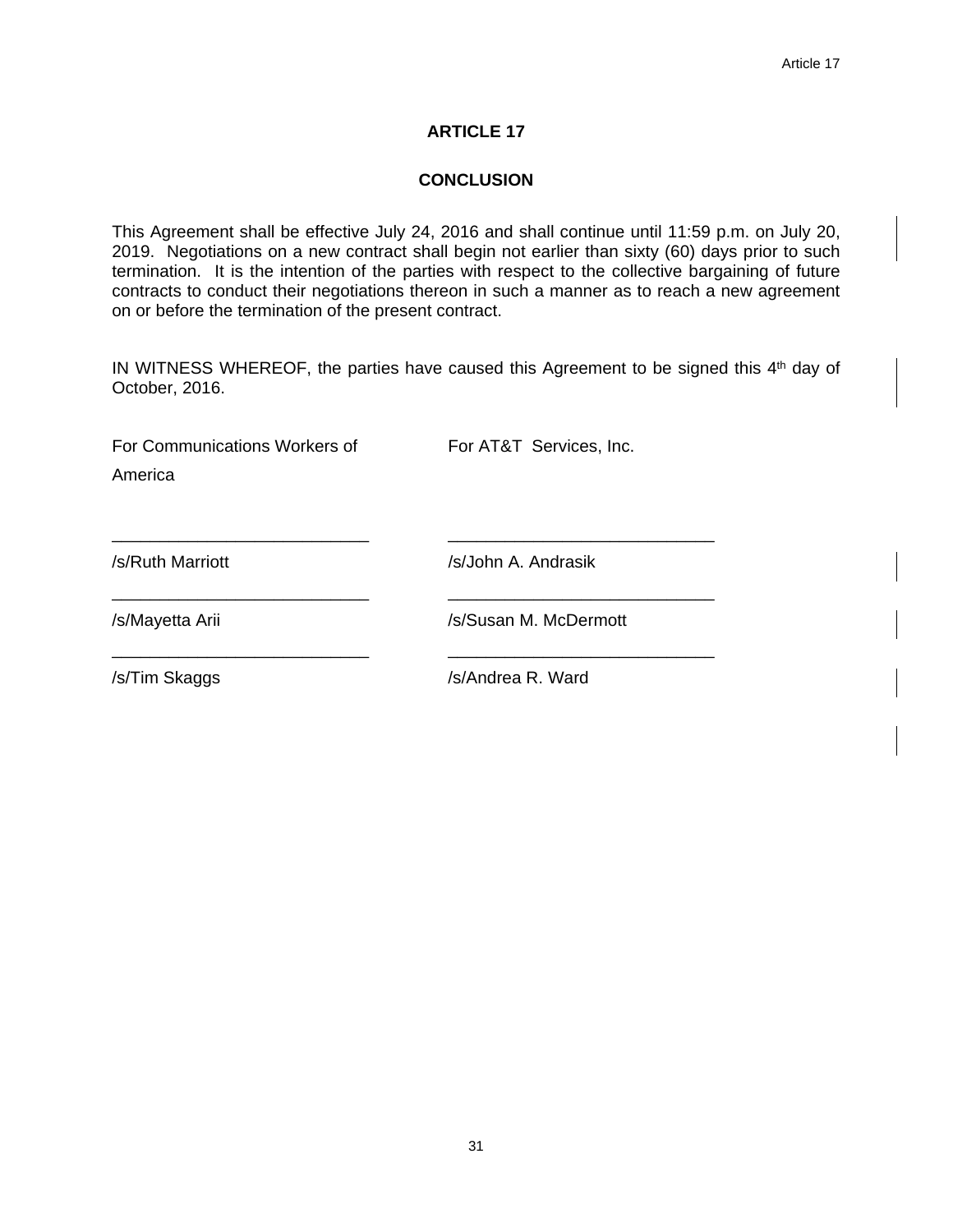# ARTICLE 17

## CONCLUSION

This Agreement shall be effective July 24, 2016 and shall continue until 11:59 p.m. on July 20, 2019. Negotiations on a new contract shall begin not earlier than sixty (60) days prior to such termination. It is the intention of the parties with respect to the collective bargaining of future contracts to conduct their negotiations thereon in such a manner as to reach a new agreement on or before the termination of the present contract.

IN WITNESS WHEREOF, the parties have caused this Agreement to be signed this 4th day of October, 2016.

| For Communications Workers of America | For AT&T Services, Inc. |
|---|---|
| /s/Ruth Marriott | /s/John A. Andrasik |
| /s/Mayetta Arii | /s/Susan M. McDermott |
| /s/Tim Skaggs | /s/Andrea R. Ward |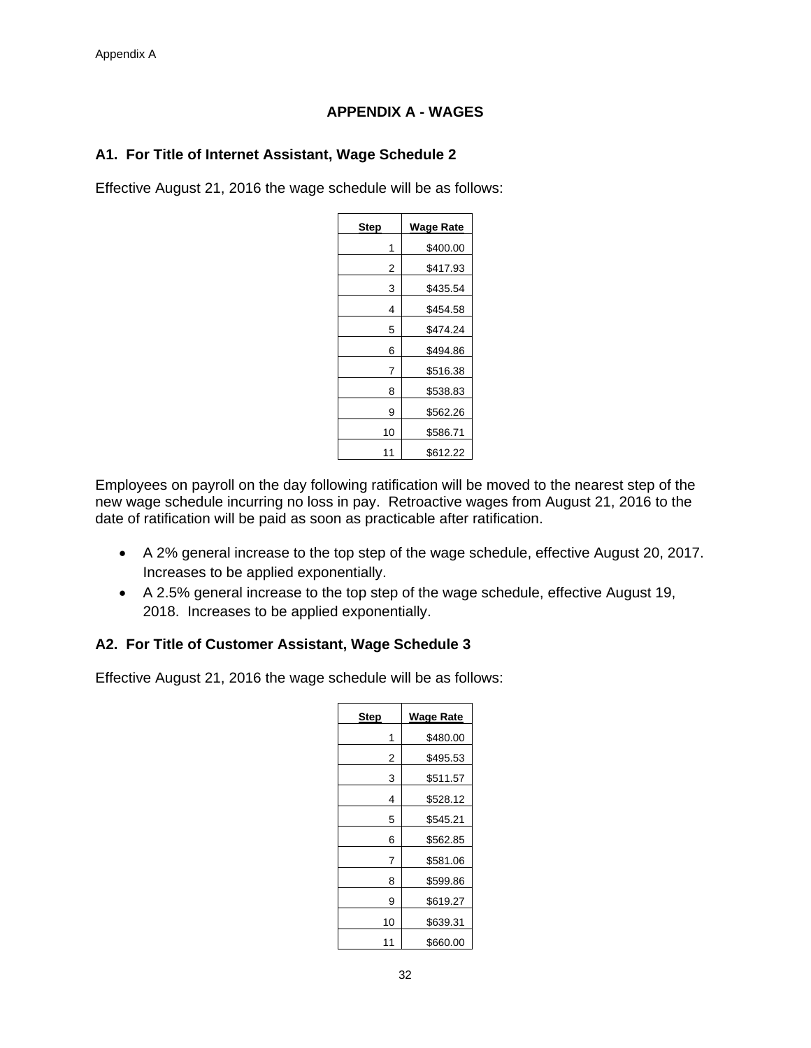## APPENDIX A - WAGES

### A1. For Title of Internet Assistant, Wage Schedule 2

Effective August 21, 2016 the wage schedule will be as follows:

| Step | Wage Rate |
|---|---|
| 1 | $400.00 |
| 2 | $417.93 |
| 3 | $435.54 |
| 4 | $454.58 |
| 5 | $474.24 |
| 6 | $494.86 |
| 7 | $516.38 |
| 8 | $538.83 |
| 9 | $562.26 |
| 10 | $586.71 |
| 11 | $612.22 |

Employees on payroll on the day following ratification will be moved to the nearest step of the new wage schedule incurring no loss in pay. Retroactive wages from August 21, 2016 to the date of ratification will be paid as soon as practicable after ratification.

- A 2% general increase to the top step of the wage schedule, effective August 20, 2017. Increases to be applied exponentially.
- A 2.5% general increase to the top step of the wage schedule, effective August 19, 2018. Increases to be applied exponentially.

### A2. For Title of Customer Assistant, Wage Schedule 3

Effective August 21, 2016 the wage schedule will be as follows:

| Step | Wage Rate |
|---|---|
| 1 | $480.00 |
| 2 | $495.53 |
| 3 | $511.57 |
| 4 | $528.12 |
| 5 | $545.21 |
| 6 | $562.85 |
| 7 | $581.06 |
| 8 | $599.86 |
| 9 | $619.27 |
| 10 | $639.31 |
| 11 | $660.00 |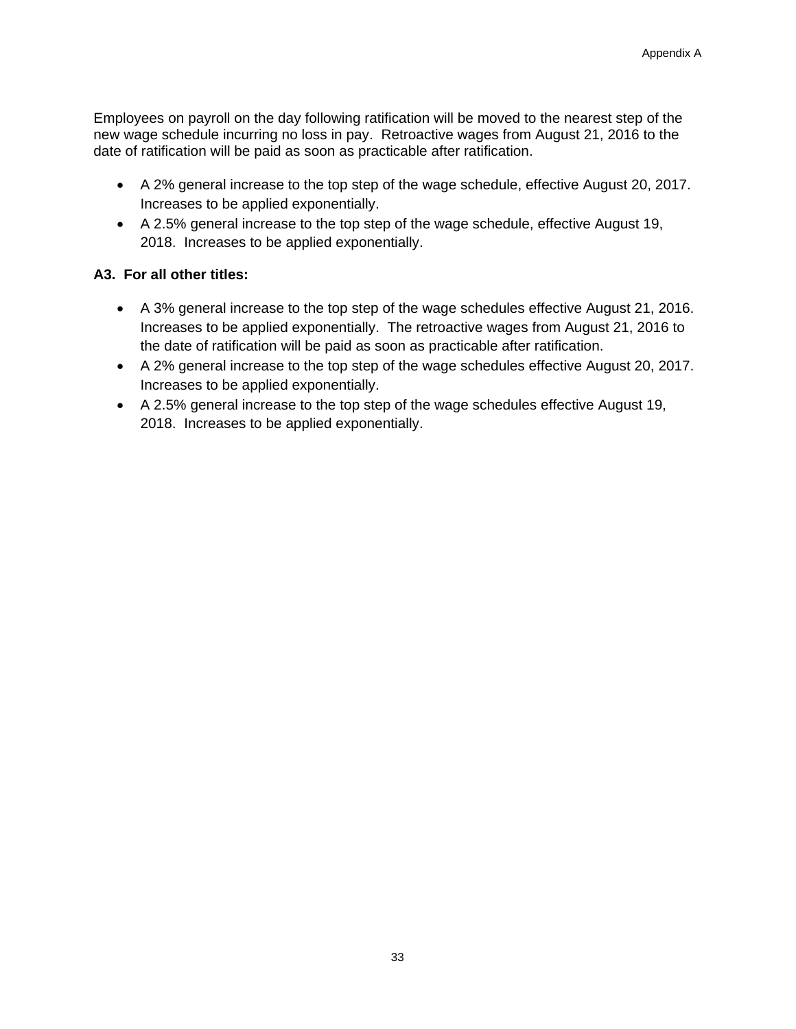Employees on payroll on the day following ratification will be moved to the nearest step of the new wage schedule incurring no loss in pay. Retroactive wages from August 21, 2016 to the date of ratification will be paid as soon as practicable after ratification.

- A 2% general increase to the top step of the wage schedule, effective August 20, 2017. Increases to be applied exponentially.
- A 2.5% general increase to the top step of the wage schedule, effective August 19, 2018. Increases to be applied exponentially.

**A3. For all other titles:**

- A 3% general increase to the top step of the wage schedules effective August 21, 2016. Increases to be applied exponentially. The retroactive wages from August 21, 2016 to the date of ratification will be paid as soon as practicable after ratification.
- A 2% general increase to the top step of the wage schedules effective August 20, 2017. Increases to be applied exponentially.
- A 2.5% general increase to the top step of the wage schedules effective August 19, 2018. Increases to be applied exponentially.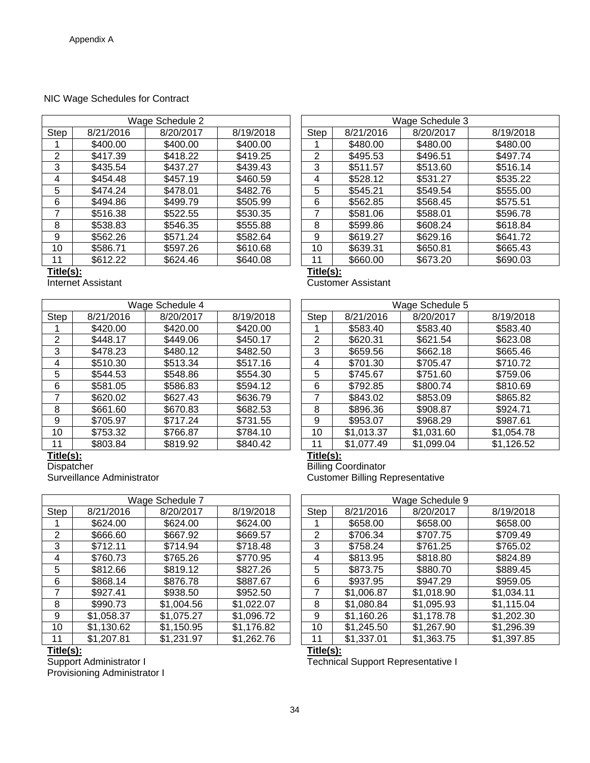Appendix A

NIC Wage Schedules for Contract

| Wage Schedule 2 | | | |
|---|---|---|---|
| Step | 8/21/2016 | 8/20/2017 | 8/19/2018 |
| 1 | $400.00 | $400.00 | $400.00 |
| 2 | $417.39 | $418.22 | $419.25 |
| 3 | $435.54 | $437.27 | $439.43 |
| 4 | $454.48 | $457.19 | $460.59 |
| 5 | $474.24 | $478.01 | $482.76 |
| 6 | $494.86 | $499.79 | $505.99 |
| 7 | $516.38 | $522.55 | $530.35 |
| 8 | $538.83 | $546.35 | $555.88 |
| 9 | $562.26 | $571.24 | $582.64 |
| 10 | $586.71 | $597.26 | $610.68 |
| 11 | $612.22 | $624.46 | $640.08 |

**Title(s):**
Internet Assistant

| Wage Schedule 3 | | | |
|---|---|---|---|
| Step | 8/21/2016 | 8/20/2017 | 8/19/2018 |
| 1 | $480.00 | $480.00 | $480.00 |
| 2 | $495.53 | $496.51 | $497.74 |
| 3 | $511.57 | $513.60 | $516.14 |
| 4 | $528.12 | $531.27 | $535.22 |
| 5 | $545.21 | $549.54 | $555.00 |
| 6 | $562.85 | $568.45 | $575.51 |
| 7 | $581.06 | $588.01 | $596.78 |
| 8 | $599.86 | $608.24 | $618.84 |
| 9 | $619.27 | $629.16 | $641.72 |
| 10 | $639.31 | $650.81 | $665.43 |
| 11 | $660.00 | $673.20 | $690.03 |

**Title(s):**
Customer Assistant

| Wage Schedule 4 | | | |
|---|---|---|---|
| Step | 8/21/2016 | 8/20/2017 | 8/19/2018 |
| 1 | $420.00 | $420.00 | $420.00 |
| 2 | $448.17 | $449.06 | $450.17 |
| 3 | $478.23 | $480.12 | $482.50 |
| 4 | $510.30 | $513.34 | $517.16 |
| 5 | $544.53 | $548.86 | $554.30 |
| 6 | $581.05 | $586.83 | $594.12 |
| 7 | $620.02 | $627.43 | $636.79 |
| 8 | $661.60 | $670.83 | $682.53 |
| 9 | $705.97 | $717.24 | $731.55 |
| 10 | $753.32 | $766.87 | $784.10 |
| 11 | $803.84 | $819.92 | $840.42 |

**Title(s):**
Dispatcher
Surveillance Administrator

| Wage Schedule 5 | | | |
|---|---|---|---|
| Step | 8/21/2016 | 8/20/2017 | 8/19/2018 |
| 1 | $583.40 | $583.40 | $583.40 |
| 2 | $620.31 | $621.54 | $623.08 |
| 3 | $659.56 | $662.18 | $665.46 |
| 4 | $701.30 | $705.47 | $710.72 |
| 5 | $745.67 | $751.60 | $759.06 |
| 6 | $792.85 | $800.74 | $810.69 |
| 7 | $843.02 | $853.09 | $865.82 |
| 8 | $896.36 | $908.87 | $924.71 |
| 9 | $953.07 | $968.29 | $987.61 |
| 10 | $1,013.37 | $1,031.60 | $1,054.78 |
| 11 | $1,077.49 | $1,099.04 | $1,126.52 |

**Title(s):**
Billing Coordinator
Customer Billing Representative

| Wage Schedule 7 | | | |
|---|---|---|---|
| Step | 8/21/2016 | 8/20/2017 | 8/19/2018 |
| 1 | $624.00 | $624.00 | $624.00 |
| 2 | $666.60 | $667.92 | $669.57 |
| 3 | $712.11 | $714.94 | $718.48 |
| 4 | $760.73 | $765.26 | $770.95 |
| 5 | $812.66 | $819.12 | $827.26 |
| 6 | $868.14 | $876.78 | $887.67 |
| 7 | $927.41 | $938.50 | $952.50 |
| 8 | $990.73 | $1,004.56 | $1,022.07 |
| 9 | $1,058.37 | $1,075.27 | $1,096.72 |
| 10 | $1,130.62 | $1,150.95 | $1,176.82 |
| 11 | $1,207.81 | $1,231.97 | $1,262.76 |

**Title(s):**
Support Administrator I
Provisioning Administrator I

| Wage Schedule 9 | | | |
|---|---|---|---|
| Step | 8/21/2016 | 8/20/2017 | 8/19/2018 |
| 1 | $658.00 | $658.00 | $658.00 |
| 2 | $706.34 | $707.75 | $709.49 |
| 3 | $758.24 | $761.25 | $765.02 |
| 4 | $813.95 | $818.80 | $824.89 |
| 5 | $873.75 | $880.70 | $889.45 |
| 6 | $937.95 | $947.29 | $959.05 |
| 7 | $1,006.87 | $1,018.90 | $1,034.11 |
| 8 | $1,080.84 | $1,095.93 | $1,115.04 |
| 9 | $1,160.26 | $1,178.78 | $1,202.30 |
| 10 | $1,245.50 | $1,267.90 | $1,296.39 |
| 11 | $1,337.01 | $1,363.75 | $1,397.85 |

**Title(s):**
Technical Support Representative I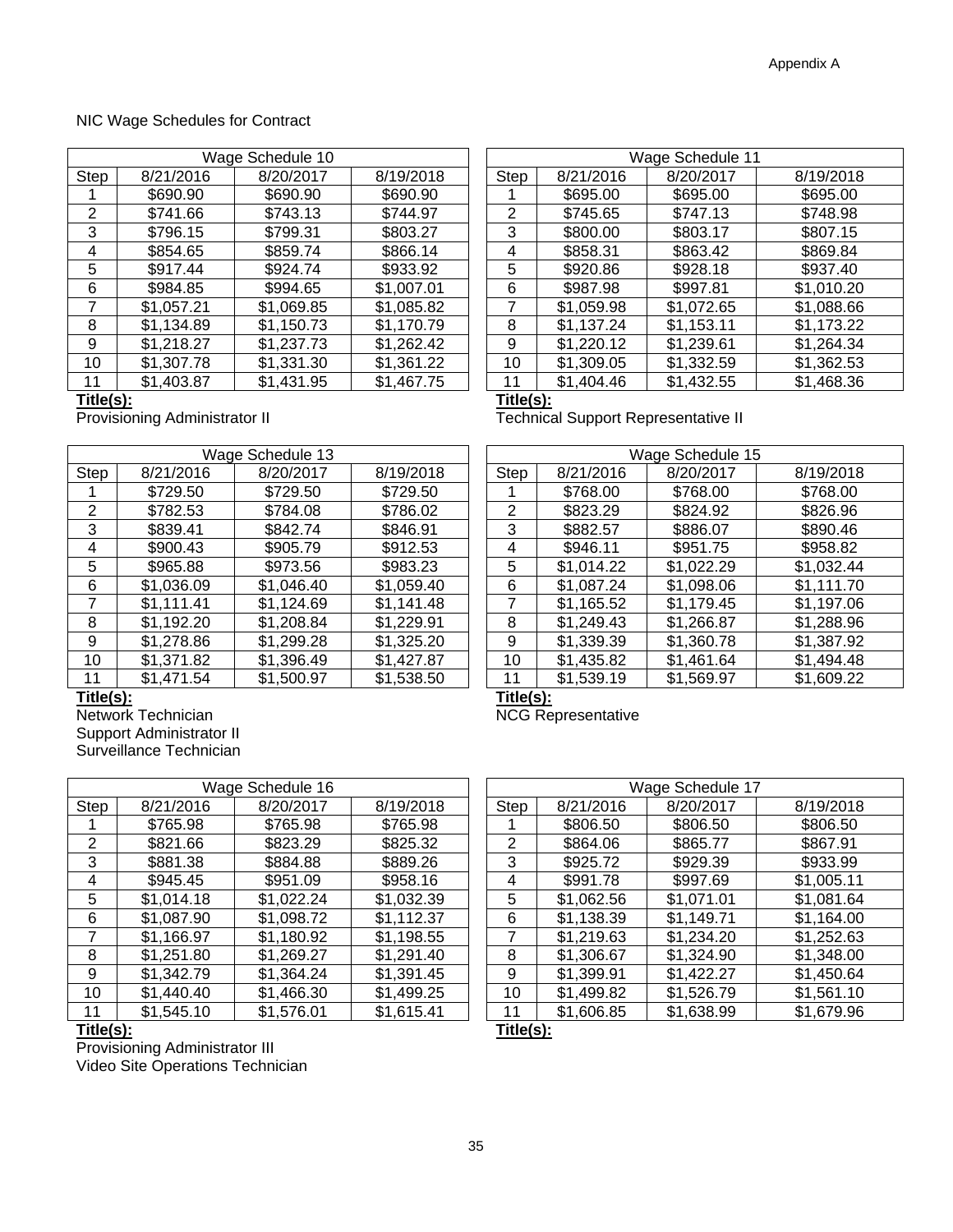Appendix A

NIC Wage Schedules for Contract

| Wage Schedule 10 | | | |
|---|---|---|---|
| Step | 8/21/2016 | 8/20/2017 | 8/19/2018 |
| 1 | $690.90 | $690.90 | $690.90 |
| 2 | $741.66 | $743.13 | $744.97 |
| 3 | $796.15 | $799.31 | $803.27 |
| 4 | $854.65 | $859.74 | $866.14 |
| 5 | $917.44 | $924.74 | $933.92 |
| 6 | $984.85 | $994.65 | $1,007.01 |
| 7 | $1,057.21 | $1,069.85 | $1,085.82 |
| 8 | $1,134.89 | $1,150.73 | $1,170.79 |
| 9 | $1,218.27 | $1,237.73 | $1,262.42 |
| 10 | $1,307.78 | $1,331.30 | $1,361.22 |
| 11 | $1,403.87 | $1,431.95 | $1,467.75 |

**Title(s):**
Provisioning Administrator II

| Wage Schedule 11 | | | |
|---|---|---|---|
| Step | 8/21/2016 | 8/20/2017 | 8/19/2018 |
| 1 | $695.00 | $695.00 | $695.00 |
| 2 | $745.65 | $747.13 | $748.98 |
| 3 | $800.00 | $803.17 | $807.15 |
| 4 | $858.31 | $863.42 | $869.84 |
| 5 | $920.86 | $928.18 | $937.40 |
| 6 | $987.98 | $997.81 | $1,010.20 |
| 7 | $1,059.98 | $1,072.65 | $1,088.66 |
| 8 | $1,137.24 | $1,153.11 | $1,173.22 |
| 9 | $1,220.12 | $1,239.61 | $1,264.34 |
| 10 | $1,309.05 | $1,332.59 | $1,362.53 |
| 11 | $1,404.46 | $1,432.55 | $1,468.36 |

**Title(s):**
Technical Support Representative II

| Wage Schedule 13 | | | |
|---|---|---|---|
| Step | 8/21/2016 | 8/20/2017 | 8/19/2018 |
| 1 | $729.50 | $729.50 | $729.50 |
| 2 | $782.53 | $784.08 | $786.02 |
| 3 | $839.41 | $842.74 | $846.91 |
| 4 | $900.43 | $905.79 | $912.53 |
| 5 | $965.88 | $973.56 | $983.23 |
| 6 | $1,036.09 | $1,046.40 | $1,059.40 |
| 7 | $1,111.41 | $1,124.69 | $1,141.48 |
| 8 | $1,192.20 | $1,208.84 | $1,229.91 |
| 9 | $1,278.86 | $1,299.28 | $1,325.20 |
| 10 | $1,371.82 | $1,396.49 | $1,427.87 |
| 11 | $1,471.54 | $1,500.97 | $1,538.50 |

**Title(s):**
Network Technician
Support Administrator II
Surveillance Technician

| Wage Schedule 15 | | | |
|---|---|---|---|
| Step | 8/21/2016 | 8/20/2017 | 8/19/2018 |
| 1 | $768.00 | $768.00 | $768.00 |
| 2 | $823.29 | $824.92 | $826.96 |
| 3 | $882.57 | $886.07 | $890.46 |
| 4 | $946.11 | $951.75 | $958.82 |
| 5 | $1,014.22 | $1,022.29 | $1,032.44 |
| 6 | $1,087.24 | $1,098.06 | $1,111.70 |
| 7 | $1,165.52 | $1,179.45 | $1,197.06 |
| 8 | $1,249.43 | $1,266.87 | $1,288.96 |
| 9 | $1,339.39 | $1,360.78 | $1,387.92 |
| 10 | $1,435.82 | $1,461.64 | $1,494.48 |
| 11 | $1,539.19 | $1,569.97 | $1,609.22 |

**Title(s):**
NCG Representative

| Wage Schedule 16 | | | |
|---|---|---|---|
| Step | 8/21/2016 | 8/20/2017 | 8/19/2018 |
| 1 | $765.98 | $765.98 | $765.98 |
| 2 | $821.66 | $823.29 | $825.32 |
| 3 | $881.38 | $884.88 | $889.26 |
| 4 | $945.45 | $951.09 | $958.16 |
| 5 | $1,014.18 | $1,022.24 | $1,032.39 |
| 6 | $1,087.90 | $1,098.72 | $1,112.37 |
| 7 | $1,166.97 | $1,180.92 | $1,198.55 |
| 8 | $1,251.80 | $1,269.27 | $1,291.40 |
| 9 | $1,342.79 | $1,364.24 | $1,391.45 |
| 10 | $1,440.40 | $1,466.30 | $1,499.25 |
| 11 | $1,545.10 | $1,576.01 | $1,615.41 |

**Title(s):**
Provisioning Administrator III
Video Site Operations Technician

| Wage Schedule 17 | | | |
|---|---|---|---|
| Step | 8/21/2016 | 8/20/2017 | 8/19/2018 |
| 1 | $806.50 | $806.50 | $806.50 |
| 2 | $864.06 | $865.77 | $867.91 |
| 3 | $925.72 | $929.39 | $933.99 |
| 4 | $991.78 | $997.69 | $1,005.11 |
| 5 | $1,062.56 | $1,071.01 | $1,081.64 |
| 6 | $1,138.39 | $1,149.71 | $1,164.00 |
| 7 | $1,219.63 | $1,234.20 | $1,252.63 |
| 8 | $1,306.67 | $1,324.90 | $1,348.00 |
| 9 | $1,399.91 | $1,422.27 | $1,450.64 |
| 10 | $1,499.82 | $1,526.79 | $1,561.10 |
| 11 | $1,606.85 | $1,638.99 | $1,679.96 |

**Title(s):**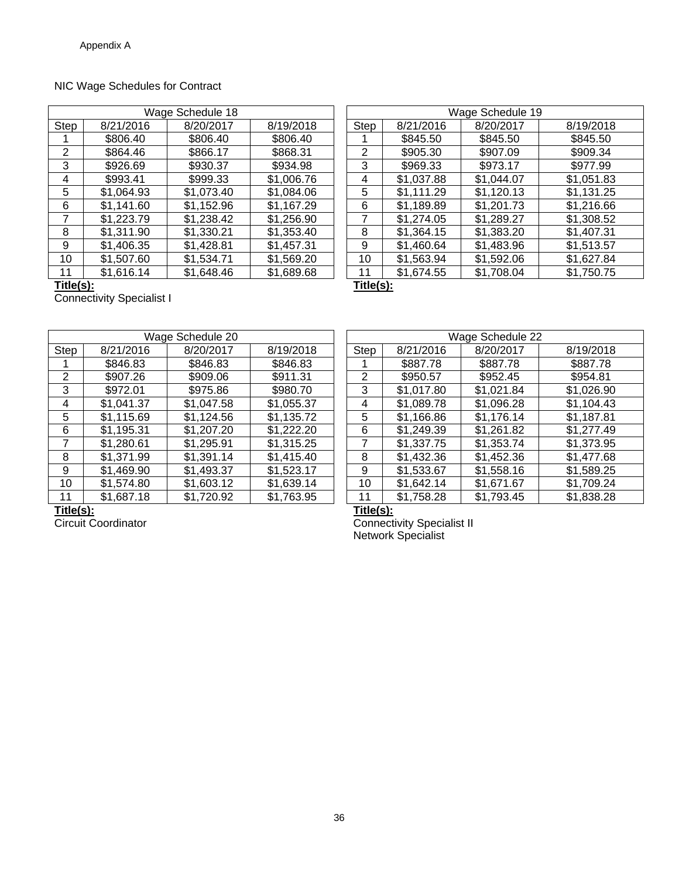Appendix A

NIC Wage Schedules for Contract

| Wage Schedule 18 | | | |
|---|---|---|---|
| Step | 8/21/2016 | 8/20/2017 | 8/19/2018 |
| 1 | $806.40 | $806.40 | $806.40 |
| 2 | $864.46 | $866.17 | $868.31 |
| 3 | $926.69 | $930.37 | $934.98 |
| 4 | $993.41 | $999.33 | $1,006.76 |
| 5 | $1,064.93 | $1,073.40 | $1,084.06 |
| 6 | $1,141.60 | $1,152.96 | $1,167.29 |
| 7 | $1,223.79 | $1,238.42 | $1,256.90 |
| 8 | $1,311.90 | $1,330.21 | $1,353.40 |
| 9 | $1,406.35 | $1,428.81 | $1,457.31 |
| 10 | $1,507.60 | $1,534.71 | $1,569.20 |
| 11 | $1,616.14 | $1,648.46 | $1,689.68 |

**Title(s):**
Connectivity Specialist I

| Wage Schedule 19 | | | |
|---|---|---|---|
| Step | 8/21/2016 | 8/20/2017 | 8/19/2018 |
| 1 | $845.50 | $845.50 | $845.50 |
| 2 | $905.30 | $907.09 | $909.34 |
| 3 | $969.33 | $973.17 | $977.99 |
| 4 | $1,037.88 | $1,044.07 | $1,051.83 |
| 5 | $1,111.29 | $1,120.13 | $1,131.25 |
| 6 | $1,189.89 | $1,201.73 | $1,216.66 |
| 7 | $1,274.05 | $1,289.27 | $1,308.52 |
| 8 | $1,364.15 | $1,383.20 | $1,407.31 |
| 9 | $1,460.64 | $1,483.96 | $1,513.57 |
| 10 | $1,563.94 | $1,592.06 | $1,627.84 |
| 11 | $1,674.55 | $1,708.04 | $1,750.75 |

**Title(s):**

| Wage Schedule 20 | | | |
|---|---|---|---|
| Step | 8/21/2016 | 8/20/2017 | 8/19/2018 |
| 1 | $846.83 | $846.83 | $846.83 |
| 2 | $907.26 | $909.06 | $911.31 |
| 3 | $972.01 | $975.86 | $980.70 |
| 4 | $1,041.37 | $1,047.58 | $1,055.37 |
| 5 | $1,115.69 | $1,124.56 | $1,135.72 |
| 6 | $1,195.31 | $1,207.20 | $1,222.20 |
| 7 | $1,280.61 | $1,295.91 | $1,315.25 |
| 8 | $1,371.99 | $1,391.14 | $1,415.40 |
| 9 | $1,469.90 | $1,493.37 | $1,523.17 |
| 10 | $1,574.80 | $1,603.12 | $1,639.14 |
| 11 | $1,687.18 | $1,720.92 | $1,763.95 |

**Title(s):**
Circuit Coordinator

| Wage Schedule 22 | | | |
|---|---|---|---|
| Step | 8/21/2016 | 8/20/2017 | 8/19/2018 |
| 1 | $887.78 | $887.78 | $887.78 |
| 2 | $950.57 | $952.45 | $954.81 |
| 3 | $1,017.80 | $1,021.84 | $1,026.90 |
| 4 | $1,089.78 | $1,096.28 | $1,104.43 |
| 5 | $1,166.86 | $1,176.14 | $1,187.81 |
| 6 | $1,249.39 | $1,261.82 | $1,277.49 |
| 7 | $1,337.75 | $1,353.74 | $1,373.95 |
| 8 | $1,432.36 | $1,452.36 | $1,477.68 |
| 9 | $1,533.67 | $1,558.16 | $1,589.25 |
| 10 | $1,642.14 | $1,671.67 | $1,709.24 |
| 11 | $1,758.28 | $1,793.45 | $1,838.28 |

**Title(s):**
Connectivity Specialist II
Network Specialist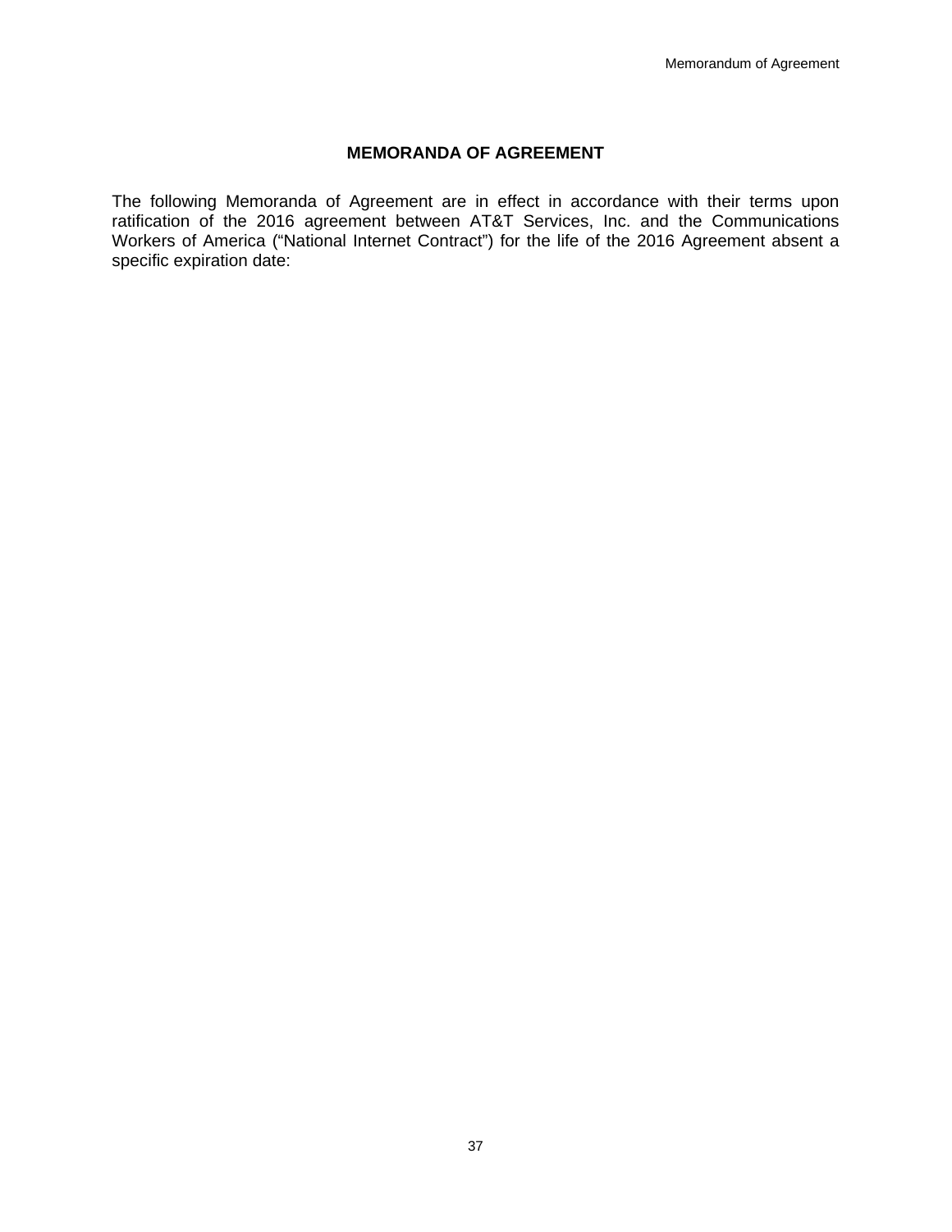# MEMORANDA OF AGREEMENT

The following Memoranda of Agreement are in effect in accordance with their terms upon ratification of the 2016 agreement between AT&T Services, Inc. and the Communications Workers of America (“National Internet Contract”) for the life of the 2016 Agreement absent a specific expiration date: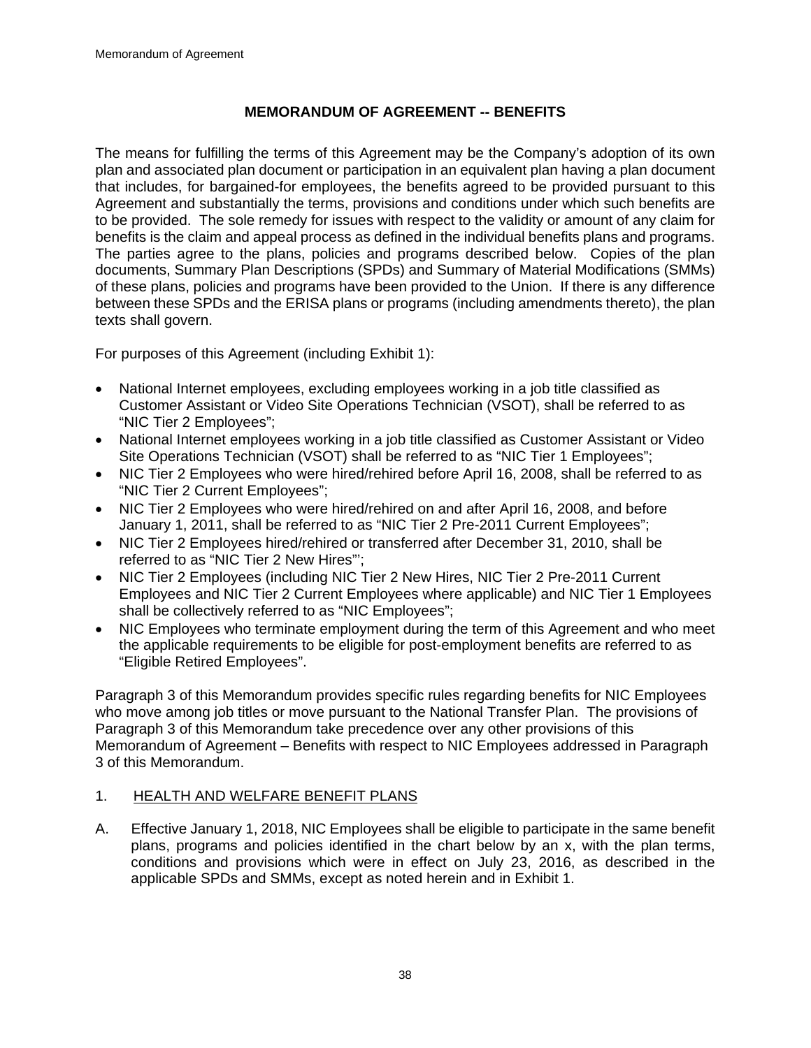# MEMORANDUM OF AGREEMENT -- BENEFITS

The means for fulfilling the terms of this Agreement may be the Company's adoption of its own plan and associated plan document or participation in an equivalent plan having a plan document that includes, for bargained-for employees, the benefits agreed to be provided pursuant to this Agreement and substantially the terms, provisions and conditions under which such benefits are to be provided. The sole remedy for issues with respect to the validity or amount of any claim for benefits is the claim and appeal process as defined in the individual benefits plans and programs. The parties agree to the plans, policies and programs described below. Copies of the plan documents, Summary Plan Descriptions (SPDs) and Summary of Material Modifications (SMMs) of these plans, policies and programs have been provided to the Union. If there is any difference between these SPDs and the ERISA plans or programs (including amendments thereto), the plan texts shall govern.

For purposes of this Agreement (including Exhibit 1):

- National Internet employees, excluding employees working in a job title classified as Customer Assistant or Video Site Operations Technician (VSOT), shall be referred to as "NIC Tier 2 Employees";
- National Internet employees working in a job title classified as Customer Assistant or Video Site Operations Technician (VSOT) shall be referred to as "NIC Tier 1 Employees";
- NIC Tier 2 Employees who were hired/rehired before April 16, 2008, shall be referred to as "NIC Tier 2 Current Employees";
- NIC Tier 2 Employees who were hired/rehired on and after April 16, 2008, and before January 1, 2011, shall be referred to as "NIC Tier 2 Pre-2011 Current Employees";
- NIC Tier 2 Employees hired/rehired or transferred after December 31, 2010, shall be referred to as "NIC Tier 2 New Hires"';
- NIC Tier 2 Employees (including NIC Tier 2 New Hires, NIC Tier 2 Pre-2011 Current Employees and NIC Tier 2 Current Employees where applicable) and NIC Tier 1 Employees shall be collectively referred to as "NIC Employees";
- NIC Employees who terminate employment during the term of this Agreement and who meet the applicable requirements to be eligible for post-employment benefits are referred to as "Eligible Retired Employees".

Paragraph 3 of this Memorandum provides specific rules regarding benefits for NIC Employees who move among job titles or move pursuant to the National Transfer Plan. The provisions of Paragraph 3 of this Memorandum take precedence over any other provisions of this Memorandum of Agreement – Benefits with respect to NIC Employees addressed in Paragraph 3 of this Memorandum.

1. HEALTH AND WELFARE BENEFIT PLANS

A. Effective January 1, 2018, NIC Employees shall be eligible to participate in the same benefit plans, programs and policies identified in the chart below by an x, with the plan terms, conditions and provisions which were in effect on July 23, 2016, as described in the applicable SPDs and SMMs, except as noted herein and in Exhibit 1.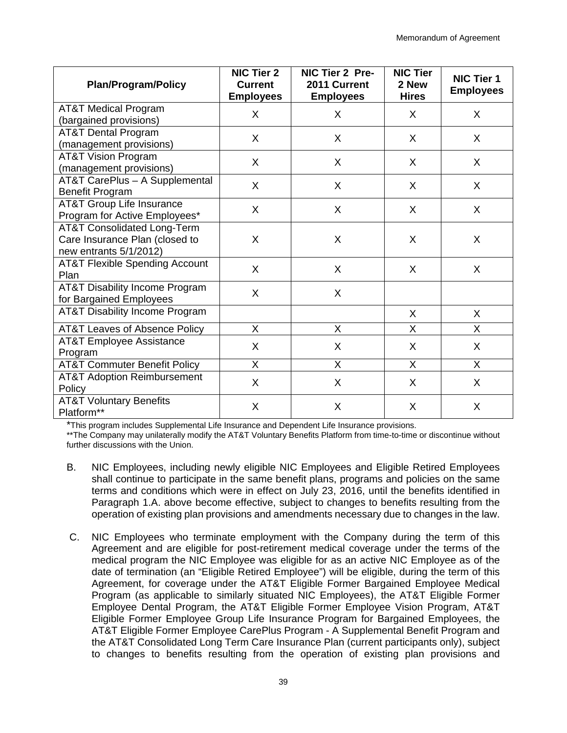| Plan/Program/Policy | NIC Tier 2 Current Employees | NIC Tier 2 Pre-2011 Current Employees | NIC Tier 2 New Hires | NIC Tier 1 Employees |
|---|---|---|---|---|
| AT&T Medical Program (bargained provisions) | X | X | X | X |
| AT&T Dental Program (management provisions) | X | X | X | X |
| AT&T Vision Program (management provisions) | X | X | X | X |
| AT&T CarePlus – A Supplemental Benefit Program | X | X | X | X |
| AT&T Group Life Insurance Program for Active Employees* | X | X | X | X |
| AT&T Consolidated Long-Term Care Insurance Plan (closed to new entrants 5/1/2012) | X | X | X | X |
| AT&T Flexible Spending Account Plan | X | X | X | X |
| AT&T Disability Income Program for Bargained Employees | X | X | | |
| AT&T Disability Income Program | | | X | X |
| AT&T Leaves of Absence Policy | X | X | X | X |
| AT&T Employee Assistance Program | X | X | X | X |
| AT&T Commuter Benefit Policy | X | X | X | X |
| AT&T Adoption Reimbursement Policy | X | X | X | X |
| AT&T Voluntary Benefits Platform** | X | X | X | X |

*This program includes Supplemental Life Insurance and Dependent Life Insurance provisions.

**The Company may unilaterally modify the AT&T Voluntary Benefits Platform from time-to-time or discontinue without further discussions with the Union.

B. NIC Employees, including newly eligible NIC Employees and Eligible Retired Employees shall continue to participate in the same benefit plans, programs and policies on the same terms and conditions which were in effect on July 23, 2016, until the benefits identified in Paragraph 1.A. above become effective, subject to changes to benefits resulting from the operation of existing plan provisions and amendments necessary due to changes in the law.

C. NIC Employees who terminate employment with the Company during the term of this Agreement and are eligible for post-retirement medical coverage under the terms of the medical program the NIC Employee was eligible for as an active NIC Employee as of the date of termination (an "Eligible Retired Employee") will be eligible, during the term of this Agreement, for coverage under the AT&T Eligible Former Bargained Employee Medical Program (as applicable to similarly situated NIC Employees), the AT&T Eligible Former Employee Dental Program, the AT&T Eligible Former Employee Vision Program, AT&T Eligible Former Employee Group Life Insurance Program for Bargained Employees, the AT&T Eligible Former Employee CarePlus Program - A Supplemental Benefit Program and the AT&T Consolidated Long Term Care Insurance Plan (current participants only), subject to changes to benefits resulting from the operation of existing plan provisions and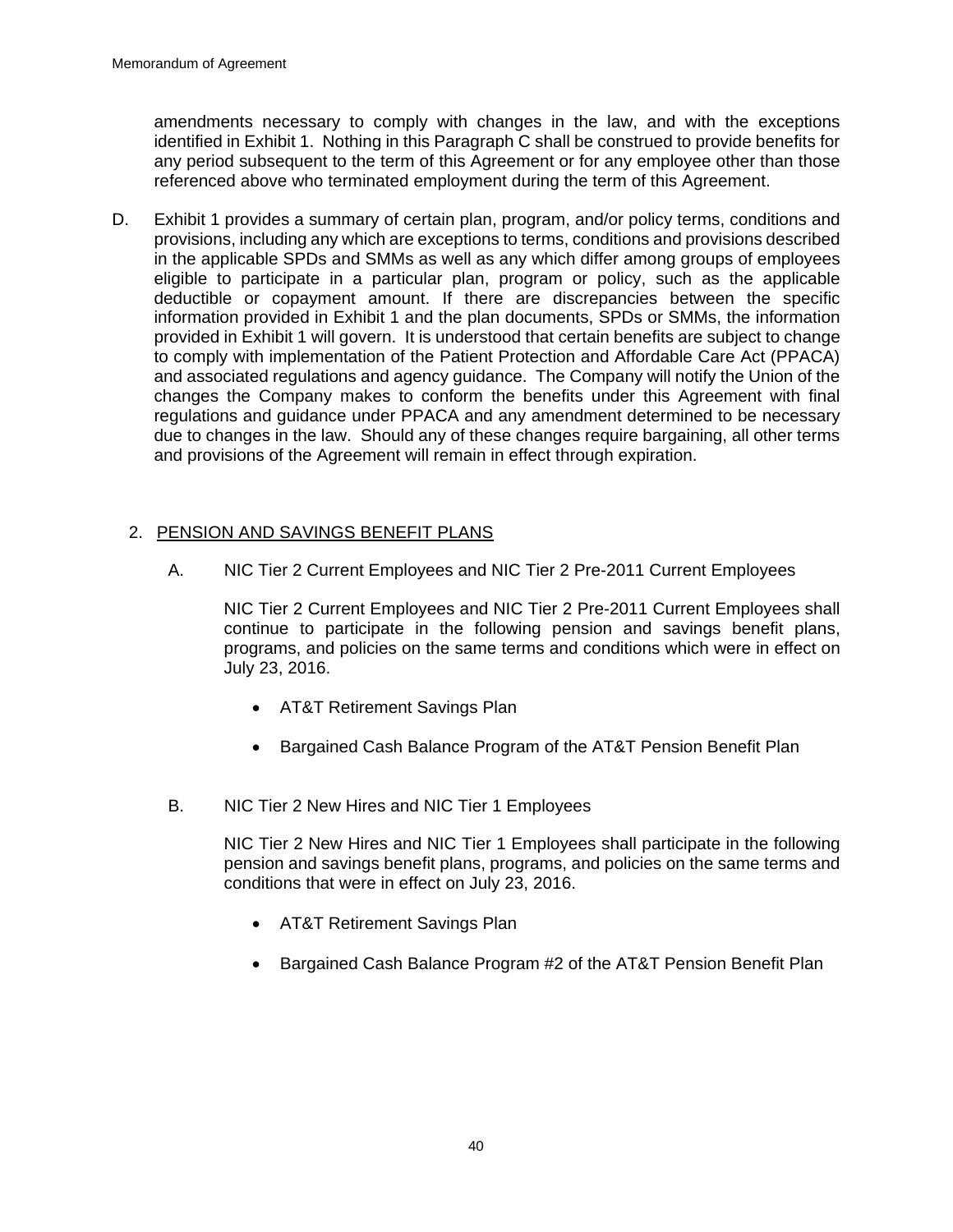amendments necessary to comply with changes in the law, and with the exceptions identified in Exhibit 1. Nothing in this Paragraph C shall be construed to provide benefits for any period subsequent to the term of this Agreement or for any employee other than those referenced above who terminated employment during the term of this Agreement.

D. Exhibit 1 provides a summary of certain plan, program, and/or policy terms, conditions and provisions, including any which are exceptions to terms, conditions and provisions described in the applicable SPDs and SMMs as well as any which differ among groups of employees eligible to participate in a particular plan, program or policy, such as the applicable deductible or copayment amount. If there are discrepancies between the specific information provided in Exhibit 1 and the plan documents, SPDs or SMMs, the information provided in Exhibit 1 will govern. It is understood that certain benefits are subject to change to comply with implementation of the Patient Protection and Affordable Care Act (PPACA) and associated regulations and agency guidance. The Company will notify the Union of the changes the Company makes to conform the benefits under this Agreement with final regulations and guidance under PPACA and any amendment determined to be necessary due to changes in the law. Should any of these changes require bargaining, all other terms and provisions of the Agreement will remain in effect through expiration.

2. PENSION AND SAVINGS BENEFIT PLANS

A. NIC Tier 2 Current Employees and NIC Tier 2 Pre-2011 Current Employees

NIC Tier 2 Current Employees and NIC Tier 2 Pre-2011 Current Employees shall continue to participate in the following pension and savings benefit plans, programs, and policies on the same terms and conditions which were in effect on July 23, 2016.

- AT&T Retirement Savings Plan
- Bargained Cash Balance Program of the AT&T Pension Benefit Plan

B. NIC Tier 2 New Hires and NIC Tier 1 Employees

NIC Tier 2 New Hires and NIC Tier 1 Employees shall participate in the following pension and savings benefit plans, programs, and policies on the same terms and conditions that were in effect on July 23, 2016.

- AT&T Retirement Savings Plan
- Bargained Cash Balance Program #2 of the AT&T Pension Benefit Plan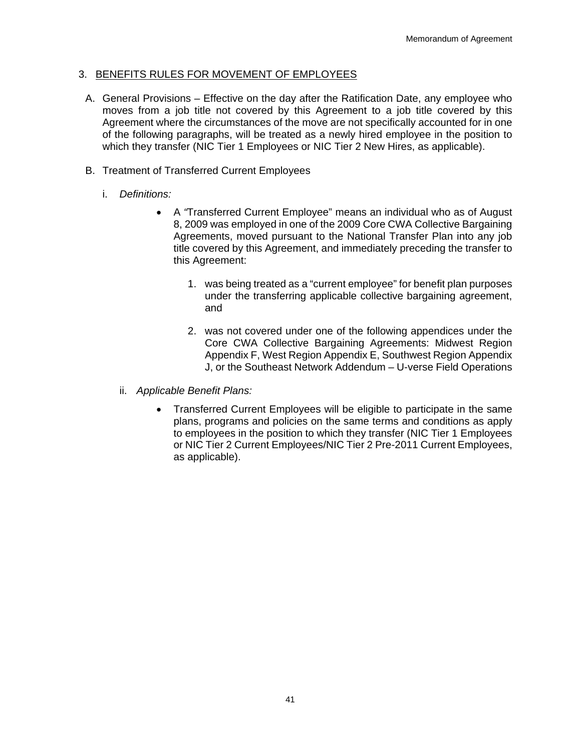## 3. BENEFITS RULES FOR MOVEMENT OF EMPLOYEES

A. General Provisions – Effective on the day after the Ratification Date, any employee who moves from a job title not covered by this Agreement to a job title covered by this Agreement where the circumstances of the move are not specifically accounted for in one of the following paragraphs, will be treated as a newly hired employee in the position to which they transfer (NIC Tier 1 Employees or NIC Tier 2 New Hires, as applicable).

B. Treatment of Transferred Current Employees

i. *Definitions:*

- A "Transferred Current Employee" means an individual who as of August 8, 2009 was employed in one of the 2009 Core CWA Collective Bargaining Agreements, moved pursuant to the National Transfer Plan into any job title covered by this Agreement, and immediately preceding the transfer to this Agreement:

    1. was being treated as a "current employee" for benefit plan purposes under the transferring applicable collective bargaining agreement, and

    2. was not covered under one of the following appendices under the Core CWA Collective Bargaining Agreements: Midwest Region Appendix F, West Region Appendix E, Southwest Region Appendix J, or the Southeast Network Addendum – U-verse Field Operations

ii. *Applicable Benefit Plans:*

- Transferred Current Employees will be eligible to participate in the same plans, programs and policies on the same terms and conditions as apply to employees in the position to which they transfer (NIC Tier 1 Employees or NIC Tier 2 Current Employees/NIC Tier 2 Pre-2011 Current Employees, as applicable).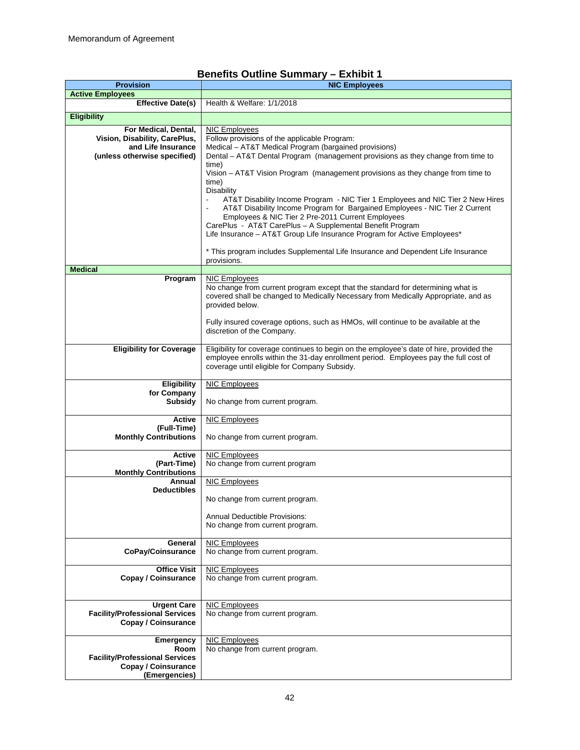Memorandum of Agreement

## Benefits Outline Summary – Exhibit 1

| Provision | NIC Employees |
|---|---|
| **Active Employees** | |
| **Effective Date(s)** | Health & Welfare: 1/1/2018 |
| **Eligibility** | |
| **For Medical, Dental, Vision, Disability, CarePlus, and Life Insurance (unless otherwise specified)** | NIC Employees<br>Follow provisions of the applicable Program:<br>Medical – AT&T Medical Program (bargained provisions)<br>Dental – AT&T Dental Program (management provisions as they change from time to time)<br>Vision – AT&T Vision Program (management provisions as they change from time to time)<br>Disability<br>- AT&T Disability Income Program - NIC Tier 1 Employees and NIC Tier 2 New Hires<br>- AT&T Disability Income Program for Bargained Employees - NIC Tier 2 Current Employees & NIC Tier 2 Pre-2011 Current Employees<br>CarePlus - AT&T CarePlus – A Supplemental Benefit Program<br>Life Insurance – AT&T Group Life Insurance Program for Active Employees*<br><br>* This program includes Supplemental Life Insurance and Dependent Life Insurance provisions. |
| **Medical** | |
| **Program** | NIC Employees<br>No change from current program except that the standard for determining what is covered shall be changed to Medically Necessary from Medically Appropriate, and as provided below.<br><br>Fully insured coverage options, such as HMOs, will continue to be available at the discretion of the Company. |
| **Eligibility for Coverage** | Eligibility for coverage continues to begin on the employee's date of hire, provided the employee enrolls within the 31-day enrollment period. Employees pay the full cost of coverage until eligible for Company Subsidy. |
| **Eligibility for Company Subsidy** | NIC Employees<br><br>No change from current program. |
| **Active (Full-Time) Monthly Contributions** | NIC Employees<br><br>No change from current program. |
| **Active (Part-Time) Monthly Contributions** | NIC Employees<br>No change from current program |
| **Annual Deductibles** | NIC Employees<br><br>No change from current program.<br><br>Annual Deductible Provisions:<br>No change from current program. |
| **General CoPay/Coinsurance** | NIC Employees<br>No change from current program. |
| **Office Visit Copay / Coinsurance** | NIC Employees<br>No change from current program. |
| **Urgent Care Facility/Professional Services Copay / Coinsurance** | NIC Employees<br>No change from current program. |
| **Emergency Room Facility/Professional Services Copay / Coinsurance (Emergencies)** | NIC Employees<br>No change from current program. |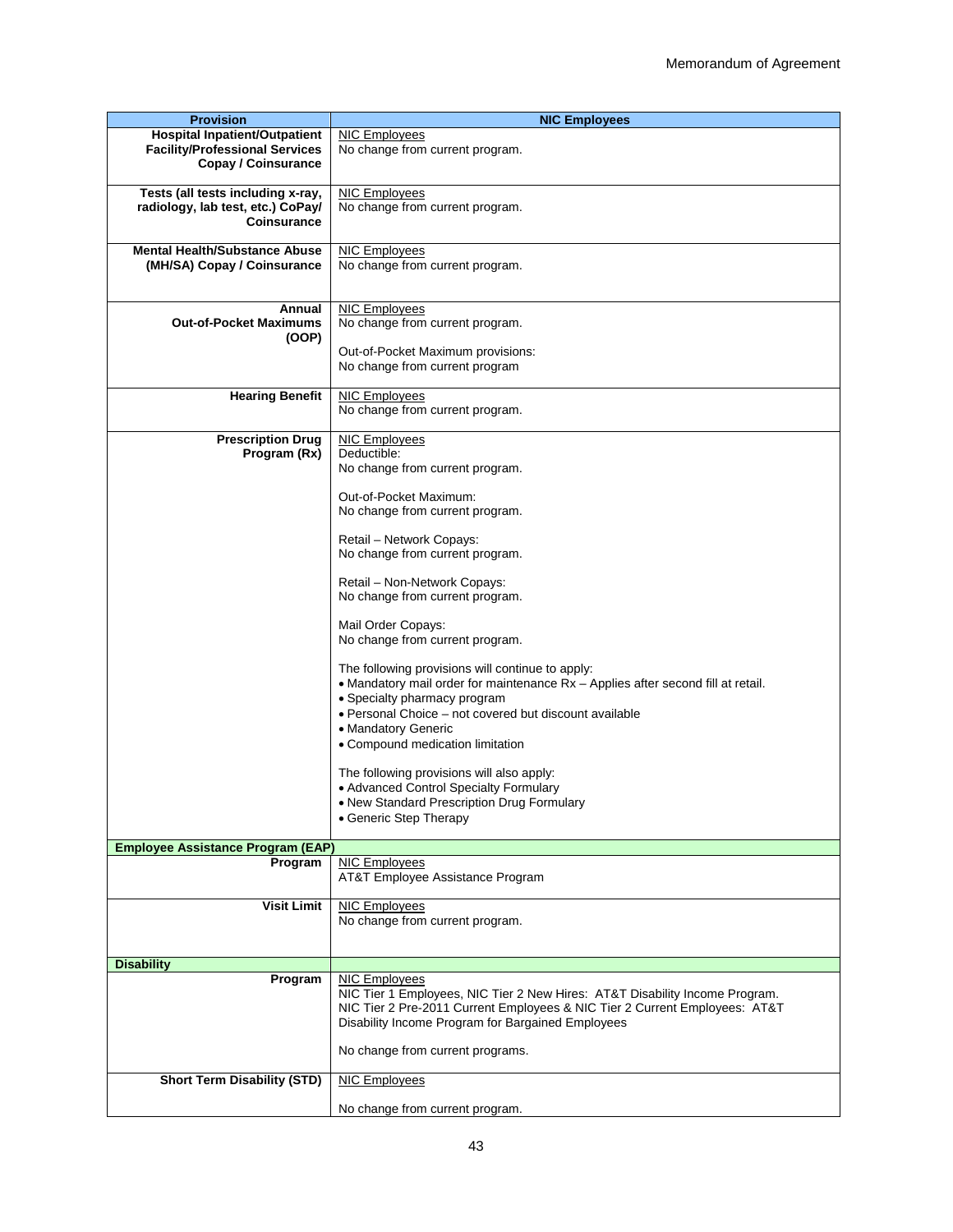| Provision | NIC Employees |
|---|---|
| **Hospital Inpatient/Outpatient Facility/Professional Services Copay / Coinsurance** | NIC Employees<br>No change from current program. |
| **Tests (all tests including x-ray, radiology, lab test, etc.) CoPay/ Coinsurance** | NIC Employees<br>No change from current program. |
| **Mental Health/Substance Abuse (MH/SA) Copay / Coinsurance** | NIC Employees<br>No change from current program. |
| **Annual Out-of-Pocket Maximums (OOP)** | NIC Employees<br>No change from current program.<br><br>Out-of-Pocket Maximum provisions:<br>No change from current program |
| **Hearing Benefit** | NIC Employees<br>No change from current program. |
| **Prescription Drug Program (Rx)** | NIC Employees<br>Deductible:<br>No change from current program.<br><br>Out-of-Pocket Maximum:<br>No change from current program.<br><br>Retail – Network Copays:<br>No change from current program.<br><br>Retail – Non-Network Copays:<br>No change from current program.<br><br>Mail Order Copays:<br>No change from current program.<br><br>The following provisions will continue to apply:<br>• Mandatory mail order for maintenance Rx – Applies after second fill at retail.<br>• Specialty pharmacy program<br>• Personal Choice – not covered but discount available<br>• Mandatory Generic<br>• Compound medication limitation<br><br>The following provisions will also apply:<br>• Advanced Control Specialty Formulary<br>• New Standard Prescription Drug Formulary<br>• Generic Step Therapy |
| **Employee Assistance Program (EAP)** | |
| **Program** | NIC Employees<br>AT&T Employee Assistance Program |
| **Visit Limit** | NIC Employees<br>No change from current program. |
| **Disability** | |
| **Program** | NIC Employees<br>NIC Tier 1 Employees, NIC Tier 2 New Hires: AT&T Disability Income Program.<br>NIC Tier 2 Pre-2011 Current Employees & NIC Tier 2 Current Employees: AT&T Disability Income Program for Bargained Employees<br><br>No change from current programs. |
| **Short Term Disability (STD)** | NIC Employees<br><br>No change from current program. |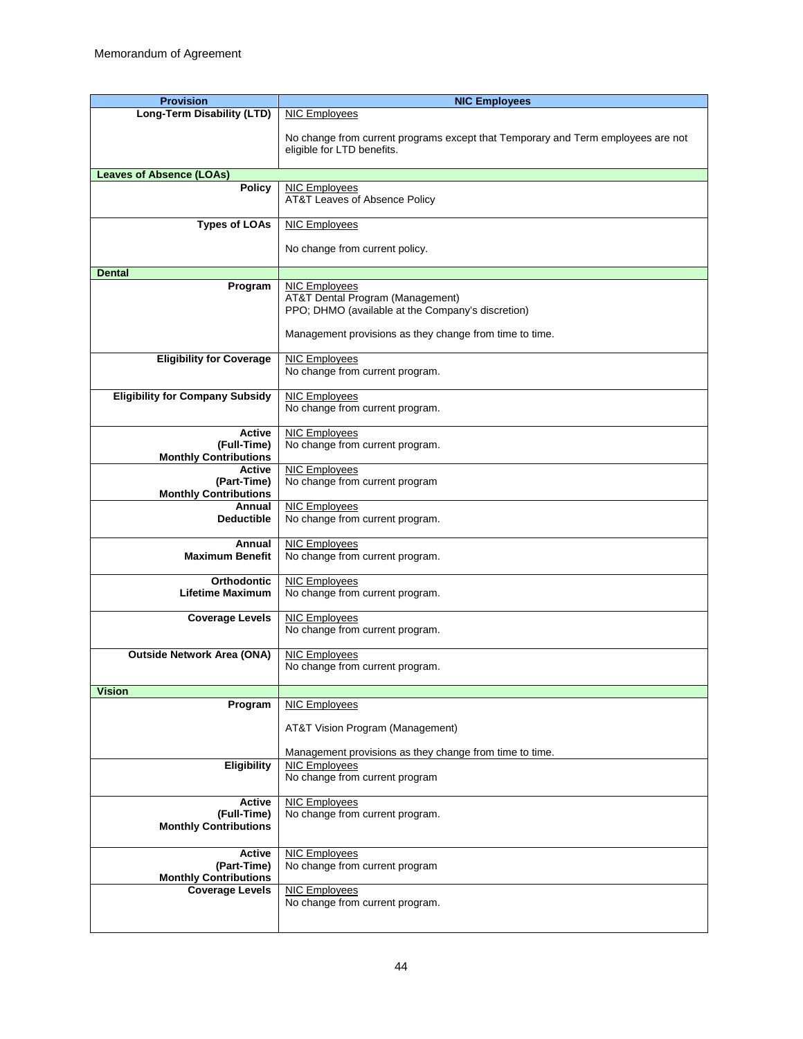Memorandum of Agreement

| Provision | NIC Employees |
|---|---|
| **Long-Term Disability (LTD)** | NIC Employees<br><br>No change from current programs except that Temporary and Term employees are not eligible for LTD benefits. |
| **Leaves of Absence (LOAs)** | |
| **Policy** | NIC Employees<br>AT&T Leaves of Absence Policy |
| **Types of LOAs** | NIC Employees<br><br>No change from current policy. |
| **Dental** | |
| **Program** | NIC Employees<br>AT&T Dental Program (Management)<br>PPO; DHMO (available at the Company's discretion)<br><br>Management provisions as they change from time to time. |
| **Eligibility for Coverage** | NIC Employees<br>No change from current program. |
| **Eligibility for Company Subsidy** | NIC Employees<br>No change from current program. |
| **Active (Full-Time) Monthly Contributions** | NIC Employees<br>No change from current program. |
| **Active (Part-Time) Monthly Contributions** | NIC Employees<br>No change from current program |
| **Annual Deductible** | NIC Employees<br>No change from current program. |
| **Annual Maximum Benefit** | NIC Employees<br>No change from current program. |
| **Orthodontic Lifetime Maximum** | NIC Employees<br>No change from current program. |
| **Coverage Levels** | NIC Employees<br>No change from current program. |
| **Outside Network Area (ONA)** | NIC Employees<br>No change from current program. |
| **Vision** | |
| **Program** | NIC Employees<br><br>AT&T Vision Program (Management)<br><br>Management provisions as they change from time to time. |
| **Eligibility** | NIC Employees<br>No change from current program |
| **Active (Full-Time) Monthly Contributions** | NIC Employees<br>No change from current program. |
| **Active (Part-Time) Monthly Contributions** | NIC Employees<br>No change from current program |
| **Coverage Levels** | NIC Employees<br>No change from current program. |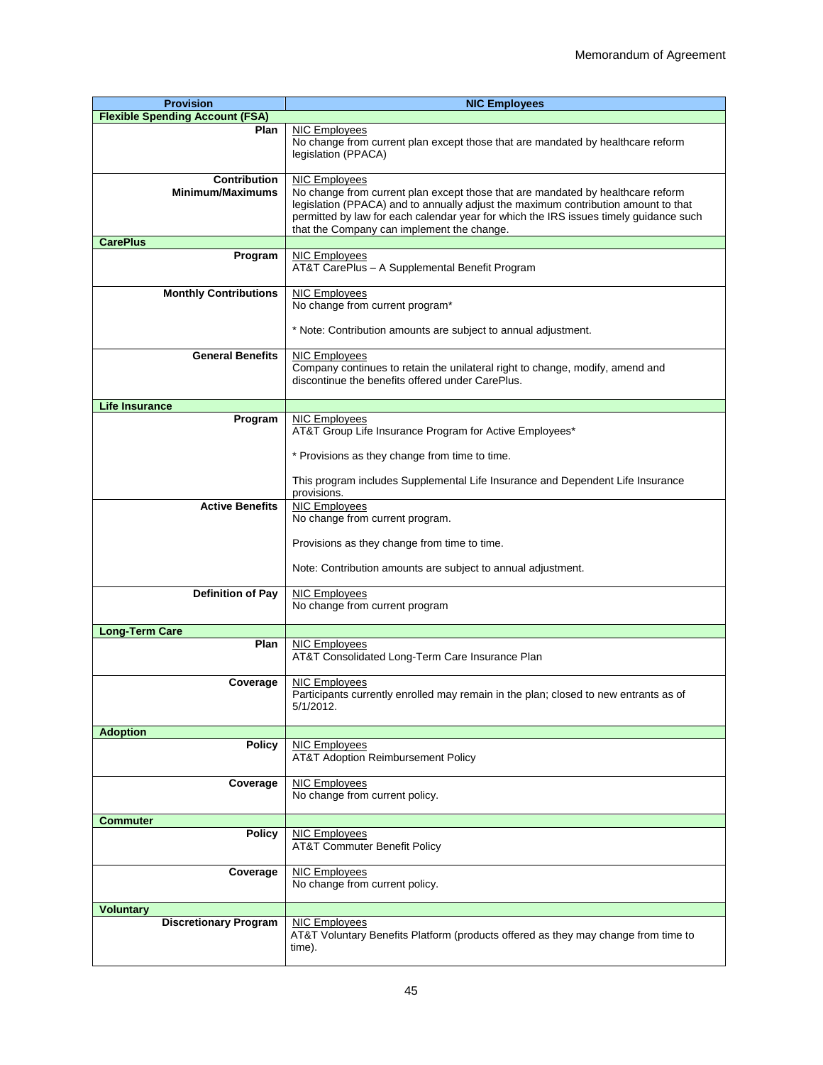| Provision | NIC Employees |
|---|---|
| **Flexible Spending Account (FSA)** | |
| **Plan** | NIC Employees<br>No change from current plan except those that are mandated by healthcare reform legislation (PPACA) |
| **Contribution Minimum/Maximums** | NIC Employees<br>No change from current plan except those that are mandated by healthcare reform legislation (PPACA) and to annually adjust the maximum contribution amount to that permitted by law for each calendar year for which the IRS issues timely guidance such that the Company can implement the change. |
| **CarePlus** | |
| **Program** | NIC Employees<br>AT&T CarePlus – A Supplemental Benefit Program |
| **Monthly Contributions** | NIC Employees<br>No change from current program*<br><br>* Note: Contribution amounts are subject to annual adjustment. |
| **General Benefits** | NIC Employees<br>Company continues to retain the unilateral right to change, modify, amend and discontinue the benefits offered under CarePlus. |
| **Life Insurance** | |
| **Program** | NIC Employees<br>AT&T Group Life Insurance Program for Active Employees*<br><br>* Provisions as they change from time to time.<br><br>This program includes Supplemental Life Insurance and Dependent Life Insurance provisions. |
| **Active Benefits** | NIC Employees<br>No change from current program.<br><br>Provisions as they change from time to time.<br><br>Note: Contribution amounts are subject to annual adjustment. |
| **Definition of Pay** | NIC Employees<br>No change from current program |
| **Long-Term Care** | |
| **Plan** | NIC Employees<br>AT&T Consolidated Long-Term Care Insurance Plan |
| **Coverage** | NIC Employees<br>Participants currently enrolled may remain in the plan; closed to new entrants as of 5/1/2012. |
| **Adoption** | |
| **Policy** | NIC Employees<br>AT&T Adoption Reimbursement Policy |
| **Coverage** | NIC Employees<br>No change from current policy. |
| **Commuter** | |
| **Policy** | NIC Employees<br>AT&T Commuter Benefit Policy |
| **Coverage** | NIC Employees<br>No change from current policy. |
| **Voluntary** | |
| **Discretionary Program** | NIC Employees<br>AT&T Voluntary Benefits Platform (products offered as they may change from time to time). |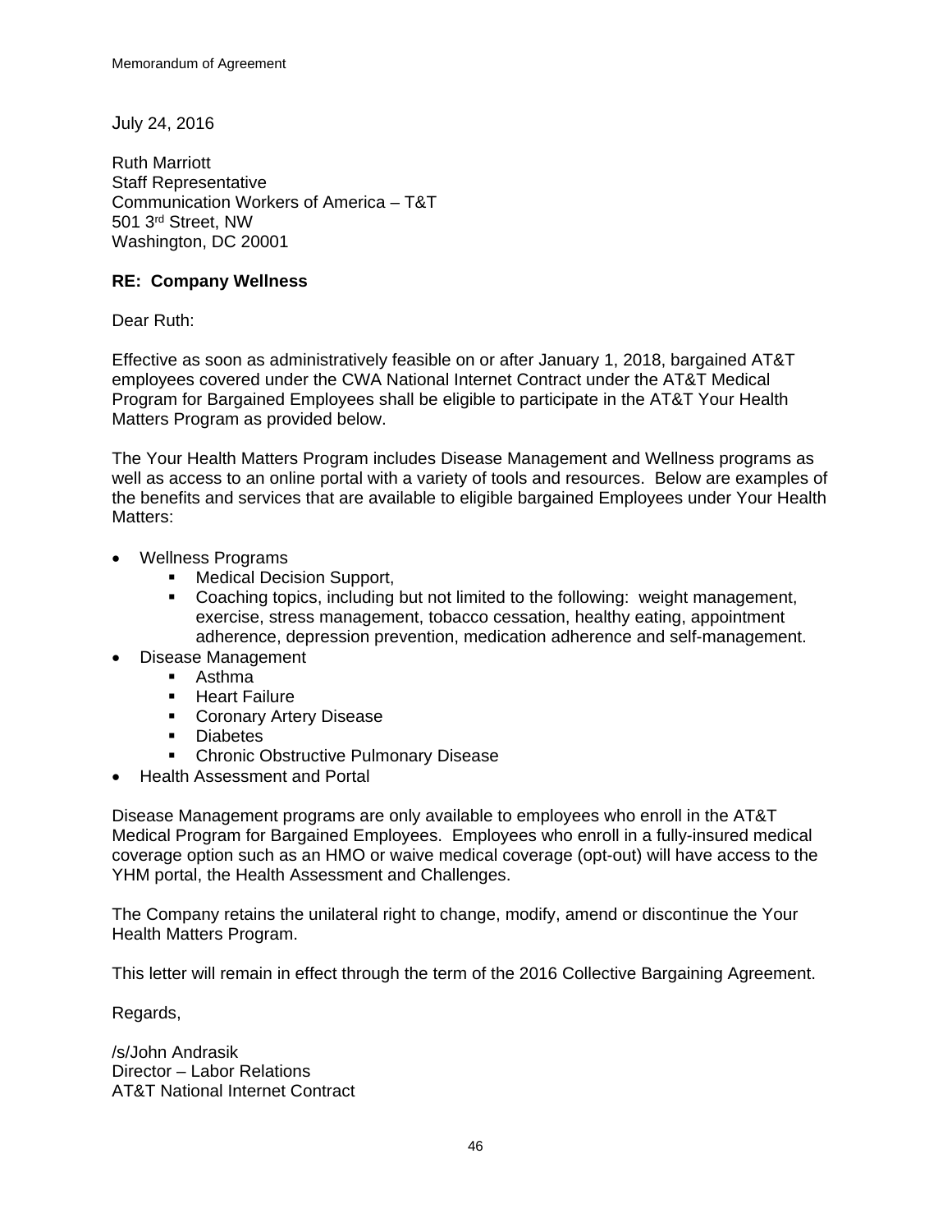July 24, 2016

Ruth Marriott
Staff Representative
Communication Workers of America – T&T
501 3rd Street, NW
Washington, DC 20001

**RE: Company Wellness**

Dear Ruth:

Effective as soon as administratively feasible on or after January 1, 2018, bargained AT&T employees covered under the CWA National Internet Contract under the AT&T Medical Program for Bargained Employees shall be eligible to participate in the AT&T Your Health Matters Program as provided below.

The Your Health Matters Program includes Disease Management and Wellness programs as well as access to an online portal with a variety of tools and resources. Below are examples of the benefits and services that are available to eligible bargained Employees under Your Health Matters:

- Wellness Programs
  - Medical Decision Support,
  - Coaching topics, including but not limited to the following: weight management, exercise, stress management, tobacco cessation, healthy eating, appointment adherence, depression prevention, medication adherence and self-management.
- Disease Management
  - Asthma
  - Heart Failure
  - Coronary Artery Disease
  - Diabetes
  - Chronic Obstructive Pulmonary Disease
- Health Assessment and Portal

Disease Management programs are only available to employees who enroll in the AT&T Medical Program for Bargained Employees. Employees who enroll in a fully-insured medical coverage option such as an HMO or waive medical coverage (opt-out) will have access to the YHM portal, the Health Assessment and Challenges.

The Company retains the unilateral right to change, modify, amend or discontinue the Your Health Matters Program.

This letter will remain in effect through the term of the 2016 Collective Bargaining Agreement.

Regards,

/s/John Andrasik
Director – Labor Relations
AT&T National Internet Contract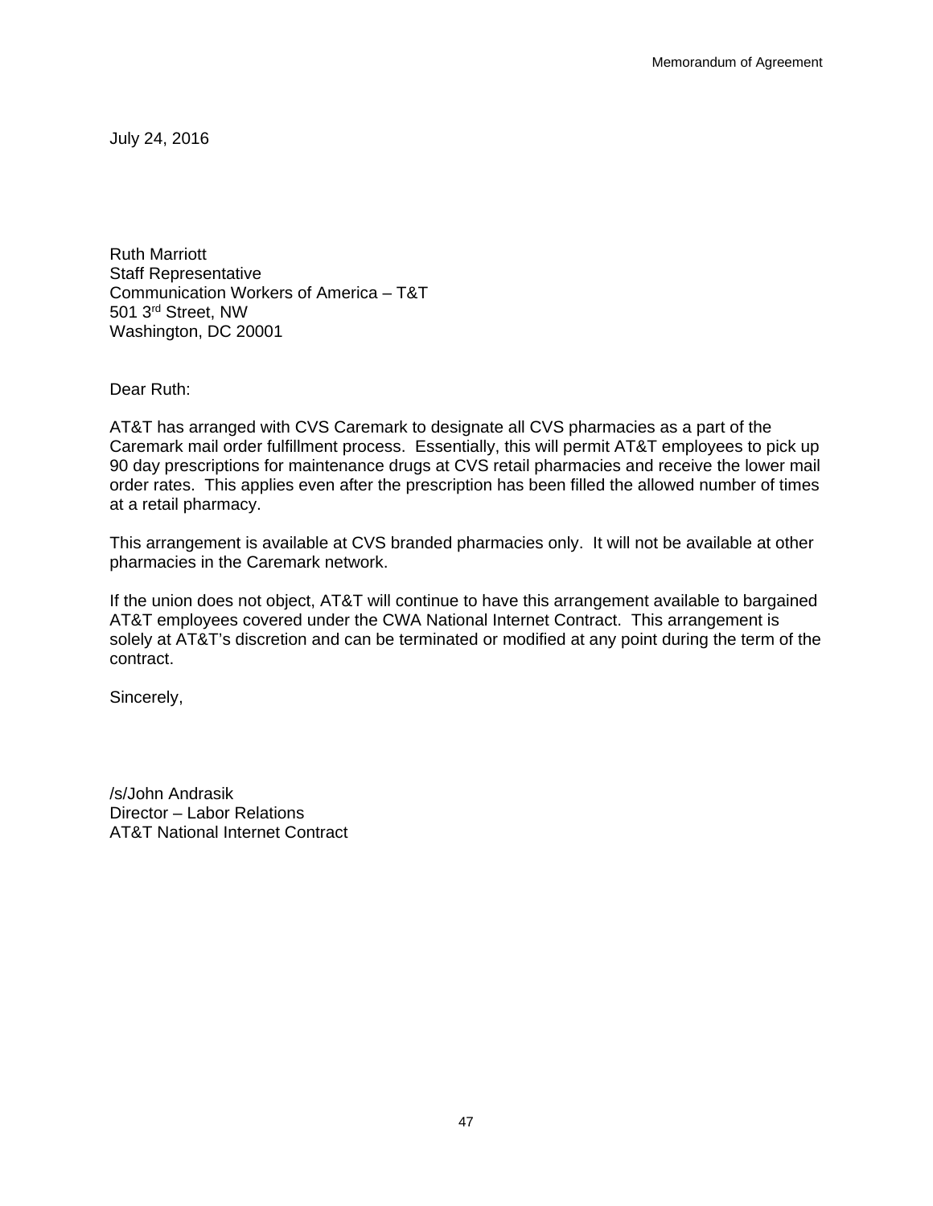July 24, 2016

Ruth Marriott
Staff Representative
Communication Workers of America – T&T
501 3rd Street, NW
Washington, DC 20001

Dear Ruth:

AT&T has arranged with CVS Caremark to designate all CVS pharmacies as a part of the Caremark mail order fulfillment process. Essentially, this will permit AT&T employees to pick up 90 day prescriptions for maintenance drugs at CVS retail pharmacies and receive the lower mail order rates. This applies even after the prescription has been filled the allowed number of times at a retail pharmacy.

This arrangement is available at CVS branded pharmacies only. It will not be available at other pharmacies in the Caremark network.

If the union does not object, AT&T will continue to have this arrangement available to bargained AT&T employees covered under the CWA National Internet Contract. This arrangement is solely at AT&T's discretion and can be terminated or modified at any point during the term of the contract.

Sincerely,

/s/John Andrasik
Director – Labor Relations
AT&T National Internet Contract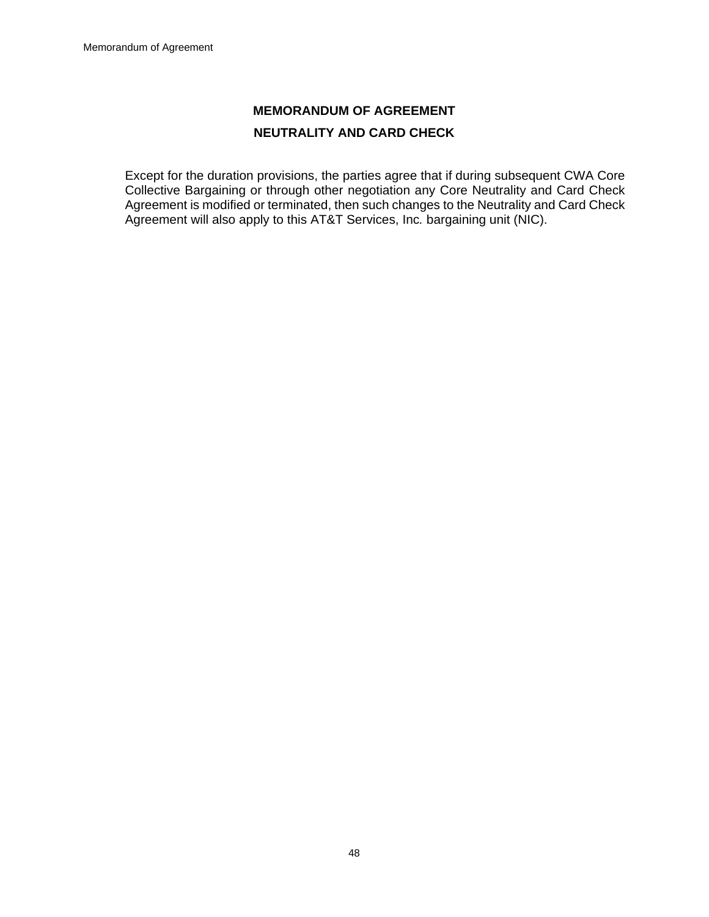## MEMORANDUM OF AGREEMENT

## NEUTRALITY AND CARD CHECK

Except for the duration provisions, the parties agree that if during subsequent CWA Core Collective Bargaining or through other negotiation any Core Neutrality and Card Check Agreement is modified or terminated, then such changes to the Neutrality and Card Check Agreement will also apply to this AT&T Services, Inc. bargaining unit (NIC).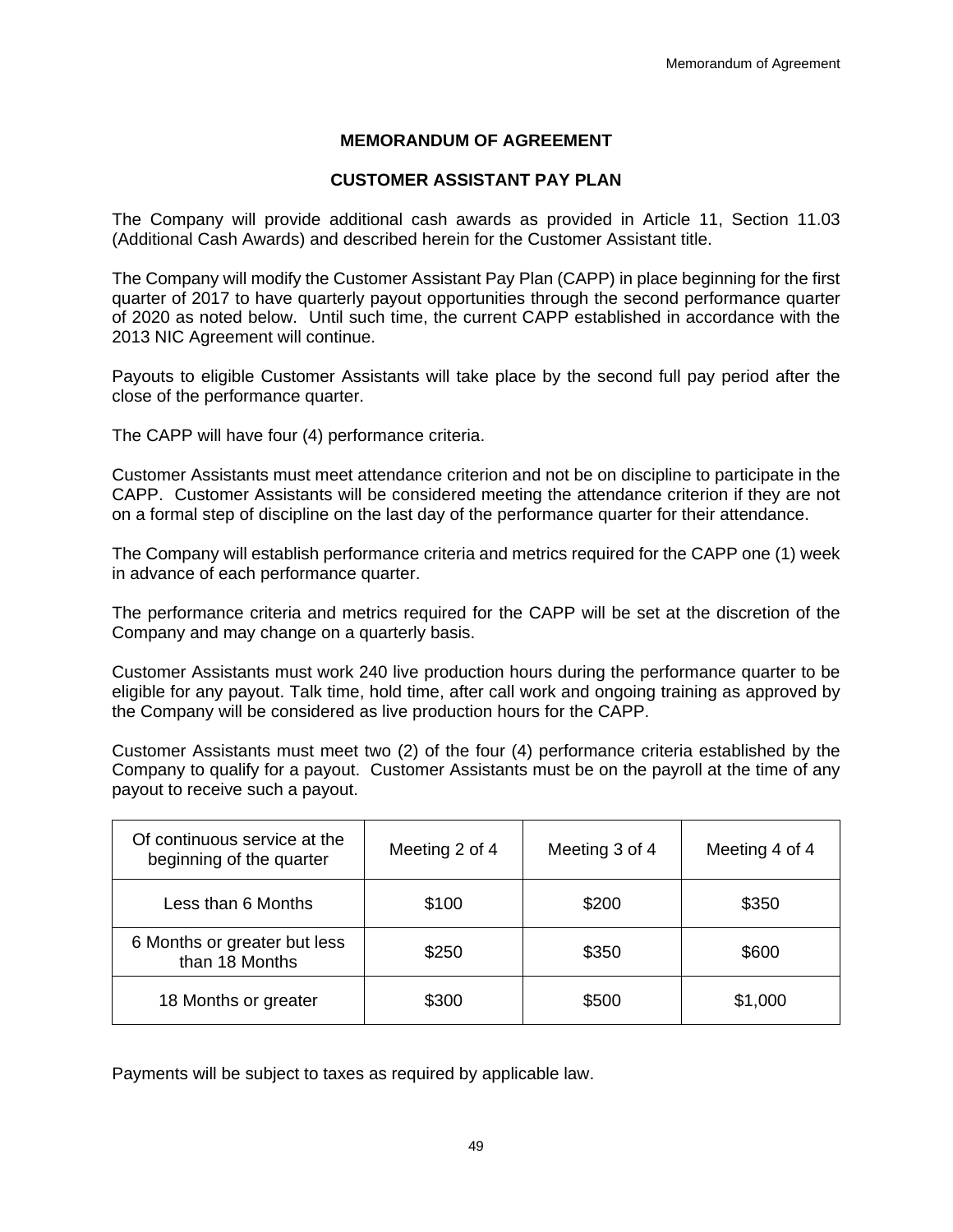# MEMORANDUM OF AGREEMENT

## CUSTOMER ASSISTANT PAY PLAN

The Company will provide additional cash awards as provided in Article 11, Section 11.03 (Additional Cash Awards) and described herein for the Customer Assistant title.

The Company will modify the Customer Assistant Pay Plan (CAPP) in place beginning for the first quarter of 2017 to have quarterly payout opportunities through the second performance quarter of 2020 as noted below. Until such time, the current CAPP established in accordance with the 2013 NIC Agreement will continue.

Payouts to eligible Customer Assistants will take place by the second full pay period after the close of the performance quarter.

The CAPP will have four (4) performance criteria.

Customer Assistants must meet attendance criterion and not be on discipline to participate in the CAPP. Customer Assistants will be considered meeting the attendance criterion if they are not on a formal step of discipline on the last day of the performance quarter for their attendance.

The Company will establish performance criteria and metrics required for the CAPP one (1) week in advance of each performance quarter.

The performance criteria and metrics required for the CAPP will be set at the discretion of the Company and may change on a quarterly basis.

Customer Assistants must work 240 live production hours during the performance quarter to be eligible for any payout. Talk time, hold time, after call work and ongoing training as approved by the Company will be considered as live production hours for the CAPP.

Customer Assistants must meet two (2) of the four (4) performance criteria established by the Company to qualify for a payout. Customer Assistants must be on the payroll at the time of any payout to receive such a payout.

| Of continuous service at the beginning of the quarter | Meeting 2 of 4 | Meeting 3 of 4 | Meeting 4 of 4 |
|---|---|---|---|
| Less than 6 Months | $100 | $200 | $350 |
| 6 Months or greater but less than 18 Months | $250 | $350 | $600 |
| 18 Months or greater | $300 | $500 | $1,000 |

Payments will be subject to taxes as required by applicable law.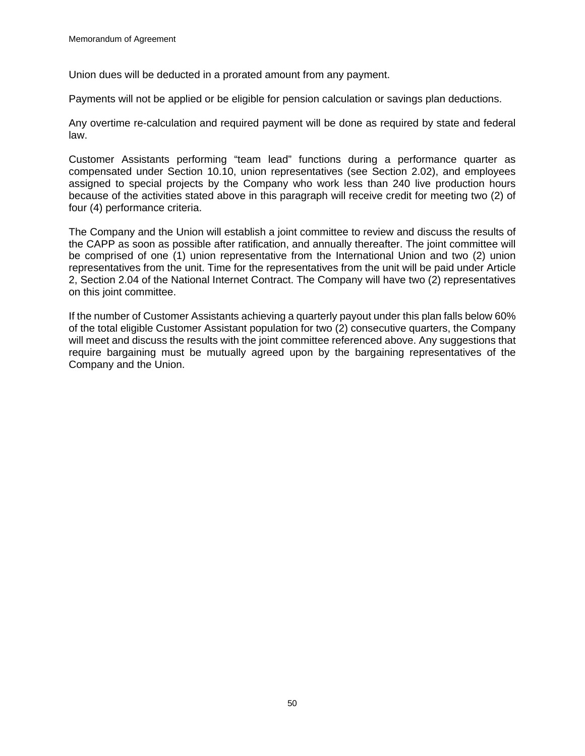Union dues will be deducted in a prorated amount from any payment.

Payments will not be applied or be eligible for pension calculation or savings plan deductions.

Any overtime re-calculation and required payment will be done as required by state and federal law.

Customer Assistants performing “team lead” functions during a performance quarter as compensated under Section 10.10, union representatives (see Section 2.02), and employees assigned to special projects by the Company who work less than 240 live production hours because of the activities stated above in this paragraph will receive credit for meeting two (2) of four (4) performance criteria.

The Company and the Union will establish a joint committee to review and discuss the results of the CAPP as soon as possible after ratification, and annually thereafter. The joint committee will be comprised of one (1) union representative from the International Union and two (2) union representatives from the unit. Time for the representatives from the unit will be paid under Article 2, Section 2.04 of the National Internet Contract. The Company will have two (2) representatives on this joint committee.

If the number of Customer Assistants achieving a quarterly payout under this plan falls below 60% of the total eligible Customer Assistant population for two (2) consecutive quarters, the Company will meet and discuss the results with the joint committee referenced above. Any suggestions that require bargaining must be mutually agreed upon by the bargaining representatives of the Company and the Union.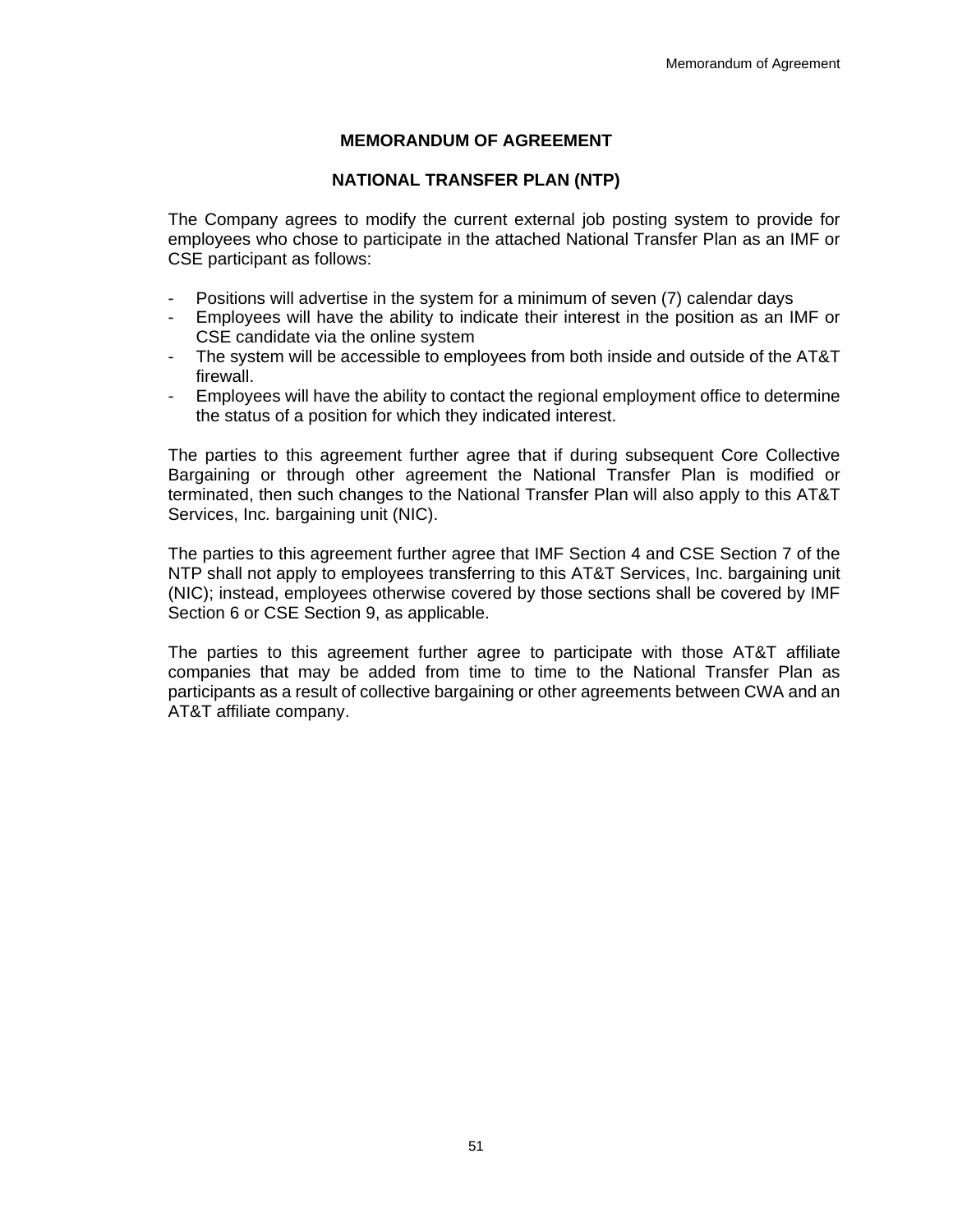# MEMORANDUM OF AGREEMENT

## NATIONAL TRANSFER PLAN (NTP)

The Company agrees to modify the current external job posting system to provide for employees who chose to participate in the attached National Transfer Plan as an IMF or CSE participant as follows:

- Positions will advertise in the system for a minimum of seven (7) calendar days
- Employees will have the ability to indicate their interest in the position as an IMF or CSE candidate via the online system
- The system will be accessible to employees from both inside and outside of the AT&T firewall.
- Employees will have the ability to contact the regional employment office to determine the status of a position for which they indicated interest.

The parties to this agreement further agree that if during subsequent Core Collective Bargaining or through other agreement the National Transfer Plan is modified or terminated, then such changes to the National Transfer Plan will also apply to this AT&T Services, Inc. bargaining unit (NIC).

The parties to this agreement further agree that IMF Section 4 and CSE Section 7 of the NTP shall not apply to employees transferring to this AT&T Services, Inc. bargaining unit (NIC); instead, employees otherwise covered by those sections shall be covered by IMF Section 6 or CSE Section 9, as applicable.

The parties to this agreement further agree to participate with those AT&T affiliate companies that may be added from time to time to the National Transfer Plan as participants as a result of collective bargaining or other agreements between CWA and an AT&T affiliate company.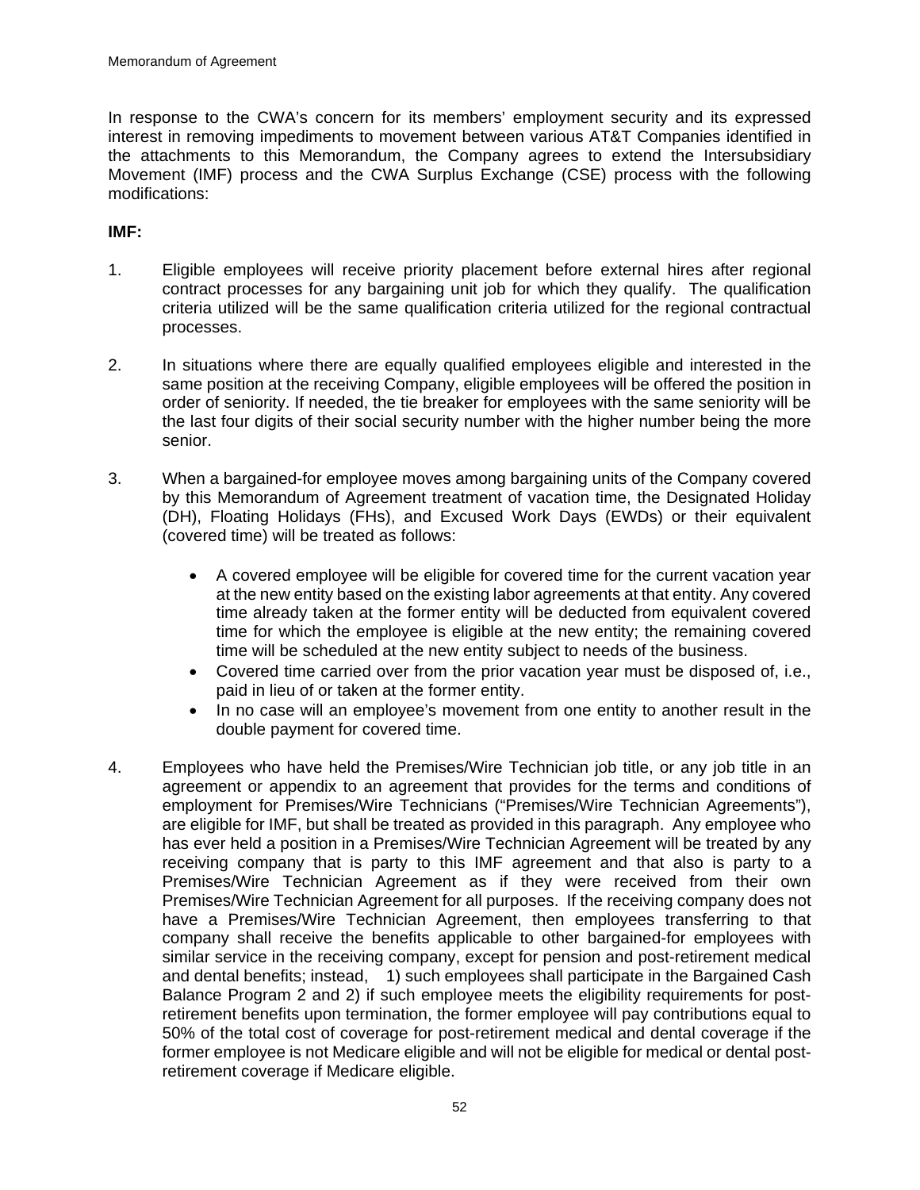In response to the CWA's concern for its members' employment security and its expressed interest in removing impediments to movement between various AT&T Companies identified in the attachments to this Memorandum, the Company agrees to extend the Intersubsidiary Movement (IMF) process and the CWA Surplus Exchange (CSE) process with the following modifications:

**IMF:**

1. Eligible employees will receive priority placement before external hires after regional contract processes for any bargaining unit job for which they qualify. The qualification criteria utilized will be the same qualification criteria utilized for the regional contractual processes.

2. In situations where there are equally qualified employees eligible and interested in the same position at the receiving Company, eligible employees will be offered the position in order of seniority. If needed, the tie breaker for employees with the same seniority will be the last four digits of their social security number with the higher number being the more senior.

3. When a bargained-for employee moves among bargaining units of the Company covered by this Memorandum of Agreement treatment of vacation time, the Designated Holiday (DH), Floating Holidays (FHs), and Excused Work Days (EWDs) or their equivalent (covered time) will be treated as follows:

   - A covered employee will be eligible for covered time for the current vacation year at the new entity based on the existing labor agreements at that entity. Any covered time already taken at the former entity will be deducted from equivalent covered time for which the employee is eligible at the new entity; the remaining covered time will be scheduled at the new entity subject to needs of the business.
   - Covered time carried over from the prior vacation year must be disposed of, i.e., paid in lieu of or taken at the former entity.
   - In no case will an employee's movement from one entity to another result in the double payment for covered time.

4. Employees who have held the Premises/Wire Technician job title, or any job title in an agreement or appendix to an agreement that provides for the terms and conditions of employment for Premises/Wire Technicians ("Premises/Wire Technician Agreements"), are eligible for IMF, but shall be treated as provided in this paragraph. Any employee who has ever held a position in a Premises/Wire Technician Agreement will be treated by any receiving company that is party to this IMF agreement and that also is party to a Premises/Wire Technician Agreement as if they were received from their own Premises/Wire Technician Agreement for all purposes. If the receiving company does not have a Premises/Wire Technician Agreement, then employees transferring to that company shall receive the benefits applicable to other bargained-for employees with similar service in the receiving company, except for pension and post-retirement medical and dental benefits; instead, 1) such employees shall participate in the Bargained Cash Balance Program 2 and 2) if such employee meets the eligibility requirements for post-retirement benefits upon termination, the former employee will pay contributions equal to 50% of the total cost of coverage for post-retirement medical and dental coverage if the former employee is not Medicare eligible and will not be eligible for medical or dental post-retirement coverage if Medicare eligible.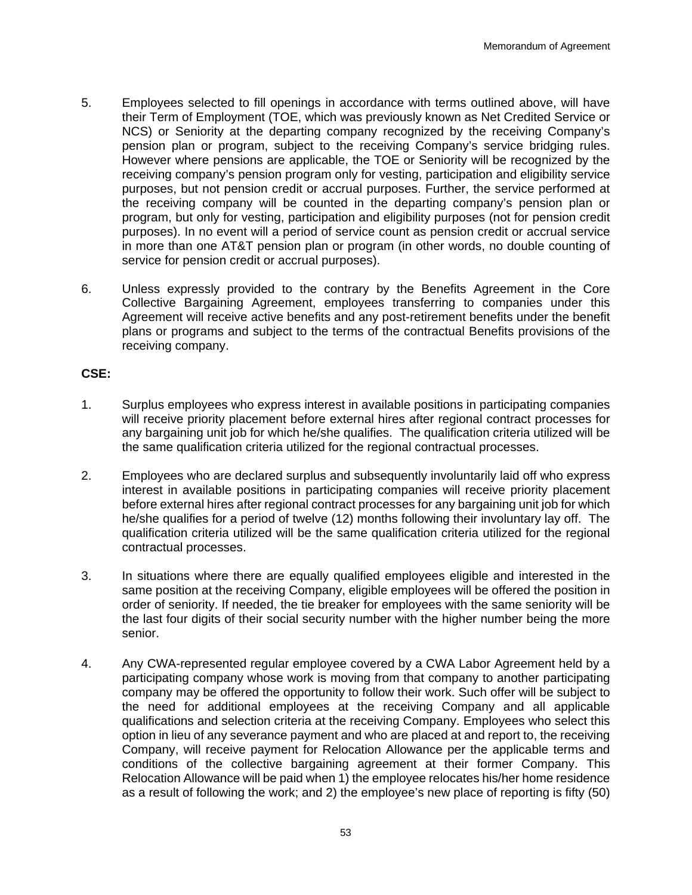5. Employees selected to fill openings in accordance with terms outlined above, will have their Term of Employment (TOE, which was previously known as Net Credited Service or NCS) or Seniority at the departing company recognized by the receiving Company's pension plan or program, subject to the receiving Company's service bridging rules. However where pensions are applicable, the TOE or Seniority will be recognized by the receiving company's pension program only for vesting, participation and eligibility service purposes, but not pension credit or accrual purposes. Further, the service performed at the receiving company will be counted in the departing company's pension plan or program, but only for vesting, participation and eligibility purposes (not for pension credit purposes). In no event will a period of service count as pension credit or accrual service in more than one AT&T pension plan or program (in other words, no double counting of service for pension credit or accrual purposes).

6. Unless expressly provided to the contrary by the Benefits Agreement in the Core Collective Bargaining Agreement, employees transferring to companies under this Agreement will receive active benefits and any post-retirement benefits under the benefit plans or programs and subject to the terms of the contractual Benefits provisions of the receiving company.

**CSE:**

1. Surplus employees who express interest in available positions in participating companies will receive priority placement before external hires after regional contract processes for any bargaining unit job for which he/she qualifies. The qualification criteria utilized will be the same qualification criteria utilized for the regional contractual processes.

2. Employees who are declared surplus and subsequently involuntarily laid off who express interest in available positions in participating companies will receive priority placement before external hires after regional contract processes for any bargaining unit job for which he/she qualifies for a period of twelve (12) months following their involuntary lay off. The qualification criteria utilized will be the same qualification criteria utilized for the regional contractual processes.

3. In situations where there are equally qualified employees eligible and interested in the same position at the receiving Company, eligible employees will be offered the position in order of seniority. If needed, the tie breaker for employees with the same seniority will be the last four digits of their social security number with the higher number being the more senior.

4. Any CWA-represented regular employee covered by a CWA Labor Agreement held by a participating company whose work is moving from that company to another participating company may be offered the opportunity to follow their work. Such offer will be subject to the need for additional employees at the receiving Company and all applicable qualifications and selection criteria at the receiving Company. Employees who select this option in lieu of any severance payment and who are placed at and report to, the receiving Company, will receive payment for Relocation Allowance per the applicable terms and conditions of the collective bargaining agreement at their former Company. This Relocation Allowance will be paid when 1) the employee relocates his/her home residence as a result of following the work; and 2) the employee's new place of reporting is fifty (50)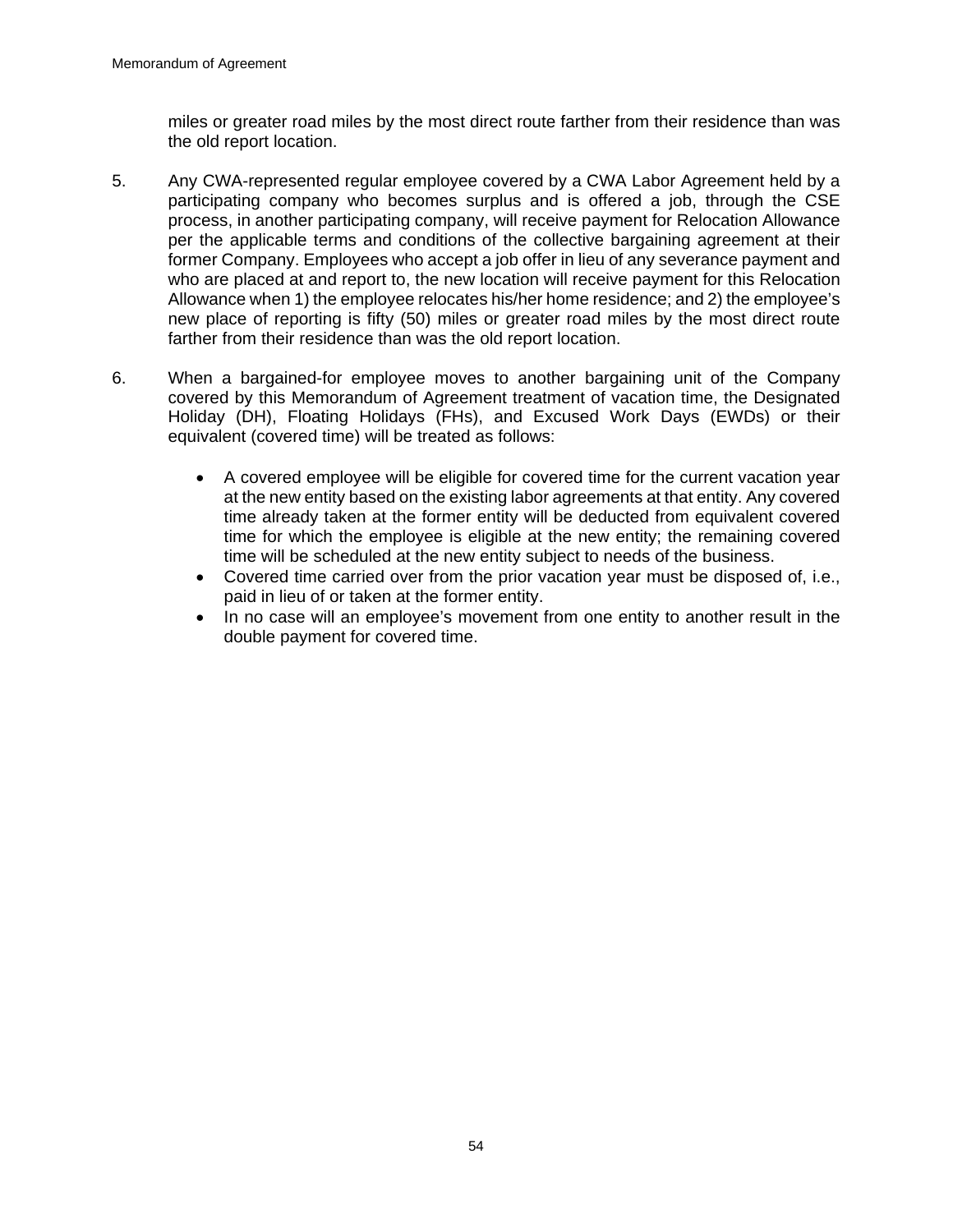miles or greater road miles by the most direct route farther from their residence than was the old report location.

5. Any CWA-represented regular employee covered by a CWA Labor Agreement held by a participating company who becomes surplus and is offered a job, through the CSE process, in another participating company, will receive payment for Relocation Allowance per the applicable terms and conditions of the collective bargaining agreement at their former Company. Employees who accept a job offer in lieu of any severance payment and who are placed at and report to, the new location will receive payment for this Relocation Allowance when 1) the employee relocates his/her home residence; and 2) the employee's new place of reporting is fifty (50) miles or greater road miles by the most direct route farther from their residence than was the old report location.

6. When a bargained-for employee moves to another bargaining unit of the Company covered by this Memorandum of Agreement treatment of vacation time, the Designated Holiday (DH), Floating Holidays (FHs), and Excused Work Days (EWDs) or their equivalent (covered time) will be treated as follows:

   - A covered employee will be eligible for covered time for the current vacation year at the new entity based on the existing labor agreements at that entity. Any covered time already taken at the former entity will be deducted from equivalent covered time for which the employee is eligible at the new entity; the remaining covered time will be scheduled at the new entity subject to needs of the business.
   - Covered time carried over from the prior vacation year must be disposed of, i.e., paid in lieu of or taken at the former entity.
   - In no case will an employee's movement from one entity to another result in the double payment for covered time.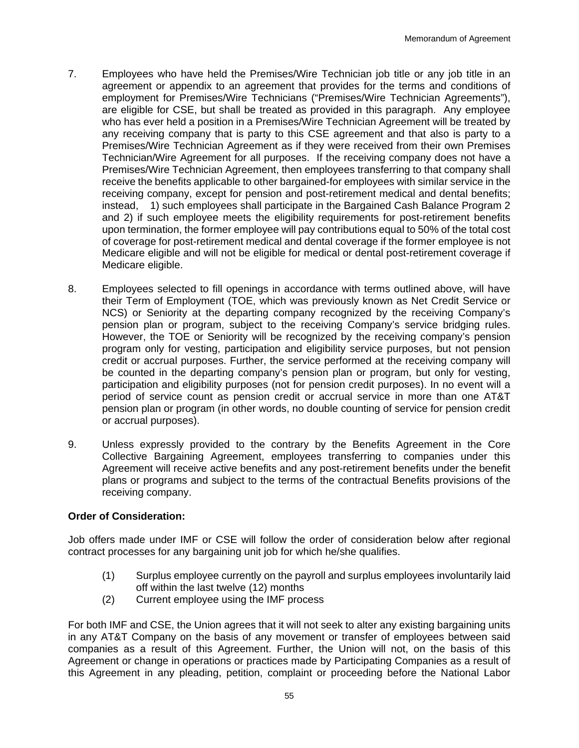7. Employees who have held the Premises/Wire Technician job title or any job title in an agreement or appendix to an agreement that provides for the terms and conditions of employment for Premises/Wire Technicians ("Premises/Wire Technician Agreements"), are eligible for CSE, but shall be treated as provided in this paragraph. Any employee who has ever held a position in a Premises/Wire Technician Agreement will be treated by any receiving company that is party to this CSE agreement and that also is party to a Premises/Wire Technician Agreement as if they were received from their own Premises Technician/Wire Agreement for all purposes. If the receiving company does not have a Premises/Wire Technician Agreement, then employees transferring to that company shall receive the benefits applicable to other bargained-for employees with similar service in the receiving company, except for pension and post-retirement medical and dental benefits; instead, 1) such employees shall participate in the Bargained Cash Balance Program 2 and 2) if such employee meets the eligibility requirements for post-retirement benefits upon termination, the former employee will pay contributions equal to 50% of the total cost of coverage for post-retirement medical and dental coverage if the former employee is not Medicare eligible and will not be eligible for medical or dental post-retirement coverage if Medicare eligible.

8. Employees selected to fill openings in accordance with terms outlined above, will have their Term of Employment (TOE, which was previously known as Net Credit Service or NCS) or Seniority at the departing company recognized by the receiving Company's pension plan or program, subject to the receiving Company's service bridging rules. However, the TOE or Seniority will be recognized by the receiving company's pension program only for vesting, participation and eligibility service purposes, but not pension credit or accrual purposes. Further, the service performed at the receiving company will be counted in the departing company's pension plan or program, but only for vesting, participation and eligibility purposes (not for pension credit purposes). In no event will a period of service count as pension credit or accrual service in more than one AT&T pension plan or program (in other words, no double counting of service for pension credit or accrual purposes).

9. Unless expressly provided to the contrary by the Benefits Agreement in the Core Collective Bargaining Agreement, employees transferring to companies under this Agreement will receive active benefits and any post-retirement benefits under the benefit plans or programs and subject to the terms of the contractual Benefits provisions of the receiving company.

**Order of Consideration:**

Job offers made under IMF or CSE will follow the order of consideration below after regional contract processes for any bargaining unit job for which he/she qualifies.

(1) Surplus employee currently on the payroll and surplus employees involuntarily laid off within the last twelve (12) months

(2) Current employee using the IMF process

For both IMF and CSE, the Union agrees that it will not seek to alter any existing bargaining units in any AT&T Company on the basis of any movement or transfer of employees between said companies as a result of this Agreement. Further, the Union will not, on the basis of this Agreement or change in operations or practices made by Participating Companies as a result of this Agreement in any pleading, petition, complaint or proceeding before the National Labor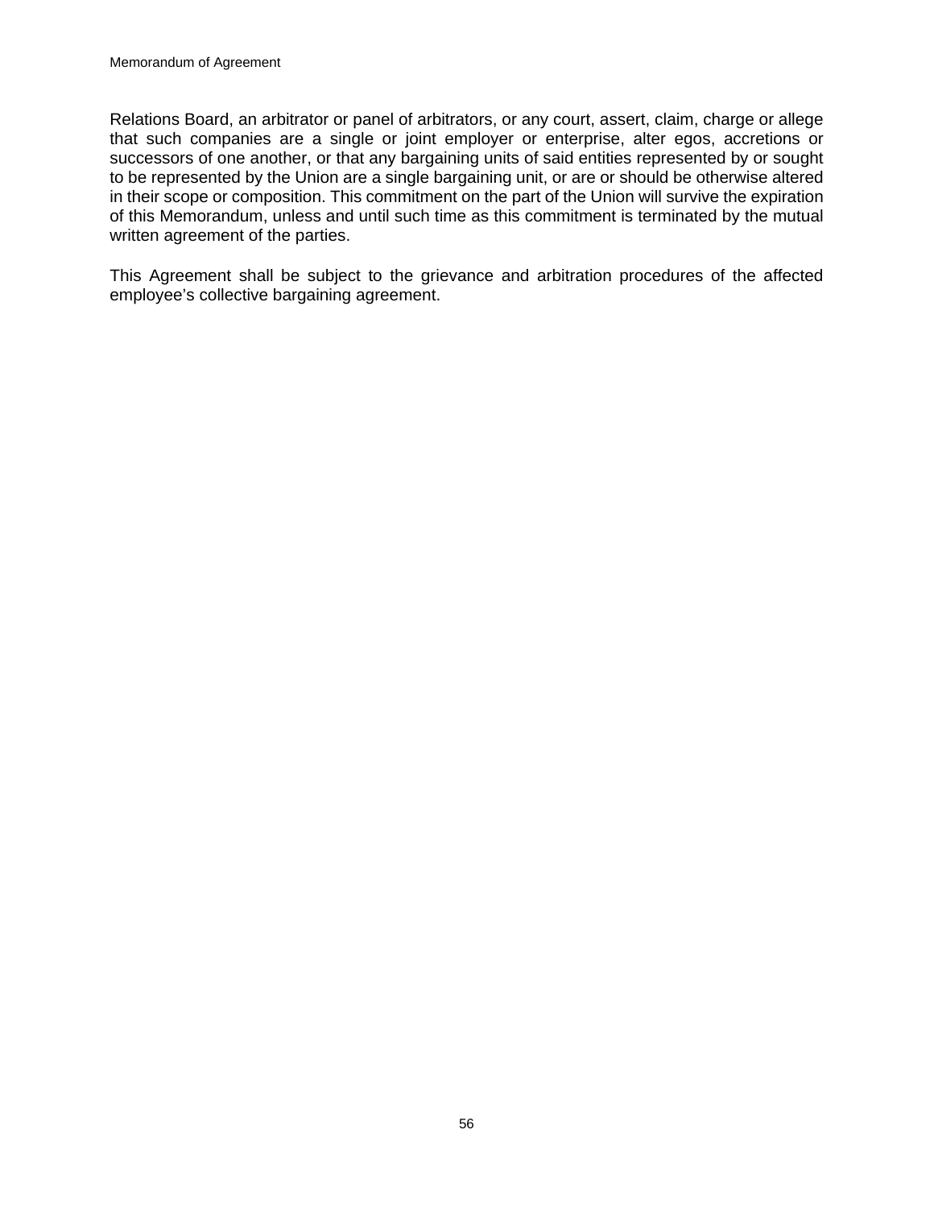Relations Board, an arbitrator or panel of arbitrators, or any court, assert, claim, charge or allege that such companies are a single or joint employer or enterprise, alter egos, accretions or successors of one another, or that any bargaining units of said entities represented by or sought to be represented by the Union are a single bargaining unit, or are or should be otherwise altered in their scope or composition. This commitment on the part of the Union will survive the expiration of this Memorandum, unless and until such time as this commitment is terminated by the mutual written agreement of the parties.

This Agreement shall be subject to the grievance and arbitration procedures of the affected employee's collective bargaining agreement.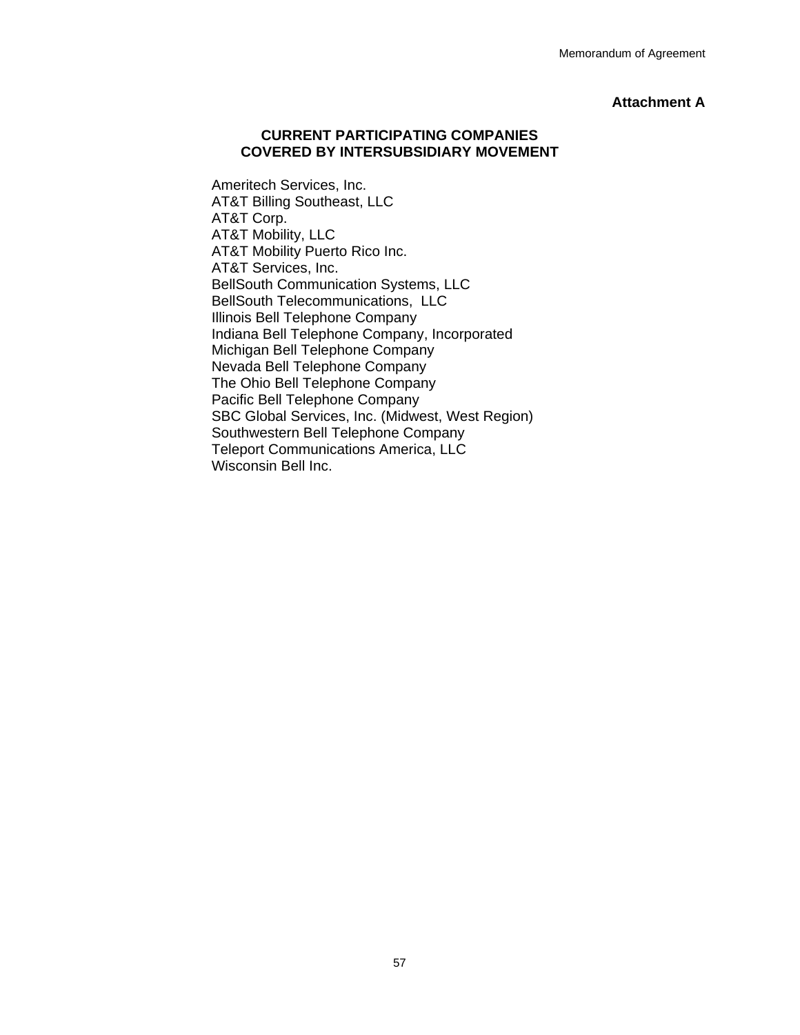**Attachment A**

## CURRENT PARTICIPATING COMPANIES COVERED BY INTERSUBSIDIARY MOVEMENT

Ameritech Services, Inc.
AT&T Billing Southeast, LLC
AT&T Corp.
AT&T Mobility, LLC
AT&T Mobility Puerto Rico Inc.
AT&T Services, Inc.
BellSouth Communication Systems, LLC
BellSouth Telecommunications, LLC
Illinois Bell Telephone Company
Indiana Bell Telephone Company, Incorporated
Michigan Bell Telephone Company
Nevada Bell Telephone Company
The Ohio Bell Telephone Company
Pacific Bell Telephone Company
SBC Global Services, Inc. (Midwest, West Region)
Southwestern Bell Telephone Company
Teleport Communications America, LLC
Wisconsin Bell Inc.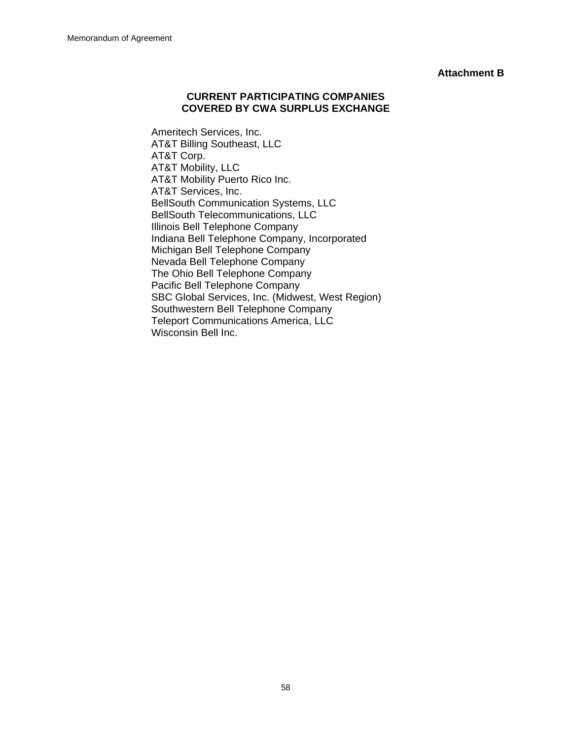**Attachment B**

**CURRENT PARTICIPATING COMPANIES COVERED BY CWA SURPLUS EXCHANGE**

Ameritech Services, Inc.
AT&T Billing Southeast, LLC
AT&T Corp.
AT&T Mobility, LLC
AT&T Mobility Puerto Rico Inc.
AT&T Services, Inc.
BellSouth Communication Systems, LLC
BellSouth Telecommunications, LLC
Illinois Bell Telephone Company
Indiana Bell Telephone Company, Incorporated
Michigan Bell Telephone Company
Nevada Bell Telephone Company
The Ohio Bell Telephone Company
Pacific Bell Telephone Company
SBC Global Services, Inc. (Midwest, West Region)
Southwestern Bell Telephone Company
Teleport Communications America, LLC
Wisconsin Bell Inc.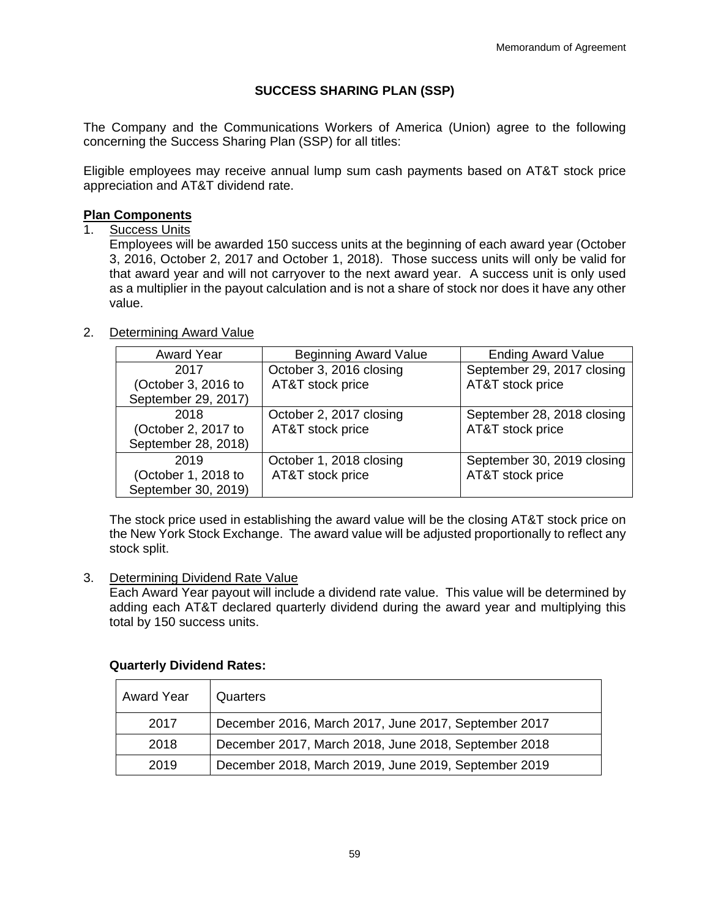Memorandum of Agreement

# SUCCESS SHARING PLAN (SSP)

The Company and the Communications Workers of America (Union) agree to the following concerning the Success Sharing Plan (SSP) for all titles:

Eligible employees may receive annual lump sum cash payments based on AT&T stock price appreciation and AT&T dividend rate.

## Plan Components

1. Success Units

   Employees will be awarded 150 success units at the beginning of each award year (October 3, 2016, October 2, 2017 and October 1, 2018). Those success units will only be valid for that award year and will not carryover to the next award year. A success unit is only used as a multiplier in the payout calculation and is not a share of stock nor does it have any other value.

2. Determining Award Value

| Award Year | Beginning Award Value | Ending Award Value |
|---|---|---|
| 2017 (October 3, 2016 to September 29, 2017) | October 3, 2016 closing AT&T stock price | September 29, 2017 closing AT&T stock price |
| 2018 (October 2, 2017 to September 28, 2018) | October 2, 2017 closing AT&T stock price | September 28, 2018 closing AT&T stock price |
| 2019 (October 1, 2018 to September 30, 2019) | October 1, 2018 closing AT&T stock price | September 30, 2019 closing AT&T stock price |

   The stock price used in establishing the award value will be the closing AT&T stock price on the New York Stock Exchange. The award value will be adjusted proportionally to reflect any stock split.

3. Determining Dividend Rate Value

   Each Award Year payout will include a dividend rate value. This value will be determined by adding each AT&T declared quarterly dividend during the award year and multiplying this total by 150 success units.

**Quarterly Dividend Rates:**

| Award Year | Quarters |
|---|---|
| 2017 | December 2016, March 2017, June 2017, September 2017 |
| 2018 | December 2017, March 2018, June 2018, September 2018 |
| 2019 | December 2018, March 2019, June 2019, September 2019 |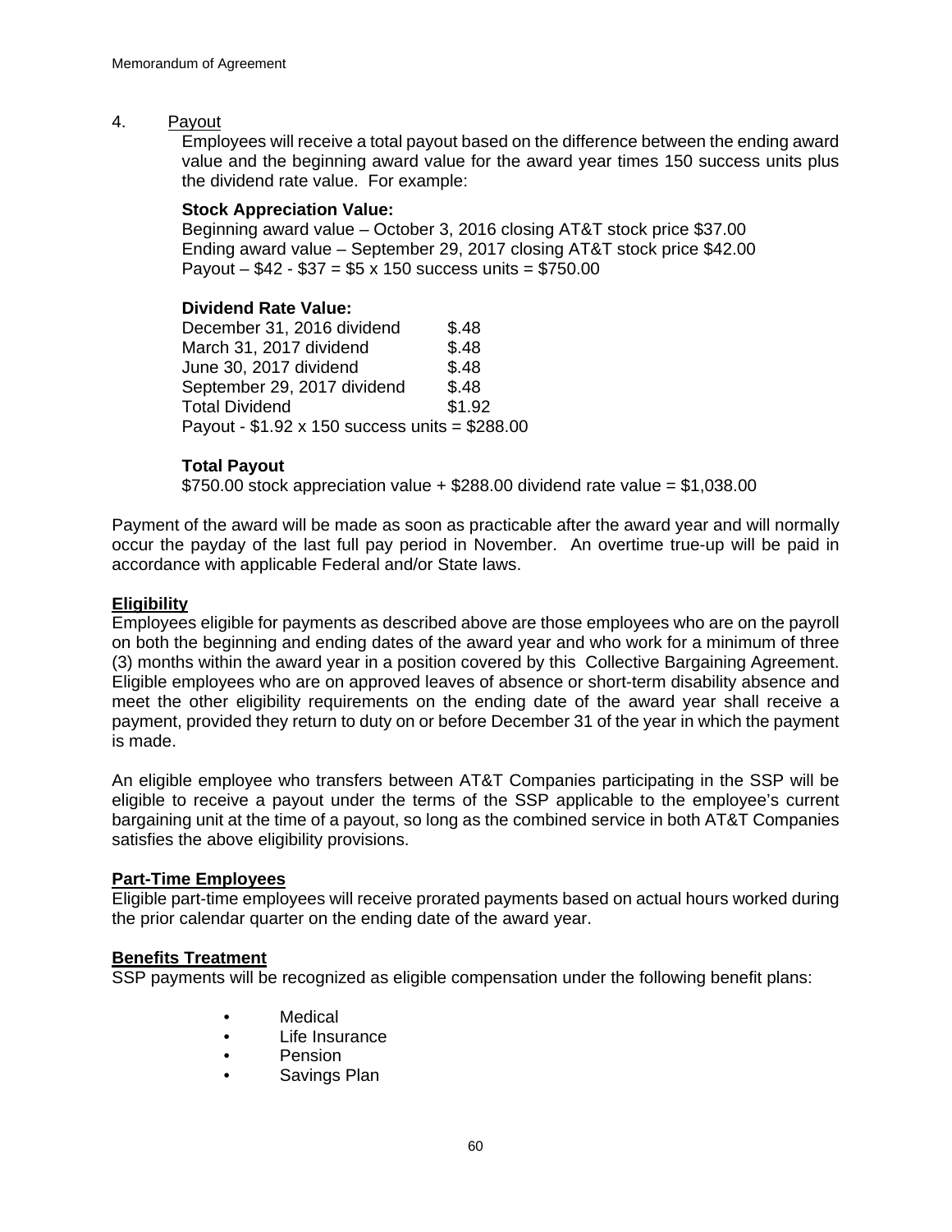4. Payout

Employees will receive a total payout based on the difference between the ending award value and the beginning award value for the award year times 150 success units plus the dividend rate value. For example:

**Stock Appreciation Value:**
Beginning award value – October 3, 2016 closing AT&T stock price $37.00
Ending award value – September 29, 2017 closing AT&T stock price $42.00
Payout – $42 - $37 = $5 x 150 success units = $750.00

**Dividend Rate Value:**

| | |
|---|---|
| December 31, 2016 dividend | $.48 |
| March 31, 2017 dividend | $.48 |
| June 30, 2017 dividend | $.48 |
| September 29, 2017 dividend | $.48 |
| Total Dividend | $1.92 |

Payout - $1.92 x 150 success units = $288.00

**Total Payout**
$750.00 stock appreciation value + $288.00 dividend rate value = $1,038.00

Payment of the award will be made as soon as practicable after the award year and will normally occur the payday of the last full pay period in November. An overtime true-up will be paid in accordance with applicable Federal and/or State laws.

**Eligibility**

Employees eligible for payments as described above are those employees who are on the payroll on both the beginning and ending dates of the award year and who work for a minimum of three (3) months within the award year in a position covered by this Collective Bargaining Agreement. Eligible employees who are on approved leaves of absence or short-term disability absence and meet the other eligibility requirements on the ending date of the award year shall receive a payment, provided they return to duty on or before December 31 of the year in which the payment is made.

An eligible employee who transfers between AT&T Companies participating in the SSP will be eligible to receive a payout under the terms of the SSP applicable to the employee's current bargaining unit at the time of a payout, so long as the combined service in both AT&T Companies satisfies the above eligibility provisions.

**Part-Time Employees**

Eligible part-time employees will receive prorated payments based on actual hours worked during the prior calendar quarter on the ending date of the award year.

**Benefits Treatment**

SSP payments will be recognized as eligible compensation under the following benefit plans:

- Medical
- Life Insurance
- Pension
- Savings Plan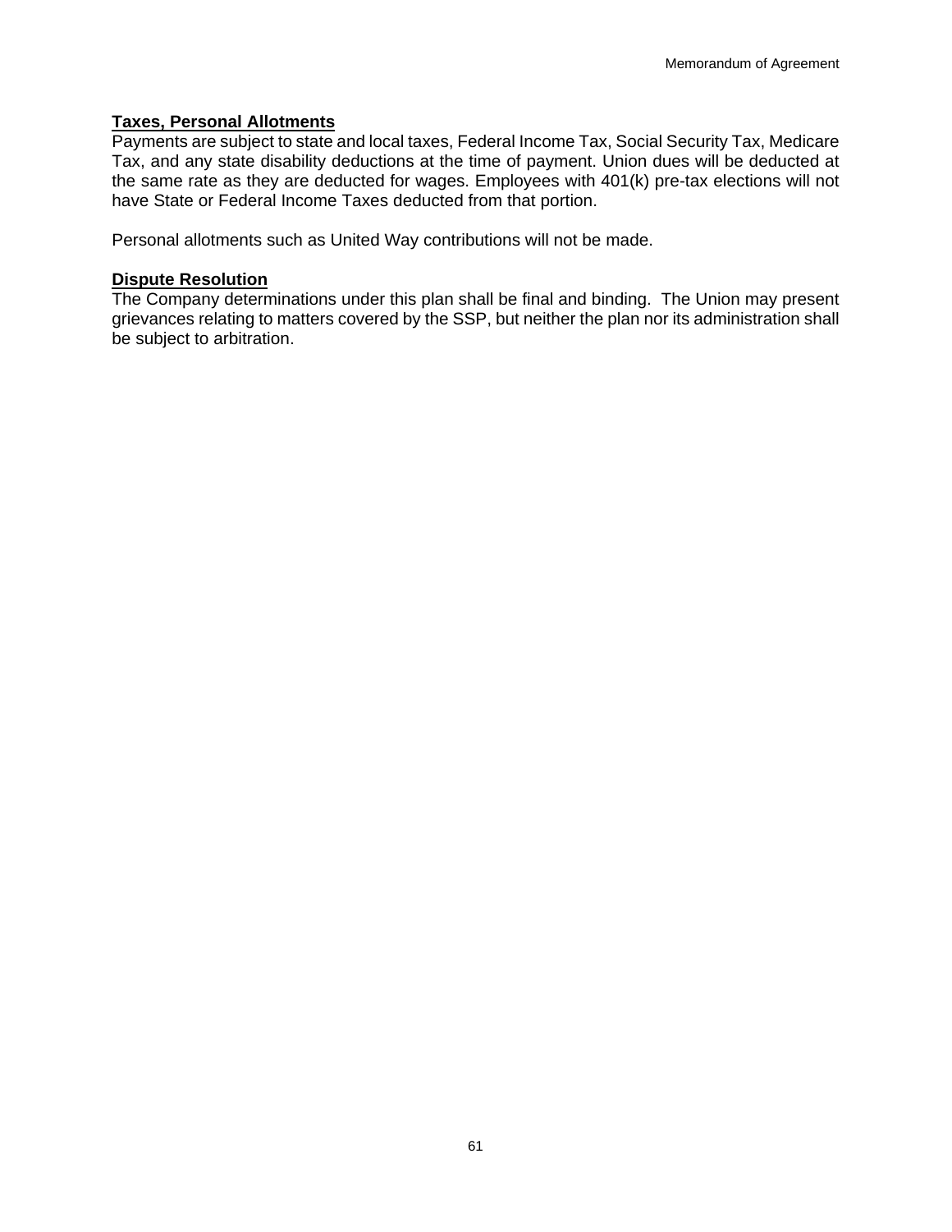**Taxes, Personal Allotments**

Payments are subject to state and local taxes, Federal Income Tax, Social Security Tax, Medicare Tax, and any state disability deductions at the time of payment. Union dues will be deducted at the same rate as they are deducted for wages. Employees with 401(k) pre-tax elections will not have State or Federal Income Taxes deducted from that portion.

Personal allotments such as United Way contributions will not be made.

**Dispute Resolution**

The Company determinations under this plan shall be final and binding. The Union may present grievances relating to matters covered by the SSP, but neither the plan nor its administration shall be subject to arbitration.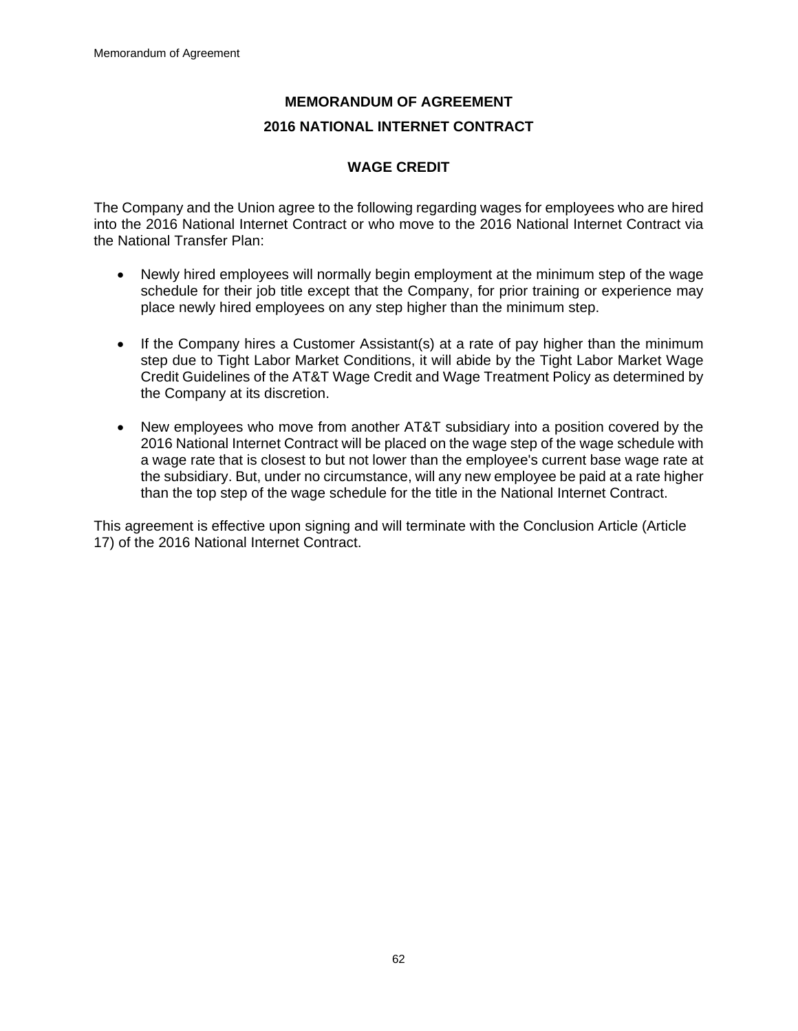# MEMORANDUM OF AGREEMENT

## 2016 NATIONAL INTERNET CONTRACT

### WAGE CREDIT

The Company and the Union agree to the following regarding wages for employees who are hired into the 2016 National Internet Contract or who move to the 2016 National Internet Contract via the National Transfer Plan:

- Newly hired employees will normally begin employment at the minimum step of the wage schedule for their job title except that the Company, for prior training or experience may place newly hired employees on any step higher than the minimum step.

- If the Company hires a Customer Assistant(s) at a rate of pay higher than the minimum step due to Tight Labor Market Conditions, it will abide by the Tight Labor Market Wage Credit Guidelines of the AT&T Wage Credit and Wage Treatment Policy as determined by the Company at its discretion.

- New employees who move from another AT&T subsidiary into a position covered by the 2016 National Internet Contract will be placed on the wage step of the wage schedule with a wage rate that is closest to but not lower than the employee's current base wage rate at the subsidiary. But, under no circumstance, will any new employee be paid at a rate higher than the top step of the wage schedule for the title in the National Internet Contract.

This agreement is effective upon signing and will terminate with the Conclusion Article (Article 17) of the 2016 National Internet Contract.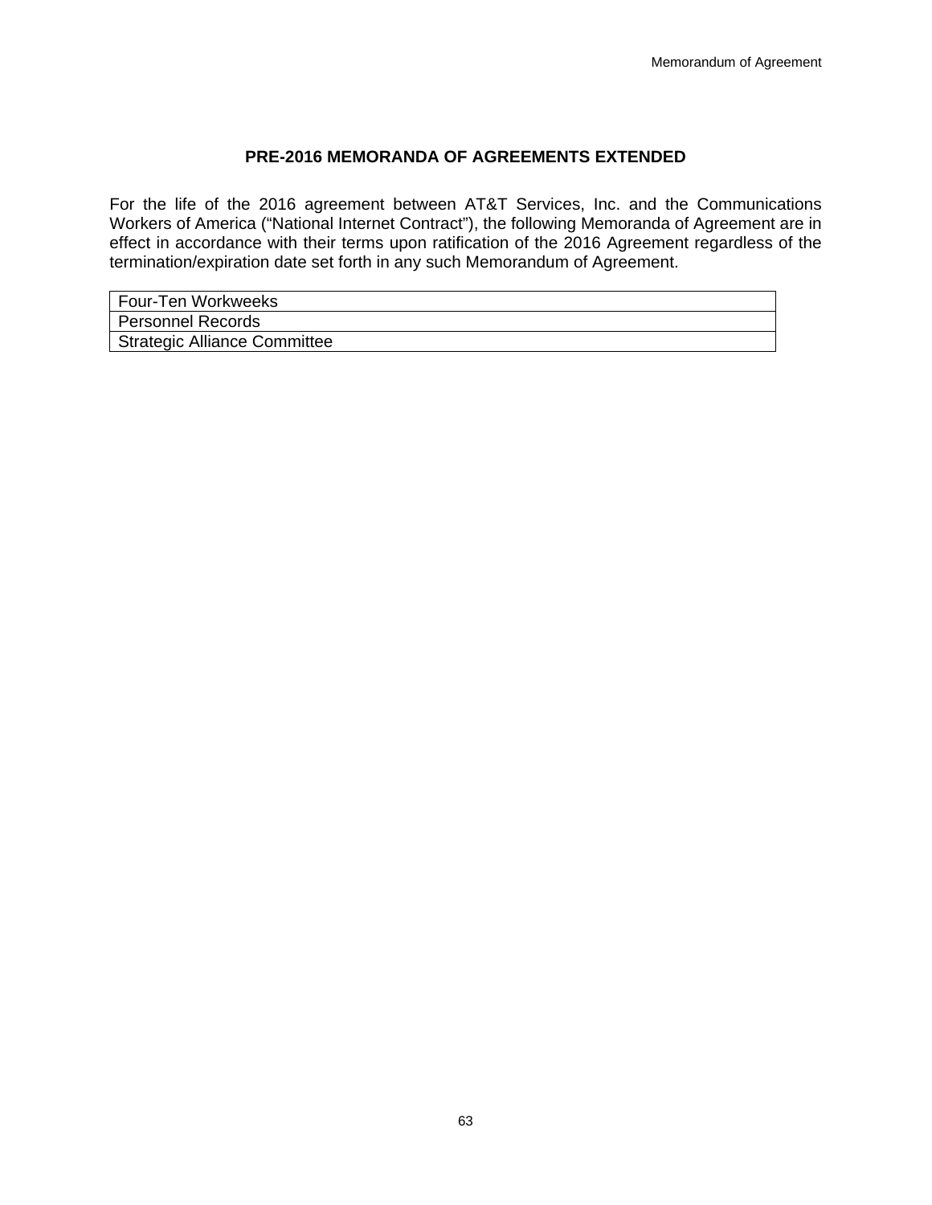## PRE-2016 MEMORANDA OF AGREEMENTS EXTENDED

For the life of the 2016 agreement between AT&T Services, Inc. and the Communications Workers of America ("National Internet Contract"), the following Memoranda of Agreement are in effect in accordance with their terms upon ratification of the 2016 Agreement regardless of the termination/expiration date set forth in any such Memorandum of Agreement.

| |
|---|
| Four-Ten Workweeks |
| Personnel Records |
| Strategic Alliance Committee |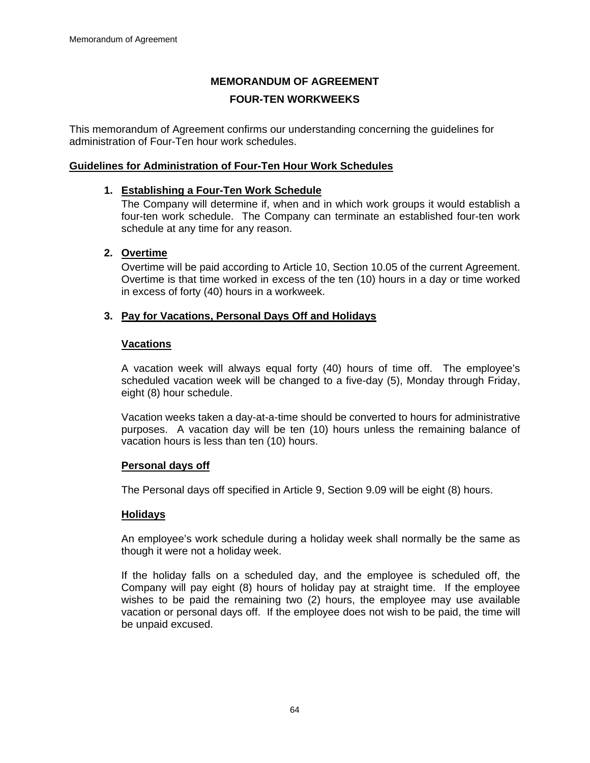# MEMORANDUM OF AGREEMENT

## FOUR-TEN WORKWEEKS

This memorandum of Agreement confirms our understanding concerning the guidelines for administration of Four-Ten hour work schedules.

**Guidelines for Administration of Four-Ten Hour Work Schedules**

1. **Establishing a Four-Ten Work Schedule**

   The Company will determine if, when and in which work groups it would establish a four-ten work schedule. The Company can terminate an established four-ten work schedule at any time for any reason.

2. **Overtime**

   Overtime will be paid according to Article 10, Section 10.05 of the current Agreement. Overtime is that time worked in excess of the ten (10) hours in a day or time worked in excess of forty (40) hours in a workweek.

3. **Pay for Vacations, Personal Days Off and Holidays**

   **Vacations**

   A vacation week will always equal forty (40) hours of time off. The employee's scheduled vacation week will be changed to a five-day (5), Monday through Friday, eight (8) hour schedule.

   Vacation weeks taken a day-at-a-time should be converted to hours for administrative purposes. A vacation day will be ten (10) hours unless the remaining balance of vacation hours is less than ten (10) hours.

   **Personal days off**

   The Personal days off specified in Article 9, Section 9.09 will be eight (8) hours.

   **Holidays**

   An employee's work schedule during a holiday week shall normally be the same as though it were not a holiday week.

   If the holiday falls on a scheduled day, and the employee is scheduled off, the Company will pay eight (8) hours of holiday pay at straight time. If the employee wishes to be paid the remaining two (2) hours, the employee may use available vacation or personal days off. If the employee does not wish to be paid, the time will be unpaid excused.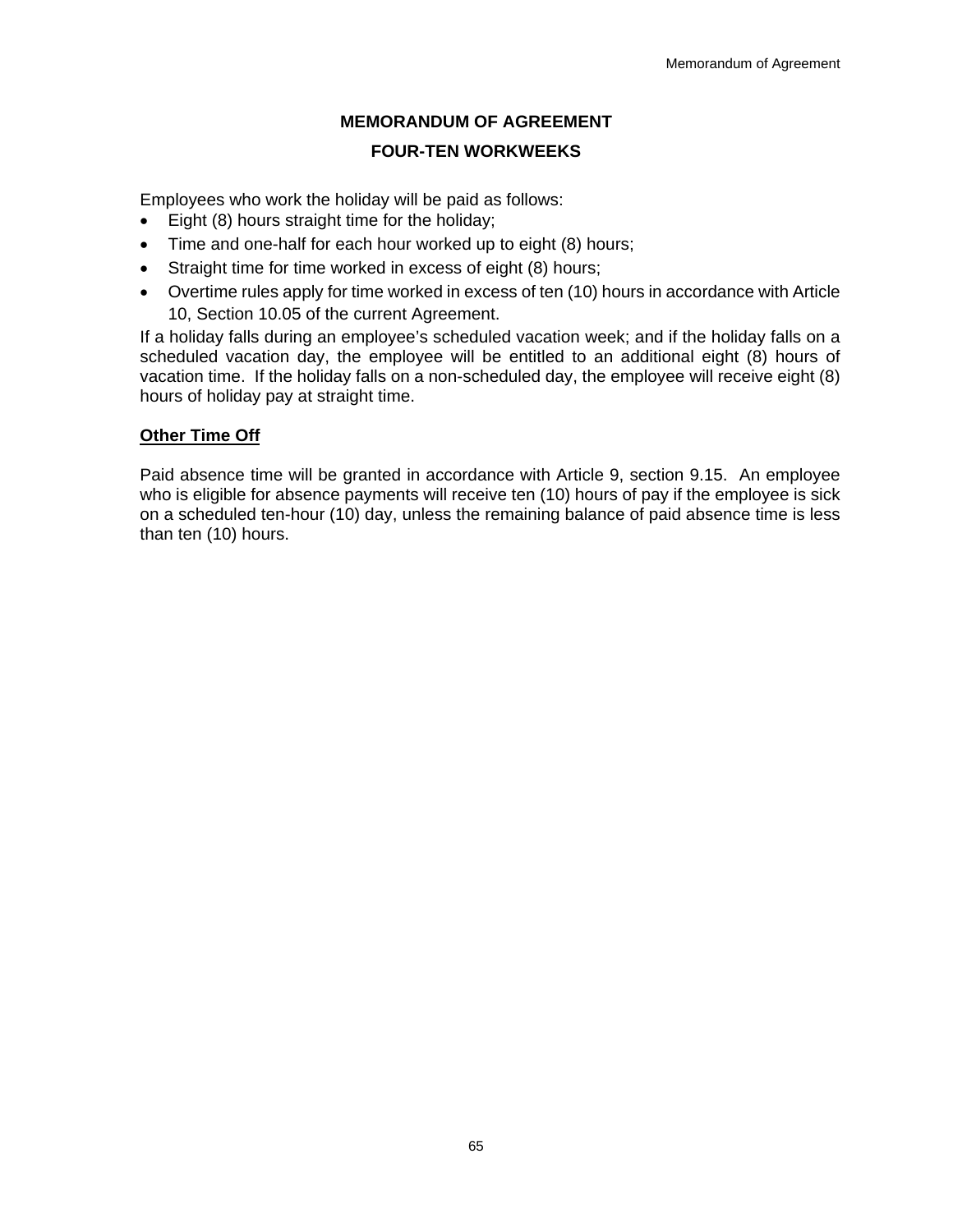## MEMORANDUM OF AGREEMENT

## FOUR-TEN WORKWEEKS

Employees who work the holiday will be paid as follows:

- Eight (8) hours straight time for the holiday;
- Time and one-half for each hour worked up to eight (8) hours;
- Straight time for time worked in excess of eight (8) hours;
- Overtime rules apply for time worked in excess of ten (10) hours in accordance with Article 10, Section 10.05 of the current Agreement.

If a holiday falls during an employee's scheduled vacation week; and if the holiday falls on a scheduled vacation day, the employee will be entitled to an additional eight (8) hours of vacation time. If the holiday falls on a non-scheduled day, the employee will receive eight (8) hours of holiday pay at straight time.

### Other Time Off

Paid absence time will be granted in accordance with Article 9, section 9.15. An employee who is eligible for absence payments will receive ten (10) hours of pay if the employee is sick on a scheduled ten-hour (10) day, unless the remaining balance of paid absence time is less than ten (10) hours.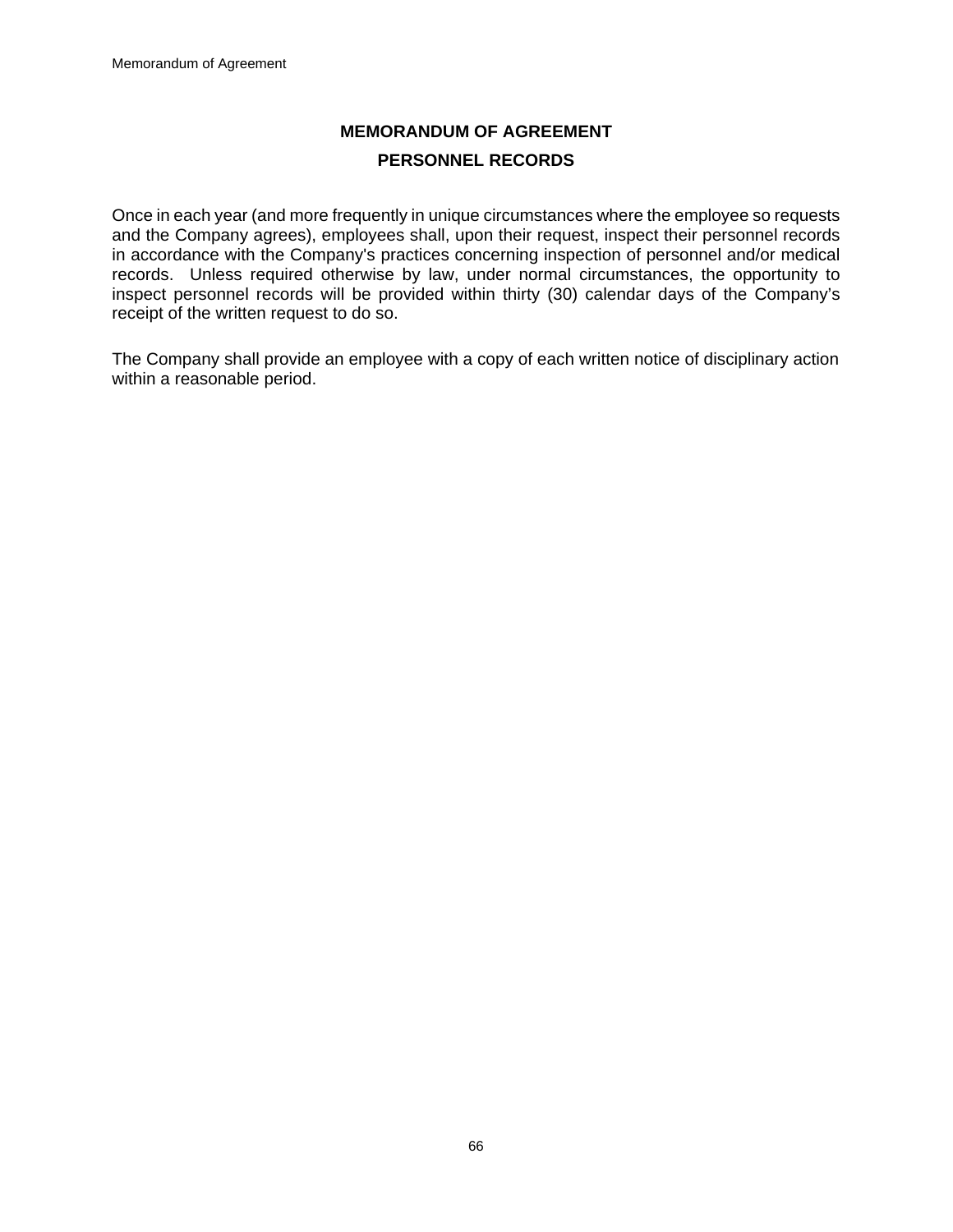# MEMORANDUM OF AGREEMENT

## PERSONNEL RECORDS

Once in each year (and more frequently in unique circumstances where the employee so requests and the Company agrees), employees shall, upon their request, inspect their personnel records in accordance with the Company's practices concerning inspection of personnel and/or medical records. Unless required otherwise by law, under normal circumstances, the opportunity to inspect personnel records will be provided within thirty (30) calendar days of the Company's receipt of the written request to do so.

The Company shall provide an employee with a copy of each written notice of disciplinary action within a reasonable period.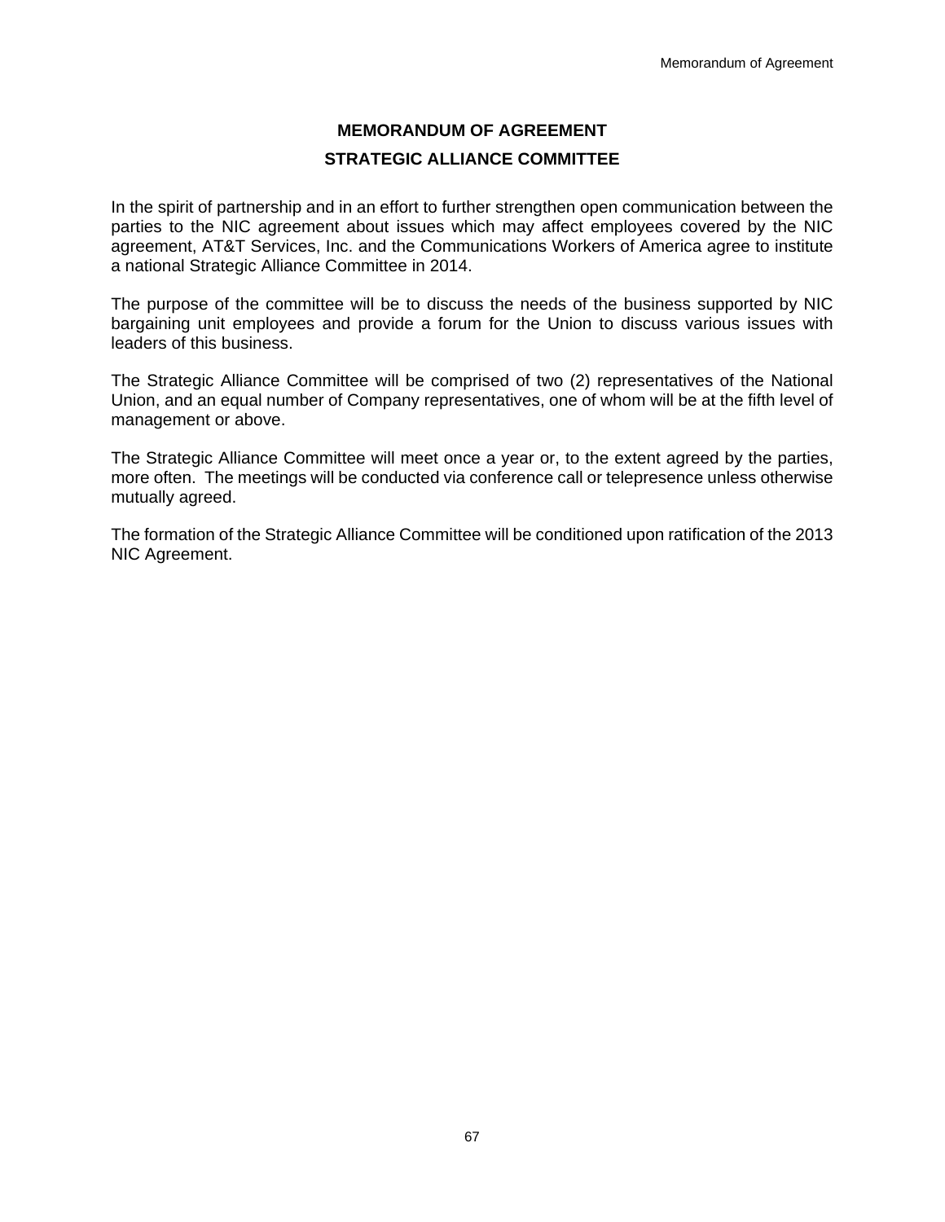# MEMORANDUM OF AGREEMENT

## STRATEGIC ALLIANCE COMMITTEE

In the spirit of partnership and in an effort to further strengthen open communication between the parties to the NIC agreement about issues which may affect employees covered by the NIC agreement, AT&T Services, Inc. and the Communications Workers of America agree to institute a national Strategic Alliance Committee in 2014.

The purpose of the committee will be to discuss the needs of the business supported by NIC bargaining unit employees and provide a forum for the Union to discuss various issues with leaders of this business.

The Strategic Alliance Committee will be comprised of two (2) representatives of the National Union, and an equal number of Company representatives, one of whom will be at the fifth level of management or above.

The Strategic Alliance Committee will meet once a year or, to the extent agreed by the parties, more often. The meetings will be conducted via conference call or telepresence unless otherwise mutually agreed.

The formation of the Strategic Alliance Committee will be conditioned upon ratification of the 2013 NIC Agreement.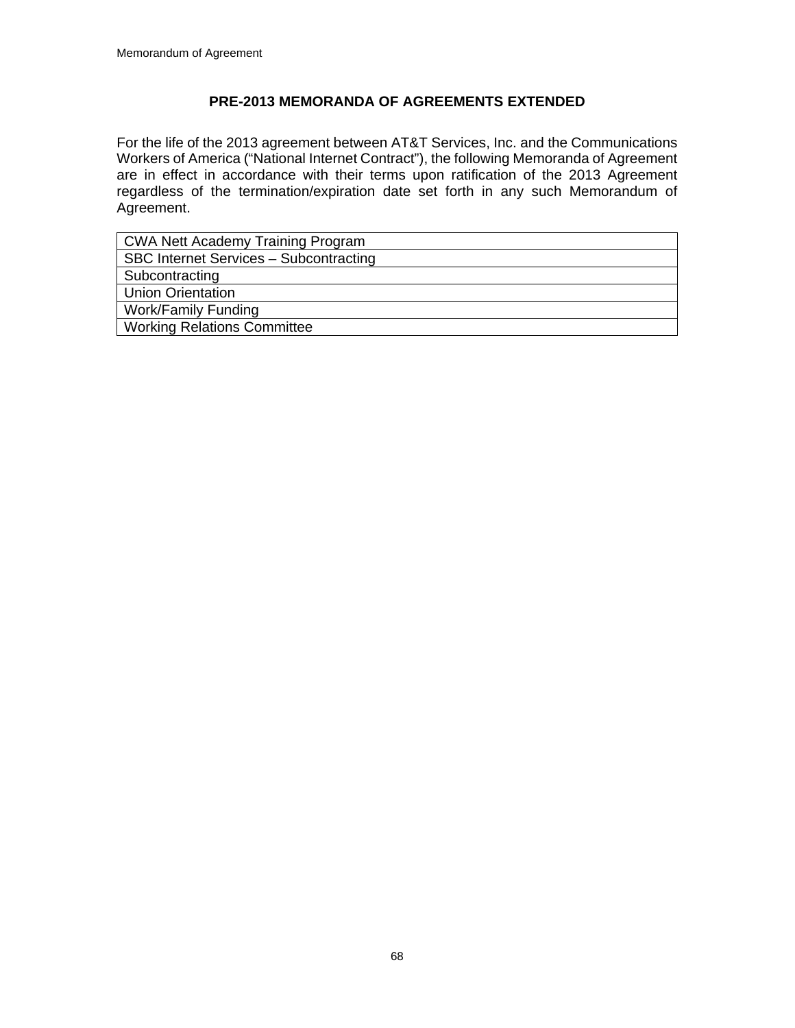## PRE-2013 MEMORANDA OF AGREEMENTS EXTENDED

For the life of the 2013 agreement between AT&T Services, Inc. and the Communications Workers of America ("National Internet Contract"), the following Memoranda of Agreement are in effect in accordance with their terms upon ratification of the 2013 Agreement regardless of the termination/expiration date set forth in any such Memorandum of Agreement.

| |
|---|
| CWA Nett Academy Training Program |
| SBC Internet Services – Subcontracting |
| Subcontracting |
| Union Orientation |
| Work/Family Funding |
| Working Relations Committee |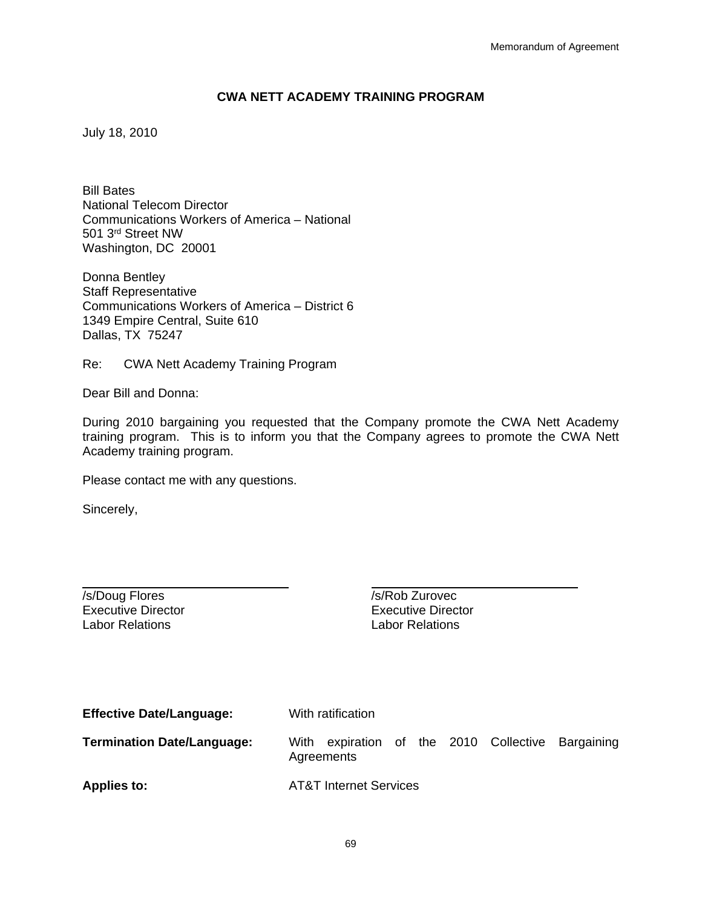Memorandum of Agreement

## CWA NETT ACADEMY TRAINING PROGRAM

July 18, 2010

Bill Bates
National Telecom Director
Communications Workers of America – National
501 3rd Street NW
Washington, DC 20001

Donna Bentley
Staff Representative
Communications Workers of America – District 6
1349 Empire Central, Suite 610
Dallas, TX 75247

Re: CWA Nett Academy Training Program

Dear Bill and Donna:

During 2010 bargaining you requested that the Company promote the CWA Nett Academy training program. This is to inform you that the Company agrees to promote the CWA Nett Academy training program.

Please contact me with any questions.

Sincerely,

/s/Doug Flores
Executive Director
Labor Relations

/s/Rob Zurovec
Executive Director
Labor Relations

**Effective Date/Language:** With ratification

**Termination Date/Language:** With expiration of the 2010 Collective Bargaining Agreements

**Applies to:** AT&T Internet Services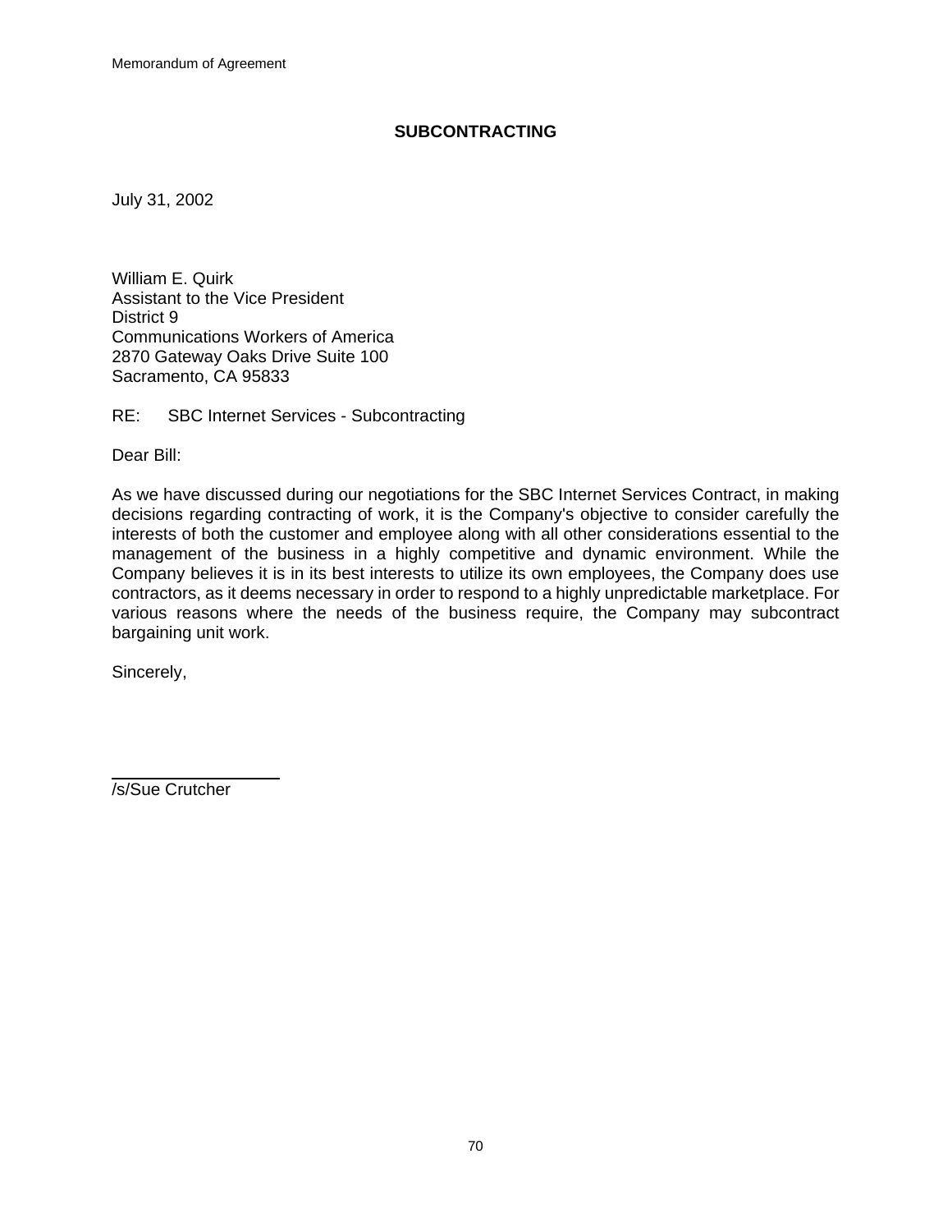Memorandum of Agreement

## SUBCONTRACTING

July 31, 2002

William E. Quirk
Assistant to the Vice President
District 9
Communications Workers of America
2870 Gateway Oaks Drive Suite 100
Sacramento, CA 95833

RE: SBC Internet Services - Subcontracting

Dear Bill:

As we have discussed during our negotiations for the SBC Internet Services Contract, in making decisions regarding contracting of work, it is the Company's objective to consider carefully the interests of both the customer and employee along with all other considerations essential to the management of the business in a highly competitive and dynamic environment. While the Company believes it is in its best interests to utilize its own employees, the Company does use contractors, as it deems necessary in order to respond to a highly unpredictable marketplace. For various reasons where the needs of the business require, the Company may subcontract bargaining unit work.

Sincerely,

/s/Sue Crutcher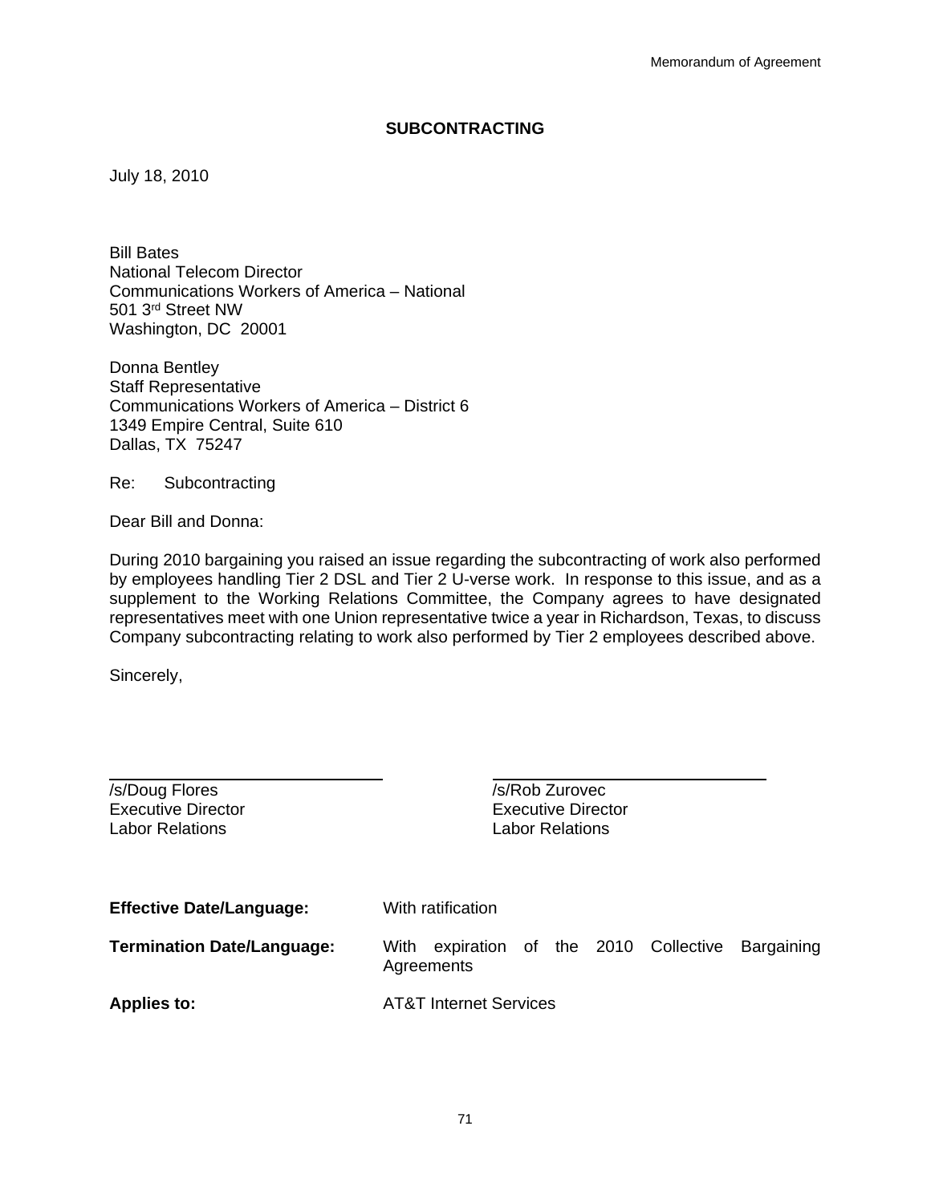## SUBCONTRACTING

July 18, 2010

Bill Bates  
National Telecom Director  
Communications Workers of America – National  
501 3rd Street NW  
Washington, DC 20001

Donna Bentley  
Staff Representative  
Communications Workers of America – District 6  
1349 Empire Central, Suite 610  
Dallas, TX 75247

Re: Subcontracting

Dear Bill and Donna:

During 2010 bargaining you raised an issue regarding the subcontracting of work also performed by employees handling Tier 2 DSL and Tier 2 U-verse work. In response to this issue, and as a supplement to the Working Relations Committee, the Company agrees to have designated representatives meet with one Union representative twice a year in Richardson, Texas, to discuss Company subcontracting relating to work also performed by Tier 2 employees described above.

Sincerely,

/s/Doug Flores  
Executive Director  
Labor Relations

/s/Rob Zurovec  
Executive Director  
Labor Relations

**Effective Date/Language:** With ratification

**Termination Date/Language:** With expiration of the 2010 Collective Bargaining Agreements

**Applies to:** AT&T Internet Services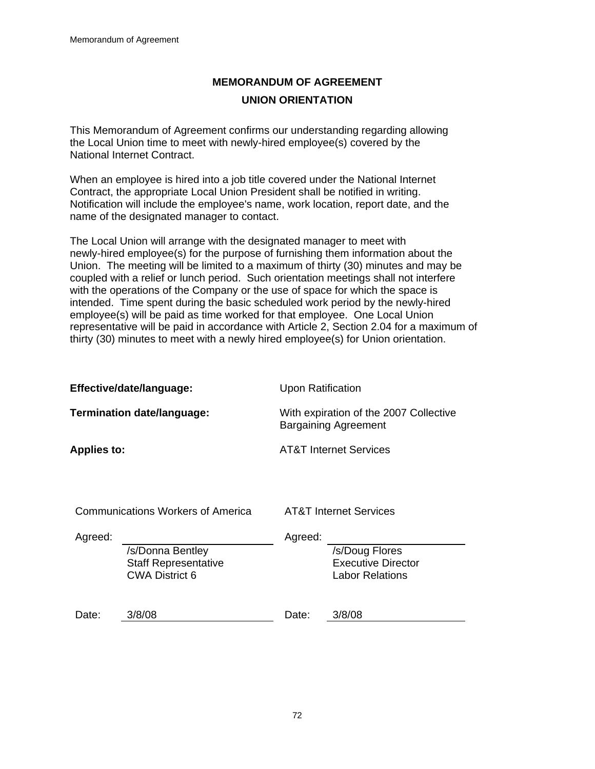# MEMORANDUM OF AGREEMENT

## UNION ORIENTATION

This Memorandum of Agreement confirms our understanding regarding allowing the Local Union time to meet with newly-hired employee(s) covered by the National Internet Contract.

When an employee is hired into a job title covered under the National Internet Contract, the appropriate Local Union President shall be notified in writing. Notification will include the employee's name, work location, report date, and the name of the designated manager to contact.

The Local Union will arrange with the designated manager to meet with newly-hired employee(s) for the purpose of furnishing them information about the Union. The meeting will be limited to a maximum of thirty (30) minutes and may be coupled with a relief or lunch period. Such orientation meetings shall not interfere with the operations of the Company or the use of space for which the space is intended. Time spent during the basic scheduled work period by the newly-hired employee(s) will be paid as time worked for that employee. One Local Union representative will be paid in accordance with Article 2, Section 2.04 for a maximum of thirty (30) minutes to meet with a newly hired employee(s) for Union orientation.

**Effective/date/language:** Upon Ratification

**Termination date/language:** With expiration of the 2007 Collective Bargaining Agreement

**Applies to:** AT&T Internet Services

| Communications Workers of America | AT&T Internet Services |
|---|---|
| Agreed: /s/Donna Bentley<br>Staff Representative<br>CWA District 6 | Agreed: /s/Doug Flores<br>Executive Director<br>Labor Relations |
| Date: 3/8/08 | Date: 3/8/08 |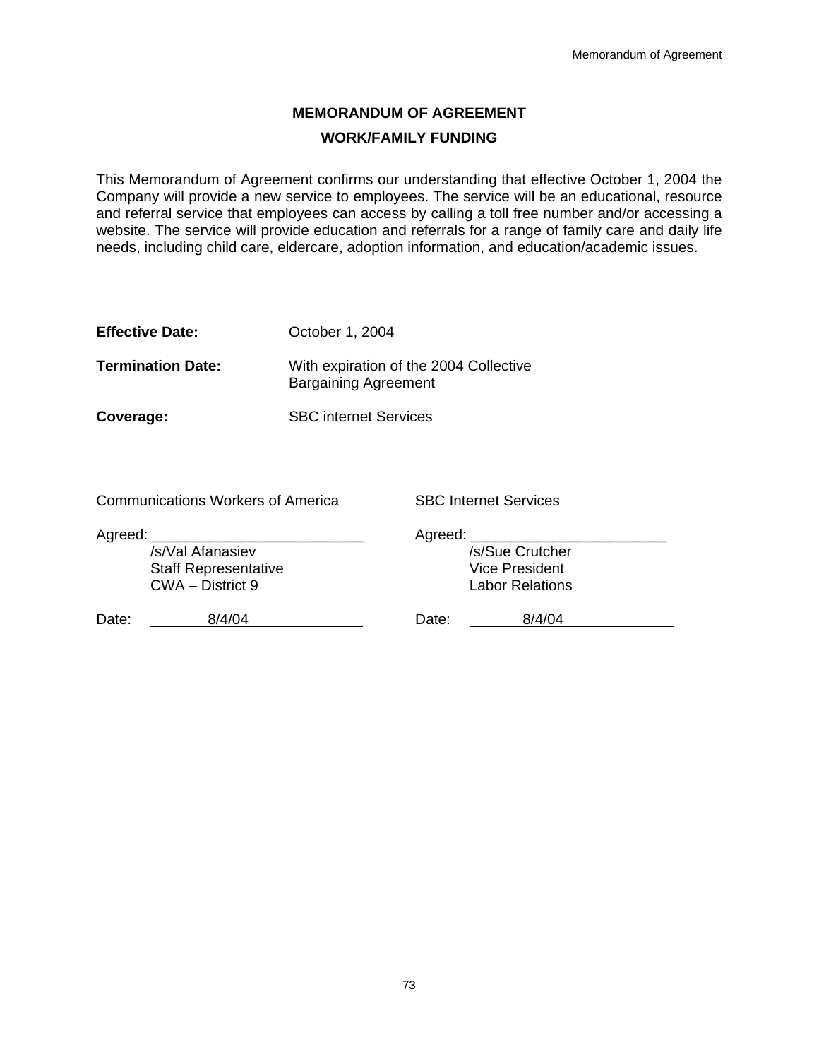# MEMORANDUM OF AGREEMENT

## WORK/FAMILY FUNDING

This Memorandum of Agreement confirms our understanding that effective October 1, 2004 the Company will provide a new service to employees. The service will be an educational, resource and referral service that employees can access by calling a toll free number and/or accessing a website. The service will provide education and referrals for a range of family care and daily life needs, including child care, eldercare, adoption information, and education/academic issues.

**Effective Date:** October 1, 2004

**Termination Date:** With expiration of the 2004 Collective Bargaining Agreement

**Coverage:** SBC internet Services

| Communications Workers of America | SBC Internet Services |
|---|---|
| Agreed: ______________________ | Agreed: ______________________ |
| /s/Val Afanasiev | /s/Sue Crutcher |
| Staff Representative | Vice President |
| CWA – District 9 | Labor Relations |
| Date: 8/4/04 | Date: 8/4/04 |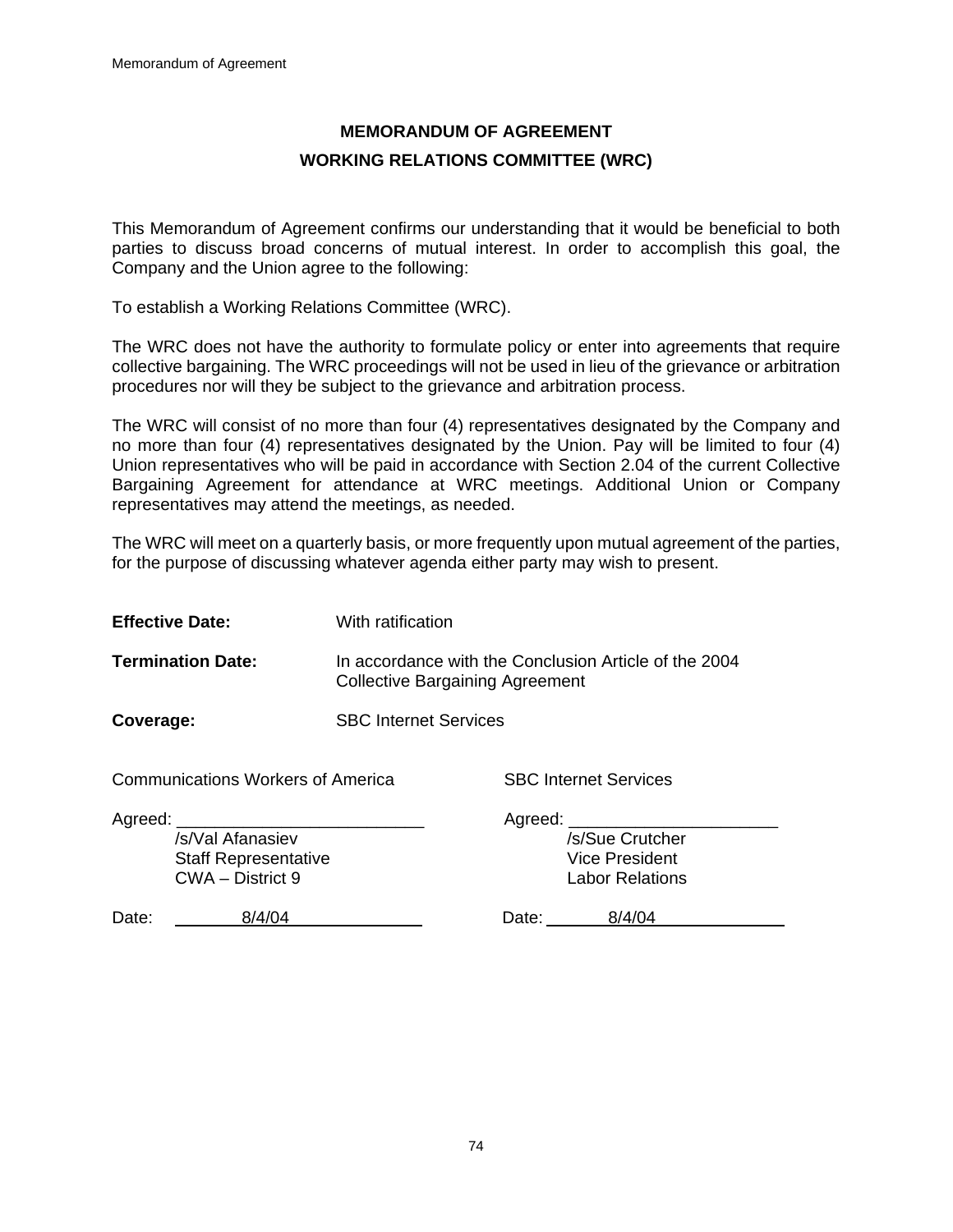# MEMORANDUM OF AGREEMENT

## WORKING RELATIONS COMMITTEE (WRC)

This Memorandum of Agreement confirms our understanding that it would be beneficial to both parties to discuss broad concerns of mutual interest. In order to accomplish this goal, the Company and the Union agree to the following:

To establish a Working Relations Committee (WRC).

The WRC does not have the authority to formulate policy or enter into agreements that require collective bargaining. The WRC proceedings will not be used in lieu of the grievance or arbitration procedures nor will they be subject to the grievance and arbitration process.

The WRC will consist of no more than four (4) representatives designated by the Company and no more than four (4) representatives designated by the Union. Pay will be limited to four (4) Union representatives who will be paid in accordance with Section 2.04 of the current Collective Bargaining Agreement for attendance at WRC meetings. Additional Union or Company representatives may attend the meetings, as needed.

The WRC will meet on a quarterly basis, or more frequently upon mutual agreement of the parties, for the purpose of discussing whatever agenda either party may wish to present.

**Effective Date:** With ratification

**Termination Date:** In accordance with the Conclusion Article of the 2004 Collective Bargaining Agreement

**Coverage:** SBC Internet Services

Communications Workers of America

Agreed: ______________________

/s/Val Afanasiev
Staff Representative
CWA – District 9

Date: 8/4/04

SBC Internet Services

Agreed: ______________________

/s/Sue Crutcher
Vice President
Labor Relations

Date: 8/4/04